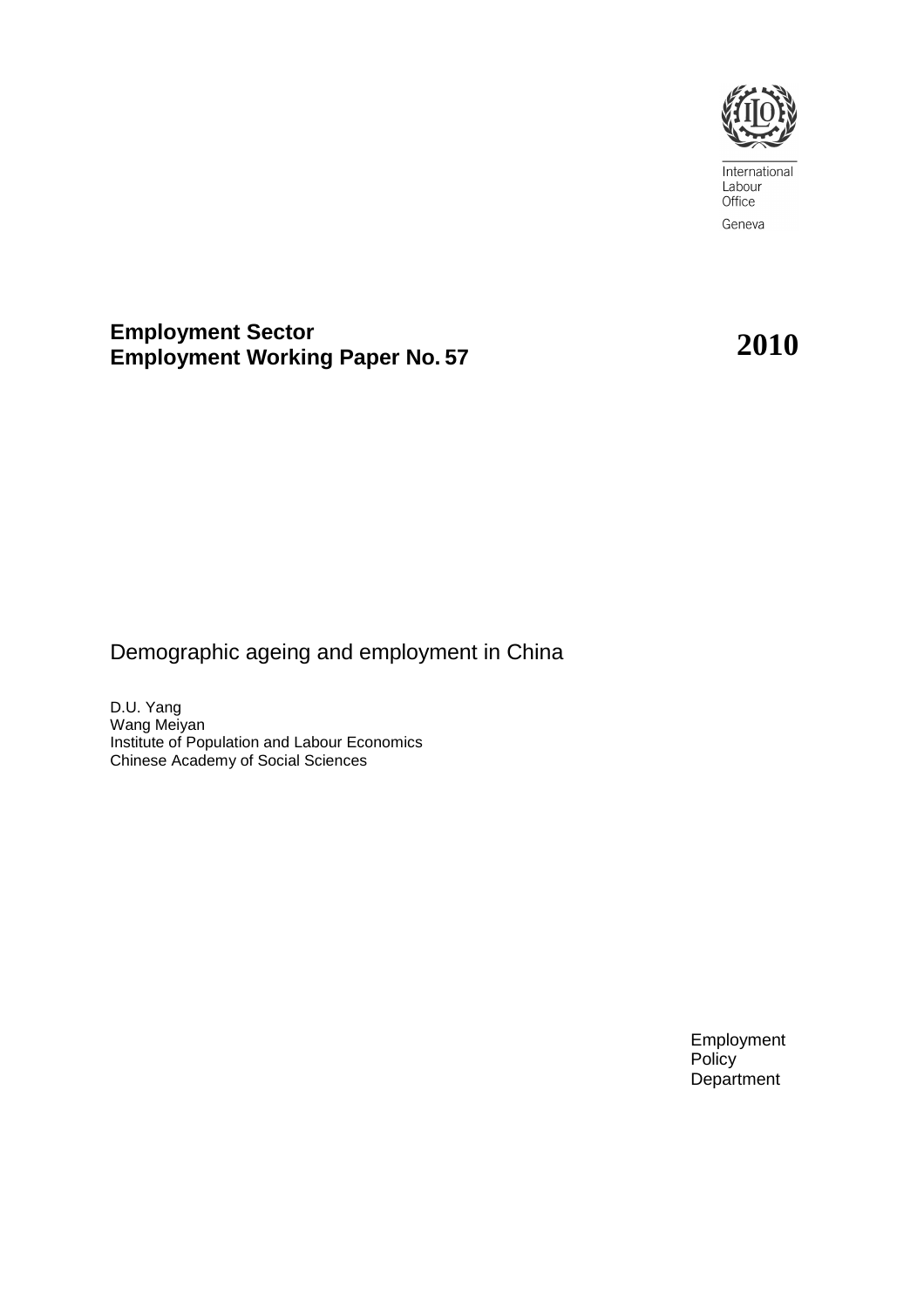International
Labour
Office

Geneva

**Employment Sector**
**Employment Working Paper No. 57**

**2010**

# Demographic ageing and employment in China

D.U. Yang
Wang Meiyan
Institute of Population and Labour Economics
Chinese Academy of Social Sciences

Employment
Policy
Department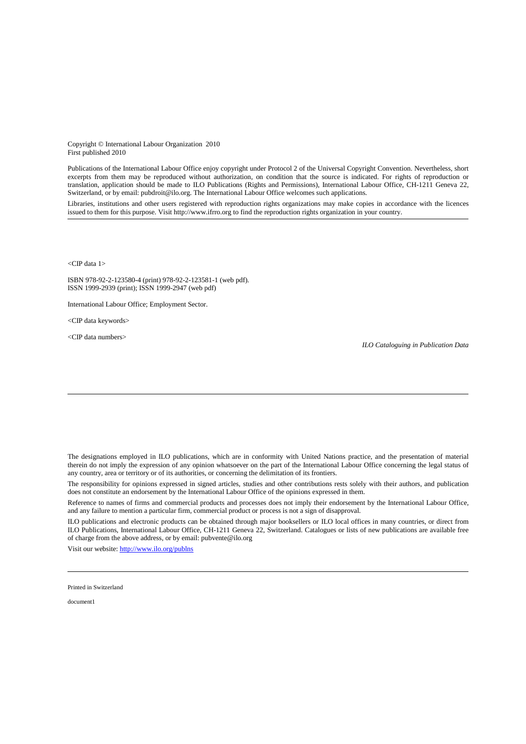Copyright © International Labour Organization 2010
First published 2010

Publications of the International Labour Office enjoy copyright under Protocol 2 of the Universal Copyright Convention. Nevertheless, short excerpts from them may be reproduced without authorization, on condition that the source is indicated. For rights of reproduction or translation, application should be made to ILO Publications (Rights and Permissions), International Labour Office, CH-1211 Geneva 22, Switzerland, or by email: pubdroit@ilo.org. The International Labour Office welcomes such applications.

Libraries, institutions and other users registered with reproduction rights organizations may make copies in accordance with the licences issued to them for this purpose. Visit http://www.ifrro.org to find the reproduction rights organization in your country.

---

<CIP data 1>

ISBN 978-92-2-123580-4 (print) 978-92-2-123581-1 (web pdf).
ISSN 1999-2939 (print); ISSN 1999-2947 (web pdf)

International Labour Office; Employment Sector.

<CIP data keywords>

<CIP data numbers>

*ILO Cataloguing in Publication Data*

---

The designations employed in ILO publications, which are in conformity with United Nations practice, and the presentation of material therein do not imply the expression of any opinion whatsoever on the part of the International Labour Office concerning the legal status of any country, area or territory or of its authorities, or concerning the delimitation of its frontiers.

The responsibility for opinions expressed in signed articles, studies and other contributions rests solely with their authors, and publication does not constitute an endorsement by the International Labour Office of the opinions expressed in them.

Reference to names of firms and commercial products and processes does not imply their endorsement by the International Labour Office, and any failure to mention a particular firm, commercial product or process is not a sign of disapproval.

ILO publications and electronic products can be obtained through major booksellers or ILO local offices in many countries, or direct from ILO Publications, International Labour Office, CH-1211 Geneva 22, Switzerland. Catalogues or lists of new publications are available free of charge from the above address, or by email: pubvente@ilo.org

Visit our website: http://www.ilo.org/publns

---

Printed in Switzerland

document1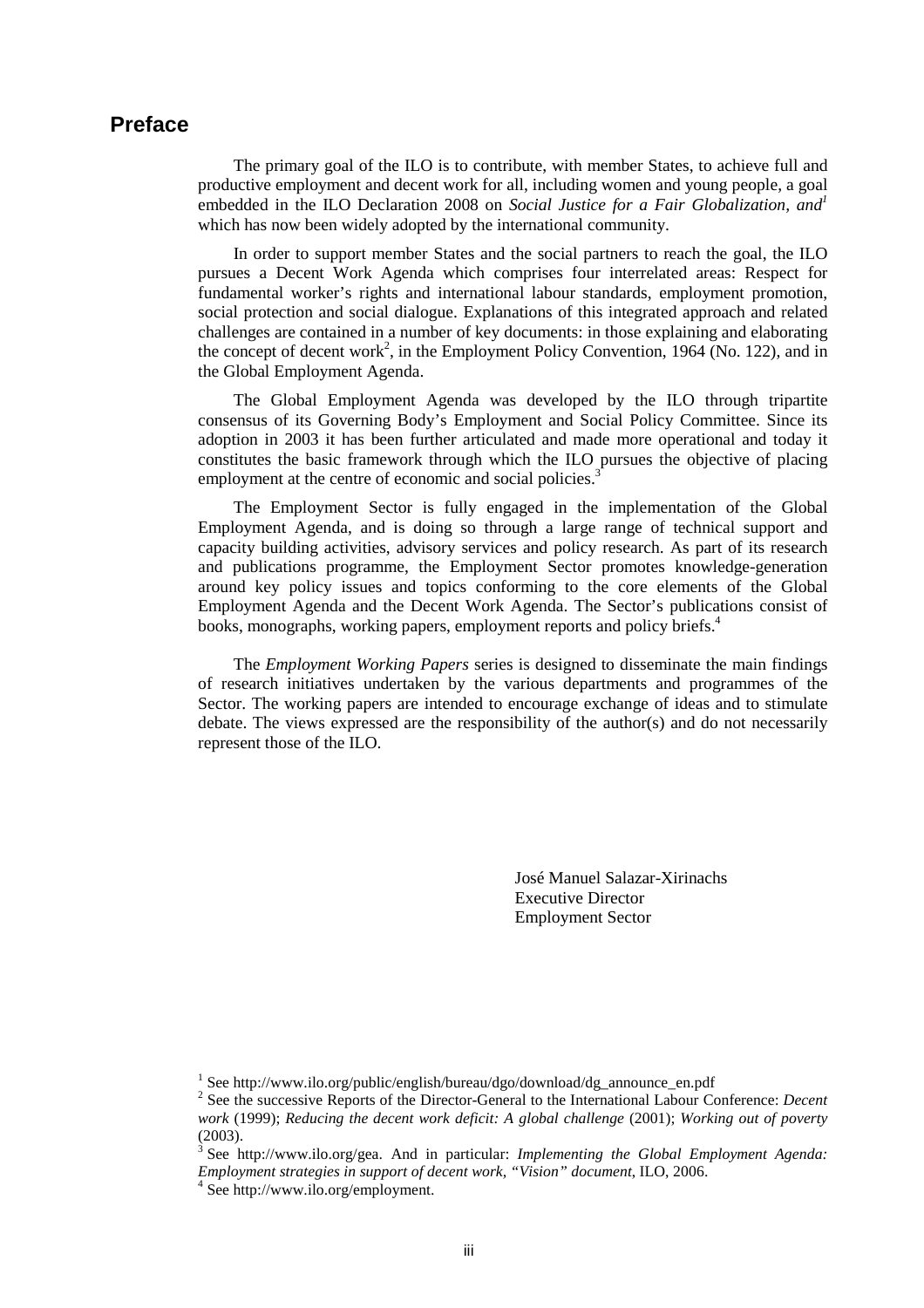## Preface

The primary goal of the ILO is to contribute, with member States, to achieve full and productive employment and decent work for all, including women and young people, a goal embedded in the ILO Declaration 2008 on *Social Justice for a Fair Globalization, and*[1] which has now been widely adopted by the international community.

In order to support member States and the social partners to reach the goal, the ILO pursues a Decent Work Agenda which comprises four interrelated areas: Respect for fundamental worker's rights and international labour standards, employment promotion, social protection and social dialogue. Explanations of this integrated approach and related challenges are contained in a number of key documents: in those explaining and elaborating the concept of decent work[2], in the Employment Policy Convention, 1964 (No. 122), and in the Global Employment Agenda.

The Global Employment Agenda was developed by the ILO through tripartite consensus of its Governing Body's Employment and Social Policy Committee. Since its adoption in 2003 it has been further articulated and made more operational and today it constitutes the basic framework through which the ILO pursues the objective of placing employment at the centre of economic and social policies.[3]

The Employment Sector is fully engaged in the implementation of the Global Employment Agenda, and is doing so through a large range of technical support and capacity building activities, advisory services and policy research. As part of its research and publications programme, the Employment Sector promotes knowledge-generation around key policy issues and topics conforming to the core elements of the Global Employment Agenda and the Decent Work Agenda. The Sector's publications consist of books, monographs, working papers, employment reports and policy briefs.[4]

The *Employment Working Papers* series is designed to disseminate the main findings of research initiatives undertaken by the various departments and programmes of the Sector. The working papers are intended to encourage exchange of ideas and to stimulate debate. The views expressed are the responsibility of the author(s) and do not necessarily represent those of the ILO.

José Manuel Salazar-Xirinachs
Executive Director
Employment Sector

---

[1] See http://www.ilo.org/public/english/bureau/dgo/download/dg_announce_en.pdf

[2] See the successive Reports of the Director-General to the International Labour Conference: *Decent work* (1999); *Reducing the decent work deficit: A global challenge* (2001); *Working out of poverty* (2003).

[3] See http://www.ilo.org/gea. And in particular: *Implementing the Global Employment Agenda: Employment strategies in support of decent work, "Vision" document*, ILO, 2006.

[4] See http://www.ilo.org/employment.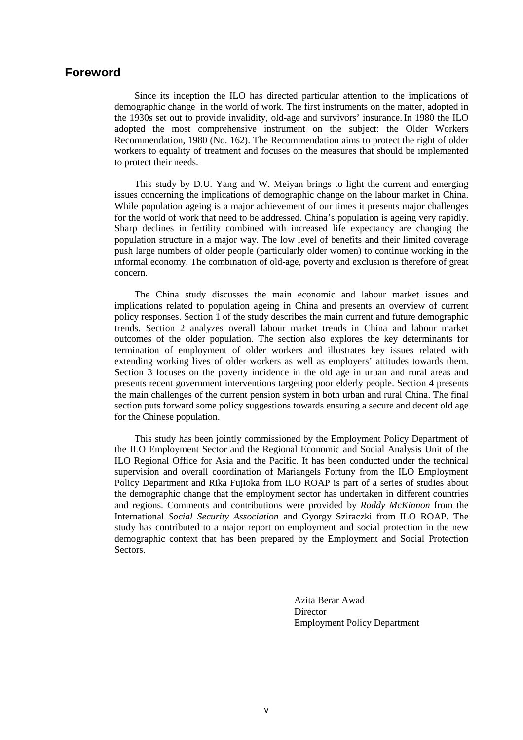# Foreword

Since its inception the ILO has directed particular attention to the implications of demographic change in the world of work. The first instruments on the matter, adopted in the 1930s set out to provide invalidity, old-age and survivors' insurance. In 1980 the ILO adopted the most comprehensive instrument on the subject: the Older Workers Recommendation, 1980 (No. 162). The Recommendation aims to protect the right of older workers to equality of treatment and focuses on the measures that should be implemented to protect their needs.

This study by D.U. Yang and W. Meiyan brings to light the current and emerging issues concerning the implications of demographic change on the labour market in China. While population ageing is a major achievement of our times it presents major challenges for the world of work that need to be addressed. China's population is ageing very rapidly. Sharp declines in fertility combined with increased life expectancy are changing the population structure in a major way. The low level of benefits and their limited coverage push large numbers of older people (particularly older women) to continue working in the informal economy. The combination of old-age, poverty and exclusion is therefore of great concern.

The China study discusses the main economic and labour market issues and implications related to population ageing in China and presents an overview of current policy responses. Section 1 of the study describes the main current and future demographic trends. Section 2 analyzes overall labour market trends in China and labour market outcomes of the older population. The section also explores the key determinants for termination of employment of older workers and illustrates key issues related with extending working lives of older workers as well as employers' attitudes towards them. Section 3 focuses on the poverty incidence in the old age in urban and rural areas and presents recent government interventions targeting poor elderly people. Section 4 presents the main challenges of the current pension system in both urban and rural China. The final section puts forward some policy suggestions towards ensuring a secure and decent old age for the Chinese population.

This study has been jointly commissioned by the Employment Policy Department of the ILO Employment Sector and the Regional Economic and Social Analysis Unit of the ILO Regional Office for Asia and the Pacific. It has been conducted under the technical supervision and overall coordination of Mariangels Fortuny from the ILO Employment Policy Department and Rika Fujioka from ILO ROAP is part of a series of studies about the demographic change that the employment sector has undertaken in different countries and regions. Comments and contributions were provided by *Roddy McKinnon* from the International *Social Security Association* and Gyorgy Sziraczki from ILO ROAP. The study has contributed to a major report on employment and social protection in the new demographic context that has been prepared by the Employment and Social Protection Sectors.

Azita Berar Awad
Director
Employment Policy Department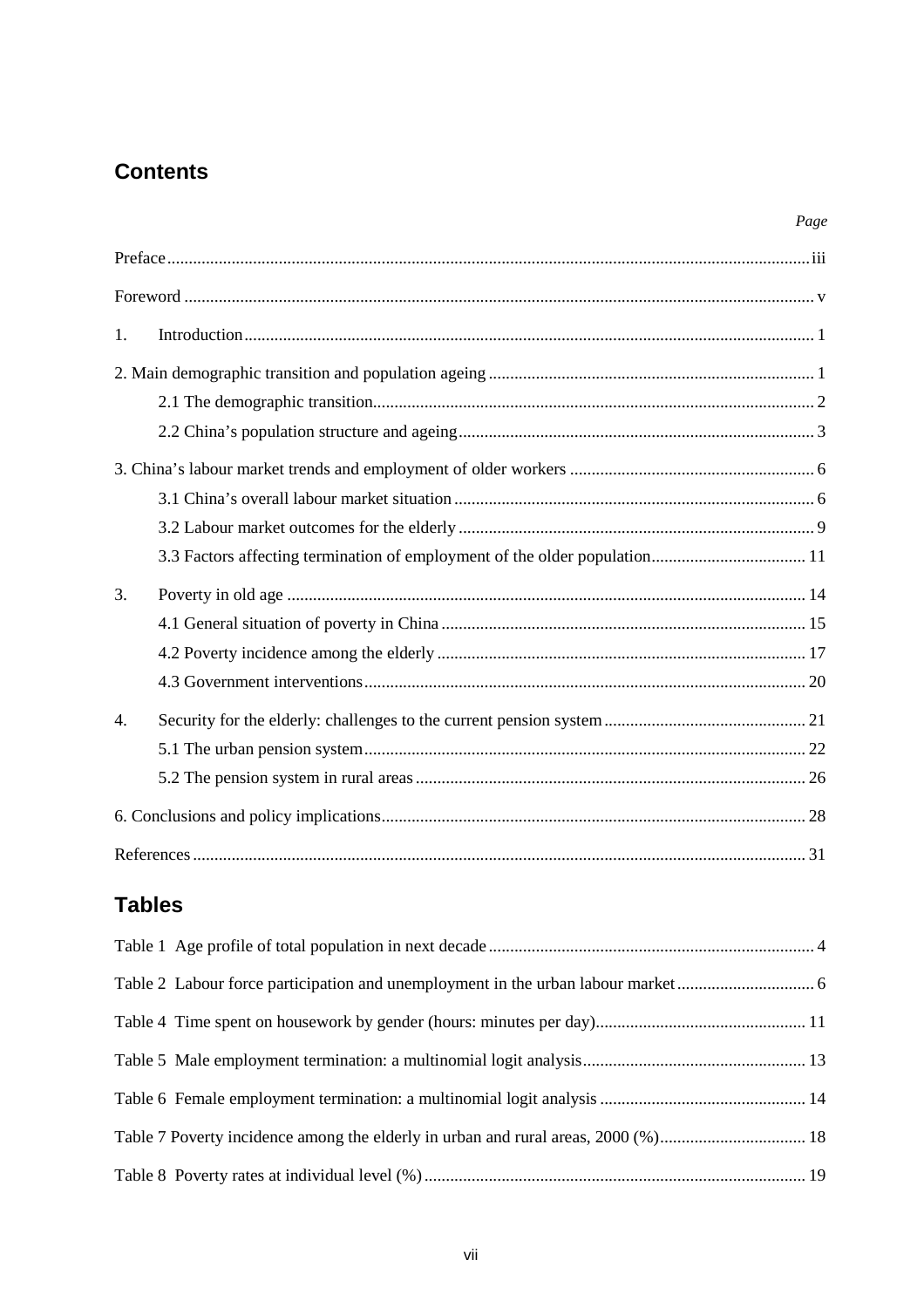## Contents

| | Page |
|---|---|
| Preface | iii |
| Foreword | v |
| 1. Introduction | 1 |
| 2. Main demographic transition and population ageing | 1 |
| 2.1 The demographic transition | 2 |
| 2.2 China's population structure and ageing | 3 |
| 3. China's labour market trends and employment of older workers | 6 |
| 3.1 China's overall labour market situation | 6 |
| 3.2 Labour market outcomes for the elderly | 9 |
| 3.3 Factors affecting termination of employment of the older population | 11 |
| 3. Poverty in old age | 14 |
| 4.1 General situation of poverty in China | 15 |
| 4.2 Poverty incidence among the elderly | 17 |
| 4.3 Government interventions | 20 |
| 4. Security for the elderly: challenges to the current pension system | 21 |
| 5.1 The urban pension system | 22 |
| 5.2 The pension system in rural areas | 26 |
| 6. Conclusions and policy implications | 28 |
| References | 31 |

## Tables

| | |
|---|---|
| Table 1 Age profile of total population in next decade | 4 |
| Table 2 Labour force participation and unemployment in the urban labour market | 6 |
| Table 4 Time spent on housework by gender (hours: minutes per day) | 11 |
| Table 5 Male employment termination: a multinomial logit analysis | 13 |
| Table 6 Female employment termination: a multinomial logit analysis | 14 |
| Table 7 Poverty incidence among the elderly in urban and rural areas, 2000 (%) | 18 |
| Table 8 Poverty rates at individual level (%) | 19 |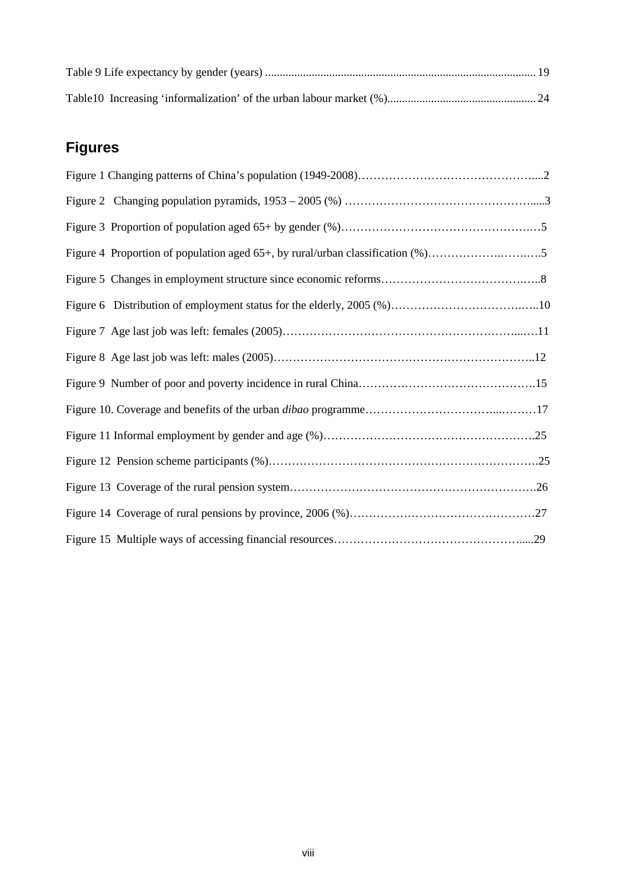Table 9 Life expectancy by gender (years) ........................................................................................... 19

Table10 Increasing 'informalization' of the urban labour market (%)................................................... 24

## Figures

Figure 1 Changing patterns of China's population (1949-2008)……………………………………….....2

Figure 2 Changing population pyramids, 1953 – 2005 (%) …………………………………………......3

Figure 3 Proportion of population aged 65+ by gender (%)…………………….…………………….…5

Figure 4 Proportion of population aged 65+, by rural/urban classification (%)…………….…….….5

Figure 5 Changes in employment structure since economic reforms……………………………….…..8

Figure 6 Distribution of employment status for the elderly, 2005 (%)……………………………….…..10

Figure 7 Age last job was left: females (2005)……………………………………………………...….11

Figure 8 Age last job was left: males (2005)…………………………………………………………..12

Figure 9 Number of poor and poverty incidence in rural China……………………………………….15

Figure 10. Coverage and benefits of the urban *dibao* programme……………………………...………17

Figure 11 Informal employment by gender and age (%)……………………………………………….25

Figure 12 Pension scheme participants (%)…………………………………………………………….25

Figure 13 Coverage of the rural pension system……………………………………………………….26

Figure 14 Coverage of rural pensions by province, 2006 (%)…………………………………………27

Figure 15 Multiple ways of accessing financial resources…………………………………………......29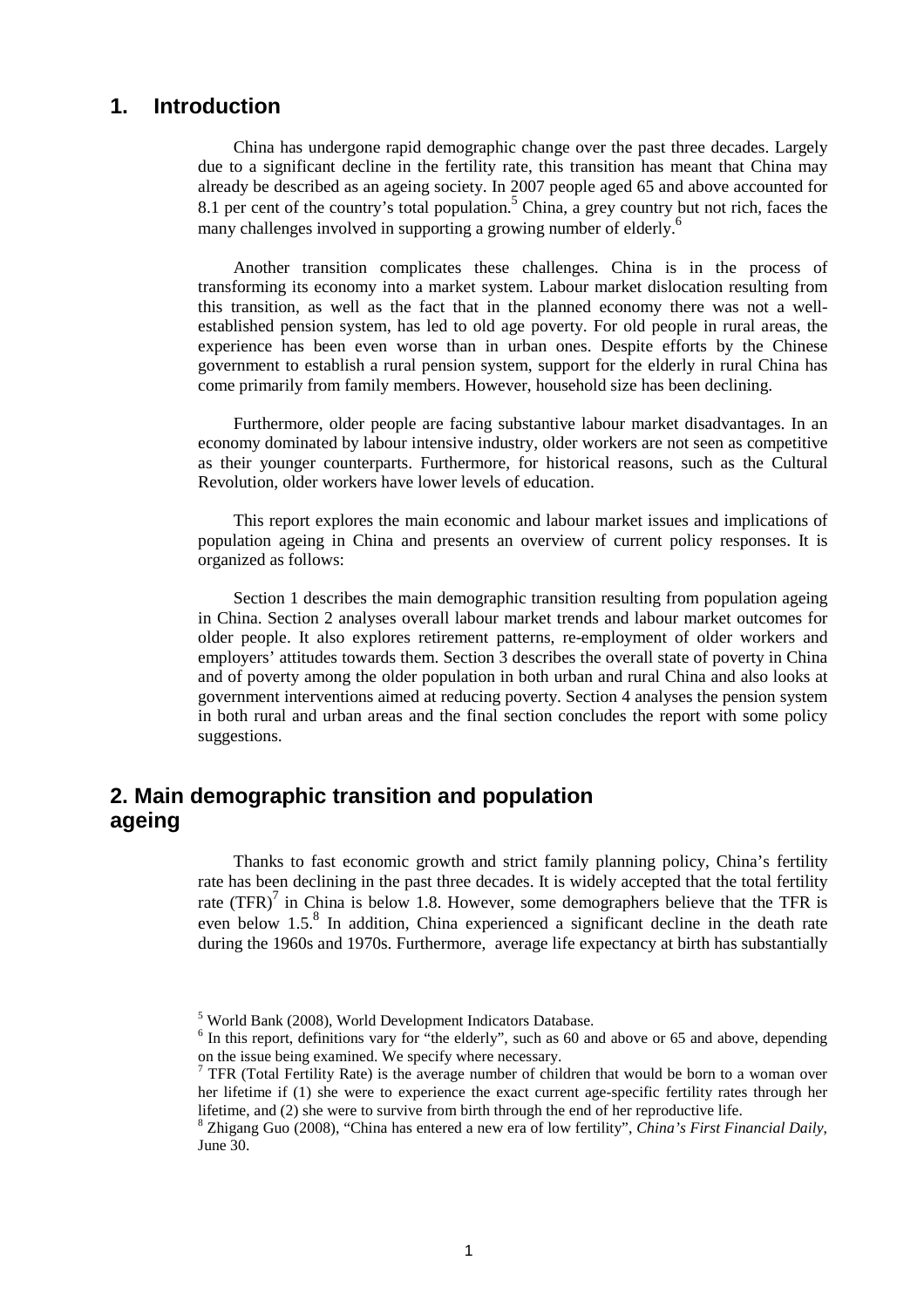# 1. Introduction

China has undergone rapid demographic change over the past three decades. Largely due to a significant decline in the fertility rate, this transition has meant that China may already be described as an ageing society. In 2007 people aged 65 and above accounted for 8.1 per cent of the country's total population.[5] China, a grey country but not rich, faces the many challenges involved in supporting a growing number of elderly.[6]

Another transition complicates these challenges. China is in the process of transforming its economy into a market system. Labour market dislocation resulting from this transition, as well as the fact that in the planned economy there was not a well-established pension system, has led to old age poverty. For old people in rural areas, the experience has been even worse than in urban ones. Despite efforts by the Chinese government to establish a rural pension system, support for the elderly in rural China has come primarily from family members. However, household size has been declining.

Furthermore, older people are facing substantive labour market disadvantages. In an economy dominated by labour intensive industry, older workers are not seen as competitive as their younger counterparts. Furthermore, for historical reasons, such as the Cultural Revolution, older workers have lower levels of education.

This report explores the main economic and labour market issues and implications of population ageing in China and presents an overview of current policy responses. It is organized as follows:

Section 1 describes the main demographic transition resulting from population ageing in China. Section 2 analyses overall labour market trends and labour market outcomes for older people. It also explores retirement patterns, re-employment of older workers and employers' attitudes towards them. Section 3 describes the overall state of poverty in China and of poverty among the older population in both urban and rural China and also looks at government interventions aimed at reducing poverty. Section 4 analyses the pension system in both rural and urban areas and the final section concludes the report with some policy suggestions.

# 2. Main demographic transition and population ageing

Thanks to fast economic growth and strict family planning policy, China's fertility rate has been declining in the past three decades. It is widely accepted that the total fertility rate (TFR)[7] in China is below 1.8. However, some demographers believe that the TFR is even below 1.5.[8] In addition, China experienced a significant decline in the death rate during the 1960s and 1970s. Furthermore, average life expectancy at birth has substantially

---

[5] World Bank (2008), World Development Indicators Database.

[6] In this report, definitions vary for "the elderly", such as 60 and above or 65 and above, depending on the issue being examined. We specify where necessary.

[7] TFR (Total Fertility Rate) is the average number of children that would be born to a woman over her lifetime if (1) she were to experience the exact current age-specific fertility rates through her lifetime, and (2) she were to survive from birth through the end of her reproductive life.

[8] Zhigang Guo (2008), "China has entered a new era of low fertility", *China's First Financial Daily*, June 30.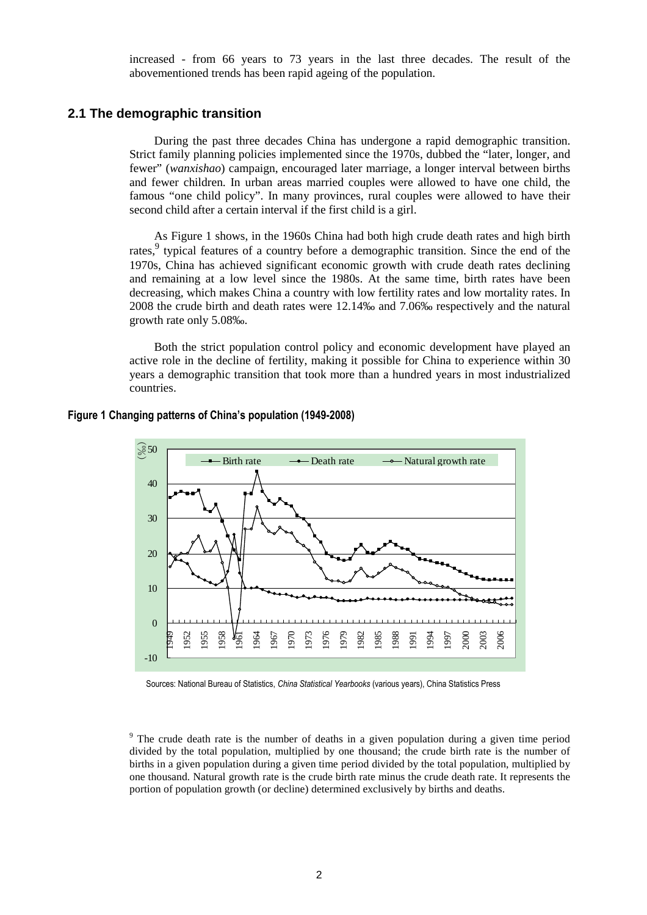increased - from 66 years to 73 years in the last three decades. The result of the abovementioned trends has been rapid ageing of the population.

## 2.1 The demographic transition

During the past three decades China has undergone a rapid demographic transition. Strict family planning policies implemented since the 1970s, dubbed the "later, longer, and fewer" (*wanxishao*) campaign, encouraged later marriage, a longer interval between births and fewer children. In urban areas married couples were allowed to have one child, the famous "one child policy". In many provinces, rural couples were allowed to have their second child after a certain interval if the first child is a girl.

As Figure 1 shows, in the 1960s China had both high crude death rates and high birth rates,[9] typical features of a country before a demographic transition. Since the end of the 1970s, China has achieved significant economic growth with crude death rates declining and remaining at a low level since the 1980s. At the same time, birth rates have been decreasing, which makes China a country with low fertility rates and low mortality rates. In 2008 the crude birth and death rates were 12.14‰ and 7.06‰ respectively and the natural growth rate only 5.08‰.

Both the strict population control policy and economic development have played an active role in the decline of fertility, making it possible for China to experience within 30 years a demographic transition that took more than a hundred years in most industrialized countries.

**Figure 1 Changing patterns of China's population (1949-2008)**

Sources: National Bureau of Statistics, *China Statistical Yearbooks* (various years), China Statistics Press

[9] The crude death rate is the number of deaths in a given population during a given time period divided by the total population, multiplied by one thousand; the crude birth rate is the number of births in a given population during a given time period divided by the total population, multiplied by one thousand. Natural growth rate is the crude birth rate minus the crude death rate. It represents the portion of population growth (or decline) determined exclusively by births and deaths.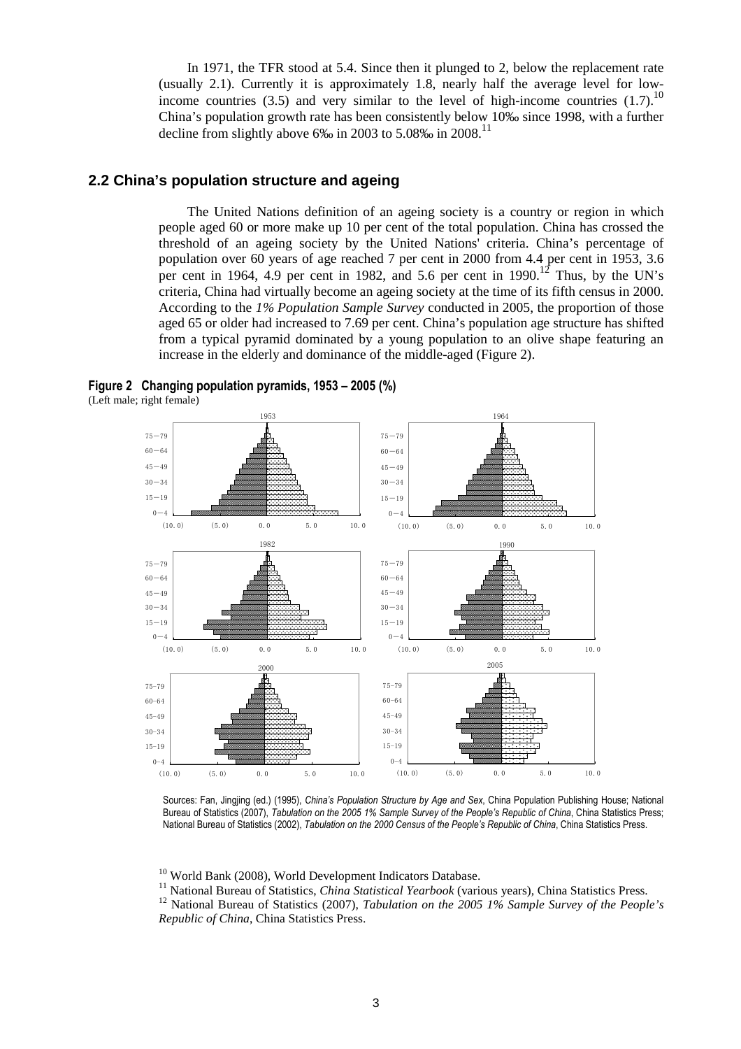In 1971, the TFR stood at 5.4. Since then it plunged to 2, below the replacement rate (usually 2.1). Currently it is approximately 1.8, nearly half the average level for low-income countries (3.5) and very similar to the level of high-income countries (1.7).[10] China's population growth rate has been consistently below 10‰ since 1998, with a further decline from slightly above 6‰ in 2003 to 5.08‰ in 2008.[11]

## 2.2 China's population structure and ageing

The United Nations definition of an ageing society is a country or region in which people aged 60 or more make up 10 per cent of the total population. China has crossed the threshold of an ageing society by the United Nations' criteria. China's percentage of population over 60 years of age reached 7 per cent in 2000 from 4.4 per cent in 1953, 3.6 per cent in 1964, 4.9 per cent in 1982, and 5.6 per cent in 1990.[12] Thus, by the UN's criteria, China had virtually become an ageing society at the time of its fifth census in 2000. According to the *1% Population Sample Survey* conducted in 2005, the proportion of those aged 65 or older had increased to 7.69 per cent. China's population age structure has shifted from a typical pyramid dominated by a young population to an olive shape featuring an increase in the elderly and dominance of the middle-aged (Figure 2).

**Figure 2 Changing population pyramids, 1953 – 2005 (%)**
(Left male; right female)

Sources: Fan, Jingjing (ed.) (1995), *China's Population Structure by Age and Sex*, China Population Publishing House; National Bureau of Statistics (2007), *Tabulation on the 2005 1% Sample Survey of the People's Republic of China*, China Statistics Press; National Bureau of Statistics (2002), *Tabulation on the 2000 Census of the People's Republic of China*, China Statistics Press.

[10] World Bank (2008), World Development Indicators Database.

[11] National Bureau of Statistics, *China Statistical Yearbook* (various years), China Statistics Press.

[12] National Bureau of Statistics (2007), *Tabulation on the 2005 1% Sample Survey of the People's Republic of China*, China Statistics Press.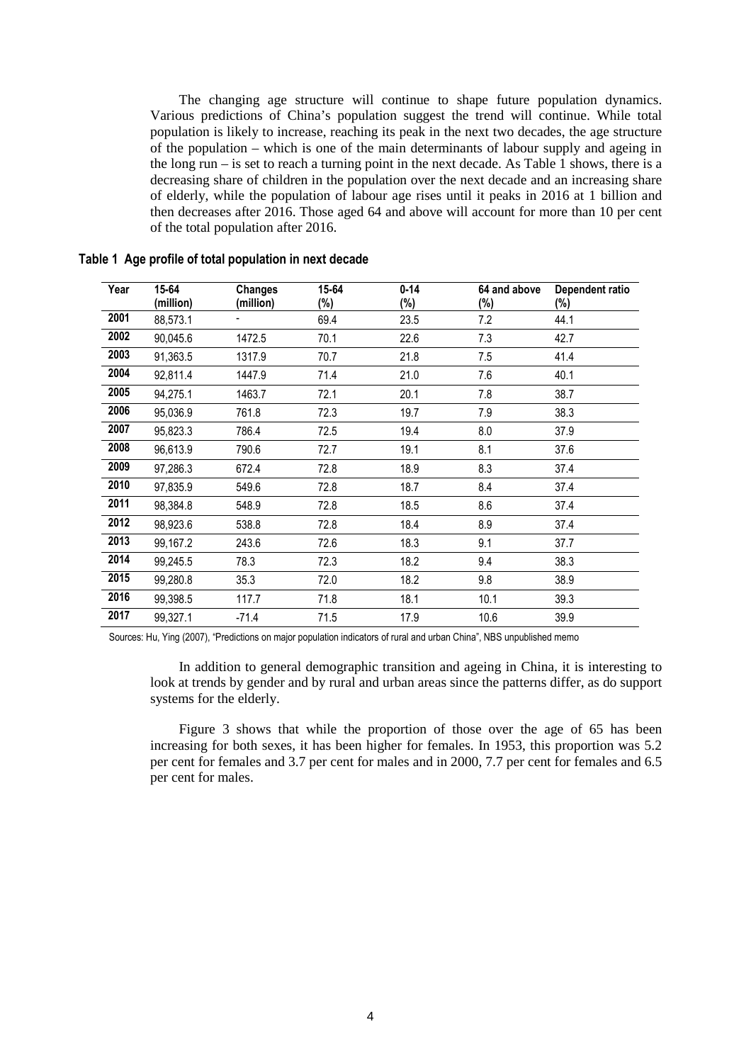The changing age structure will continue to shape future population dynamics. Various predictions of China's population suggest the trend will continue. While total population is likely to increase, reaching its peak in the next two decades, the age structure of the population – which is one of the main determinants of labour supply and ageing in the long run – is set to reach a turning point in the next decade. As Table 1 shows, there is a decreasing share of children in the population over the next decade and an increasing share of elderly, while the population of labour age rises until it peaks in 2016 at 1 billion and then decreases after 2016. Those aged 64 and above will account for more than 10 per cent of the total population after 2016.

**Table 1 Age profile of total population in next decade**

| Year | 15-64 (million) | Changes (million) | 15-64 (%) | 0-14 (%) | 64 and above (%) | Dependent ratio (%) |
|---|---|---|---|---|---|---|
| 2001 | 88,573.1 | - | 69.4 | 23.5 | 7.2 | 44.1 |
| 2002 | 90,045.6 | 1472.5 | 70.1 | 22.6 | 7.3 | 42.7 |
| 2003 | 91,363.5 | 1317.9 | 70.7 | 21.8 | 7.5 | 41.4 |
| 2004 | 92,811.4 | 1447.9 | 71.4 | 21.0 | 7.6 | 40.1 |
| 2005 | 94,275.1 | 1463.7 | 72.1 | 20.1 | 7.8 | 38.7 |
| 2006 | 95,036.9 | 761.8 | 72.3 | 19.7 | 7.9 | 38.3 |
| 2007 | 95,823.3 | 786.4 | 72.5 | 19.4 | 8.0 | 37.9 |
| 2008 | 96,613.9 | 790.6 | 72.7 | 19.1 | 8.1 | 37.6 |
| 2009 | 97,286.3 | 672.4 | 72.8 | 18.9 | 8.3 | 37.4 |
| 2010 | 97,835.9 | 549.6 | 72.8 | 18.7 | 8.4 | 37.4 |
| 2011 | 98,384.8 | 548.9 | 72.8 | 18.5 | 8.6 | 37.4 |
| 2012 | 98,923.6 | 538.8 | 72.8 | 18.4 | 8.9 | 37.4 |
| 2013 | 99,167.2 | 243.6 | 72.6 | 18.3 | 9.1 | 37.7 |
| 2014 | 99,245.5 | 78.3 | 72.3 | 18.2 | 9.4 | 38.3 |
| 2015 | 99,280.8 | 35.3 | 72.0 | 18.2 | 9.8 | 38.9 |
| 2016 | 99,398.5 | 117.7 | 71.8 | 18.1 | 10.1 | 39.3 |
| 2017 | 99,327.1 | -71.4 | 71.5 | 17.9 | 10.6 | 39.9 |

Sources: Hu, Ying (2007), "Predictions on major population indicators of rural and urban China", NBS unpublished memo

In addition to general demographic transition and ageing in China, it is interesting to look at trends by gender and by rural and urban areas since the patterns differ, as do support systems for the elderly.

Figure 3 shows that while the proportion of those over the age of 65 has been increasing for both sexes, it has been higher for females. In 1953, this proportion was 5.2 per cent for females and 3.7 per cent for males and in 2000, 7.7 per cent for females and 6.5 per cent for males.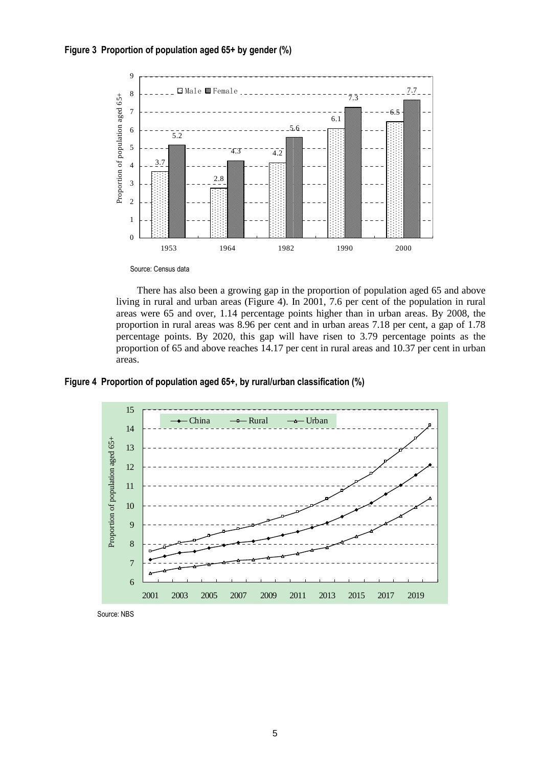**Figure 3 Proportion of population aged 65+ by gender (%)**

Source: Census data

There has also been a growing gap in the proportion of population aged 65 and above living in rural and urban areas (Figure 4). In 2001, 7.6 per cent of the population in rural areas were 65 and over, 1.14 percentage points higher than in urban areas. By 2008, the proportion in rural areas was 8.96 per cent and in urban areas 7.18 per cent, a gap of 1.78 percentage points. By 2020, this gap will have risen to 3.79 percentage points as the proportion of 65 and above reaches 14.17 per cent in rural areas and 10.37 per cent in urban areas.

**Figure 4 Proportion of population aged 65+, by rural/urban classification (%)**

Source: NBS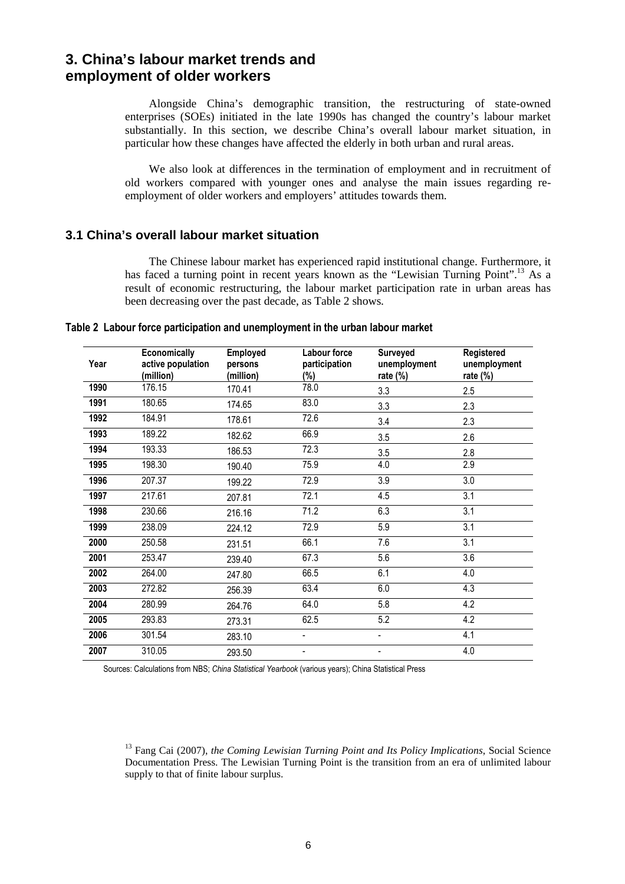## 3. China's labour market trends and employment of older workers

Alongside China's demographic transition, the restructuring of state-owned enterprises (SOEs) initiated in the late 1990s has changed the country's labour market substantially. In this section, we describe China's overall labour market situation, in particular how these changes have affected the elderly in both urban and rural areas.

We also look at differences in the termination of employment and in recruitment of old workers compared with younger ones and analyse the main issues regarding re-employment of older workers and employers' attitudes towards them.

### 3.1 China's overall labour market situation

The Chinese labour market has experienced rapid institutional change. Furthermore, it has faced a turning point in recent years known as the "Lewisian Turning Point".[13] As a result of economic restructuring, the labour market participation rate in urban areas has been decreasing over the past decade, as Table 2 shows.

**Table 2 Labour force participation and unemployment in the urban labour market**

| Year | Economically active population (million) | Employed persons (million) | Labour force participation (%) | Surveyed unemployment rate (%) | Registered unemployment rate (%) |
|---|---|---|---|---|---|
| **1990** | 176.15 | 170.41 | 78.0 | 3.3 | 2.5 |
| **1991** | 180.65 | 174.65 | 83.0 | 3.3 | 2.3 |
| **1992** | 184.91 | 178.61 | 72.6 | 3.4 | 2.3 |
| **1993** | 189.22 | 182.62 | 66.9 | 3.5 | 2.6 |
| **1994** | 193.33 | 186.53 | 72.3 | 3.5 | 2.8 |
| **1995** | 198.30 | 190.40 | 75.9 | 4.0 | 2.9 |
| **1996** | 207.37 | 199.22 | 72.9 | 3.9 | 3.0 |
| **1997** | 217.61 | 207.81 | 72.1 | 4.5 | 3.1 |
| **1998** | 230.66 | 216.16 | 71.2 | 6.3 | 3.1 |
| **1999** | 238.09 | 224.12 | 72.9 | 5.9 | 3.1 |
| **2000** | 250.58 | 231.51 | 66.1 | 7.6 | 3.1 |
| **2001** | 253.47 | 239.40 | 67.3 | 5.6 | 3.6 |
| **2002** | 264.00 | 247.80 | 66.5 | 6.1 | 4.0 |
| **2003** | 272.82 | 256.39 | 63.4 | 6.0 | 4.3 |
| **2004** | 280.99 | 264.76 | 64.0 | 5.8 | 4.2 |
| **2005** | 293.83 | 273.31 | 62.5 | 5.2 | 4.2 |
| **2006** | 301.54 | 283.10 | - | - | 4.1 |
| **2007** | 310.05 | 293.50 | - | - | 4.0 |

Sources: Calculations from NBS; *China Statistical Yearbook* (various years); China Statistical Press

[13] Fang Cai (2007), *the Coming Lewisian Turning Point and Its Policy Implications*, Social Science Documentation Press. The Lewisian Turning Point is the transition from an era of unlimited labour supply to that of finite labour surplus.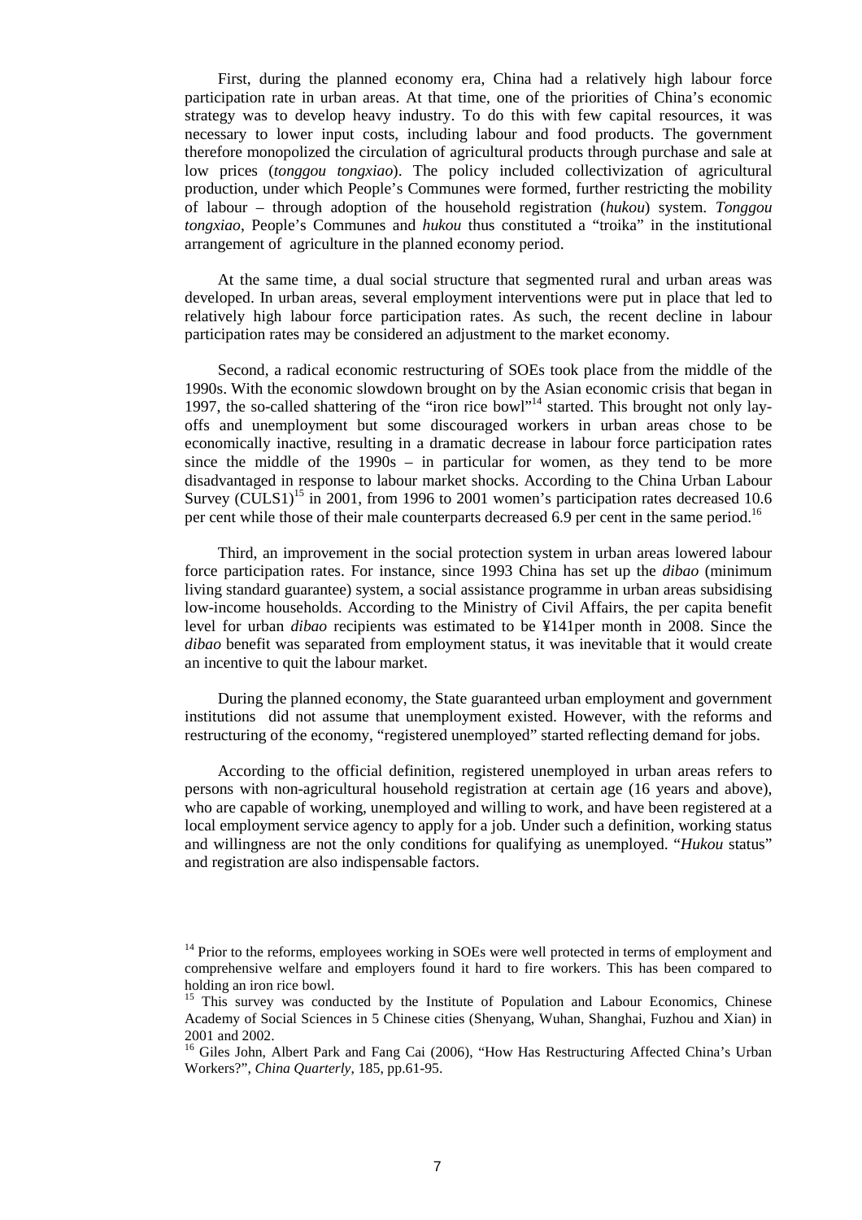First, during the planned economy era, China had a relatively high labour force participation rate in urban areas. At that time, one of the priorities of China's economic strategy was to develop heavy industry. To do this with few capital resources, it was necessary to lower input costs, including labour and food products. The government therefore monopolized the circulation of agricultural products through purchase and sale at low prices (*tonggou tongxiao*). The policy included collectivization of agricultural production, under which People's Communes were formed, further restricting the mobility of labour – through adoption of the household registration (*hukou*) system. *Tonggou tongxiao*, People's Communes and *hukou* thus constituted a "troika" in the institutional arrangement of agriculture in the planned economy period.

At the same time, a dual social structure that segmented rural and urban areas was developed. In urban areas, several employment interventions were put in place that led to relatively high labour force participation rates. As such, the recent decline in labour participation rates may be considered an adjustment to the market economy.

Second, a radical economic restructuring of SOEs took place from the middle of the 1990s. With the economic slowdown brought on by the Asian economic crisis that began in 1997, the so-called shattering of the "iron rice bowl"[14] started. This brought not only lay-offs and unemployment but some discouraged workers in urban areas chose to be economically inactive, resulting in a dramatic decrease in labour force participation rates since the middle of the 1990s – in particular for women, as they tend to be more disadvantaged in response to labour market shocks. According to the China Urban Labour Survey (CULS1)[15] in 2001, from 1996 to 2001 women's participation rates decreased 10.6 per cent while those of their male counterparts decreased 6.9 per cent in the same period.[16]

Third, an improvement in the social protection system in urban areas lowered labour force participation rates. For instance, since 1993 China has set up the *dibao* (minimum living standard guarantee) system, a social assistance programme in urban areas subsidising low-income households. According to the Ministry of Civil Affairs, the per capita benefit level for urban *dibao* recipients was estimated to be ¥141per month in 2008. Since the *dibao* benefit was separated from employment status, it was inevitable that it would create an incentive to quit the labour market.

During the planned economy, the State guaranteed urban employment and government institutions did not assume that unemployment existed. However, with the reforms and restructuring of the economy, "registered unemployed" started reflecting demand for jobs.

According to the official definition, registered unemployed in urban areas refers to persons with non-agricultural household registration at certain age (16 years and above), who are capable of working, unemployed and willing to work, and have been registered at a local employment service agency to apply for a job. Under such a definition, working status and willingness are not the only conditions for qualifying as unemployed. "*Hukou* status" and registration are also indispensable factors.

---

[14] Prior to the reforms, employees working in SOEs were well protected in terms of employment and comprehensive welfare and employers found it hard to fire workers. This has been compared to holding an iron rice bowl.

[15] This survey was conducted by the Institute of Population and Labour Economics, Chinese Academy of Social Sciences in 5 Chinese cities (Shenyang, Wuhan, Shanghai, Fuzhou and Xian) in 2001 and 2002.

[16] Giles John, Albert Park and Fang Cai (2006), "How Has Restructuring Affected China's Urban Workers?", *China Quarterly*, 185, pp.61-95.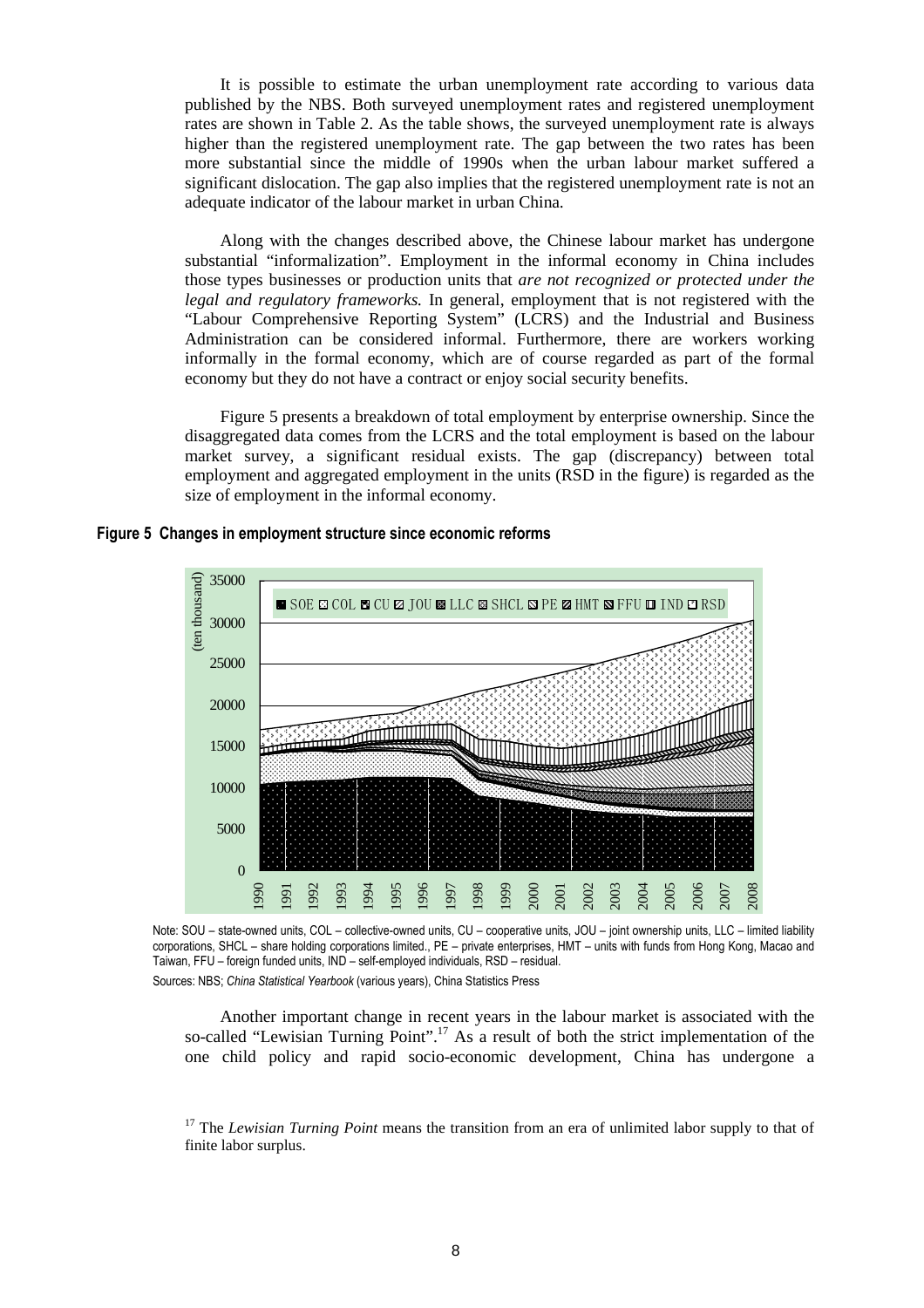It is possible to estimate the urban unemployment rate according to various data published by the NBS. Both surveyed unemployment rates and registered unemployment rates are shown in Table 2. As the table shows, the surveyed unemployment rate is always higher than the registered unemployment rate. The gap between the two rates has been more substantial since the middle of 1990s when the urban labour market suffered a significant dislocation. The gap also implies that the registered unemployment rate is not an adequate indicator of the labour market in urban China.

Along with the changes described above, the Chinese labour market has undergone substantial "informalization". Employment in the informal economy in China includes those types businesses or production units that *are not recognized or protected under the legal and regulatory frameworks.* In general, employment that is not registered with the "Labour Comprehensive Reporting System" (LCRS) and the Industrial and Business Administration can be considered informal. Furthermore, there are workers working informally in the formal economy, which are of course regarded as part of the formal economy but they do not have a contract or enjoy social security benefits.

Figure 5 presents a breakdown of total employment by enterprise ownership. Since the disaggregated data comes from the LCRS and the total employment is based on the labour market survey, a significant residual exists. The gap (discrepancy) between total employment and aggregated employment in the units (RSD in the figure) is regarded as the size of employment in the informal economy.

**Figure 5 Changes in employment structure since economic reforms**

Note: SOU – state-owned units, COL – collective-owned units, CU – cooperative units, JOU – joint ownership units, LLC – limited liability corporations, SHCL – share holding corporations limited., PE – private enterprises, HMT – units with funds from Hong Kong, Macao and Taiwan, FFU – foreign funded units, IND – self-employed individuals, RSD – residual.

Sources: NBS; *China Statistical Yearbook* (various years), China Statistics Press

Another important change in recent years in the labour market is associated with the so-called "Lewisian Turning Point".[17] As a result of both the strict implementation of the one child policy and rapid socio-economic development, China has undergone a

[17] The *Lewisian Turning Point* means the transition from an era of unlimited labor supply to that of finite labor surplus.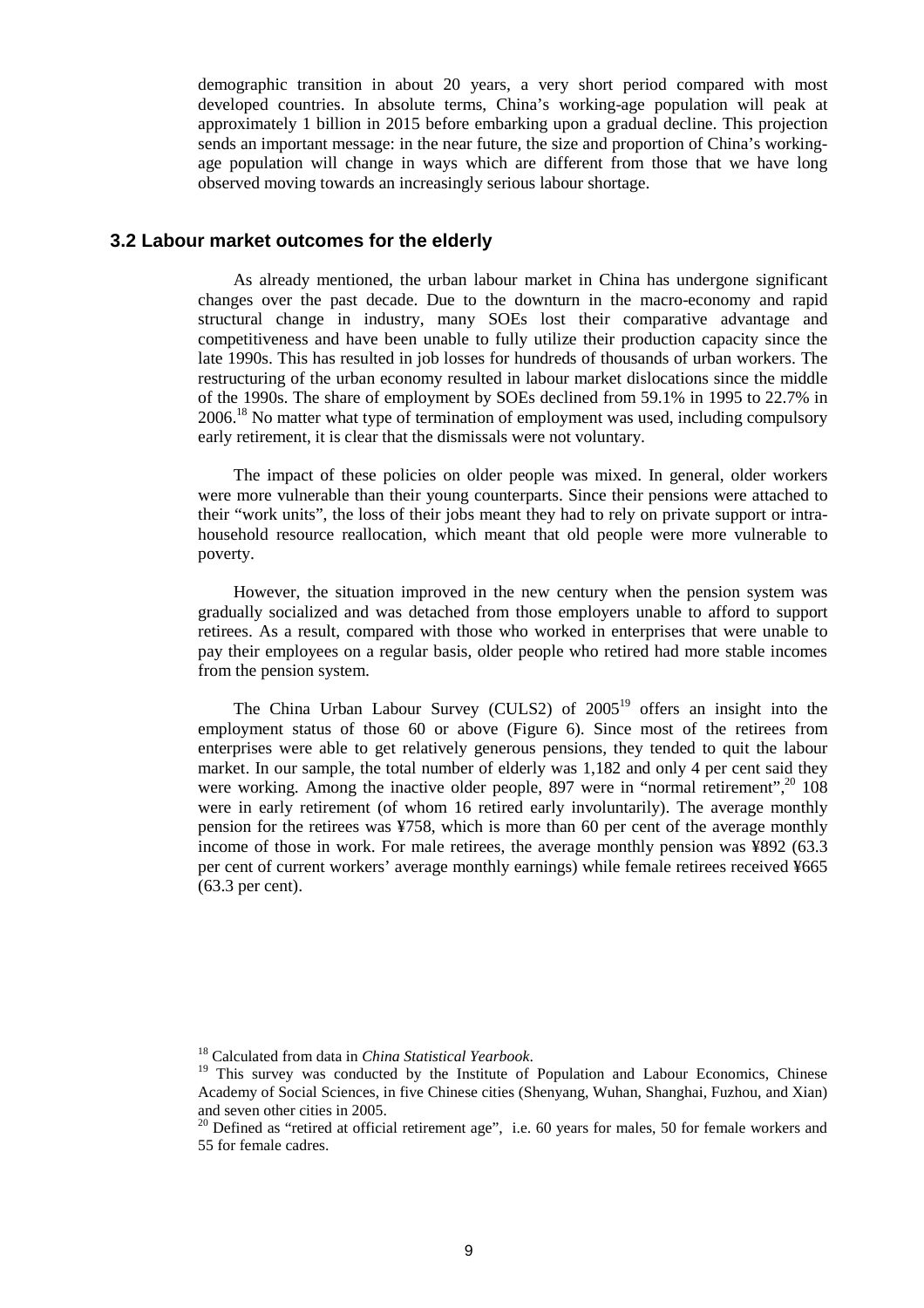demographic transition in about 20 years, a very short period compared with most developed countries. In absolute terms, China's working-age population will peak at approximately 1 billion in 2015 before embarking upon a gradual decline. This projection sends an important message: in the near future, the size and proportion of China's working-age population will change in ways which are different from those that we have long observed moving towards an increasingly serious labour shortage.

### 3.2 Labour market outcomes for the elderly

As already mentioned, the urban labour market in China has undergone significant changes over the past decade. Due to the downturn in the macro-economy and rapid structural change in industry, many SOEs lost their comparative advantage and competitiveness and have been unable to fully utilize their production capacity since the late 1990s. This has resulted in job losses for hundreds of thousands of urban workers. The restructuring of the urban economy resulted in labour market dislocations since the middle of the 1990s. The share of employment by SOEs declined from 59.1% in 1995 to 22.7% in 2006.[18] No matter what type of termination of employment was used, including compulsory early retirement, it is clear that the dismissals were not voluntary.

The impact of these policies on older people was mixed. In general, older workers were more vulnerable than their young counterparts. Since their pensions were attached to their "work units", the loss of their jobs meant they had to rely on private support or intra-household resource reallocation, which meant that old people were more vulnerable to poverty.

However, the situation improved in the new century when the pension system was gradually socialized and was detached from those employers unable to afford to support retirees. As a result, compared with those who worked in enterprises that were unable to pay their employees on a regular basis, older people who retired had more stable incomes from the pension system.

The China Urban Labour Survey (CULS2) of 2005[19] offers an insight into the employment status of those 60 or above (Figure 6). Since most of the retirees from enterprises were able to get relatively generous pensions, they tended to quit the labour market. In our sample, the total number of elderly was 1,182 and only 4 per cent said they were working. Among the inactive older people, 897 were in "normal retirement",[20] 108 were in early retirement (of whom 16 retired early involuntarily). The average monthly pension for the retirees was ¥758, which is more than 60 per cent of the average monthly income of those in work. For male retirees, the average monthly pension was ¥892 (63.3 per cent of current workers' average monthly earnings) while female retirees received ¥665 (63.3 per cent).

[18] Calculated from data in *China Statistical Yearbook*.

[19] This survey was conducted by the Institute of Population and Labour Economics, Chinese Academy of Social Sciences, in five Chinese cities (Shenyang, Wuhan, Shanghai, Fuzhou, and Xian) and seven other cities in 2005.

[20] Defined as "retired at official retirement age", i.e. 60 years for males, 50 for female workers and 55 for female cadres.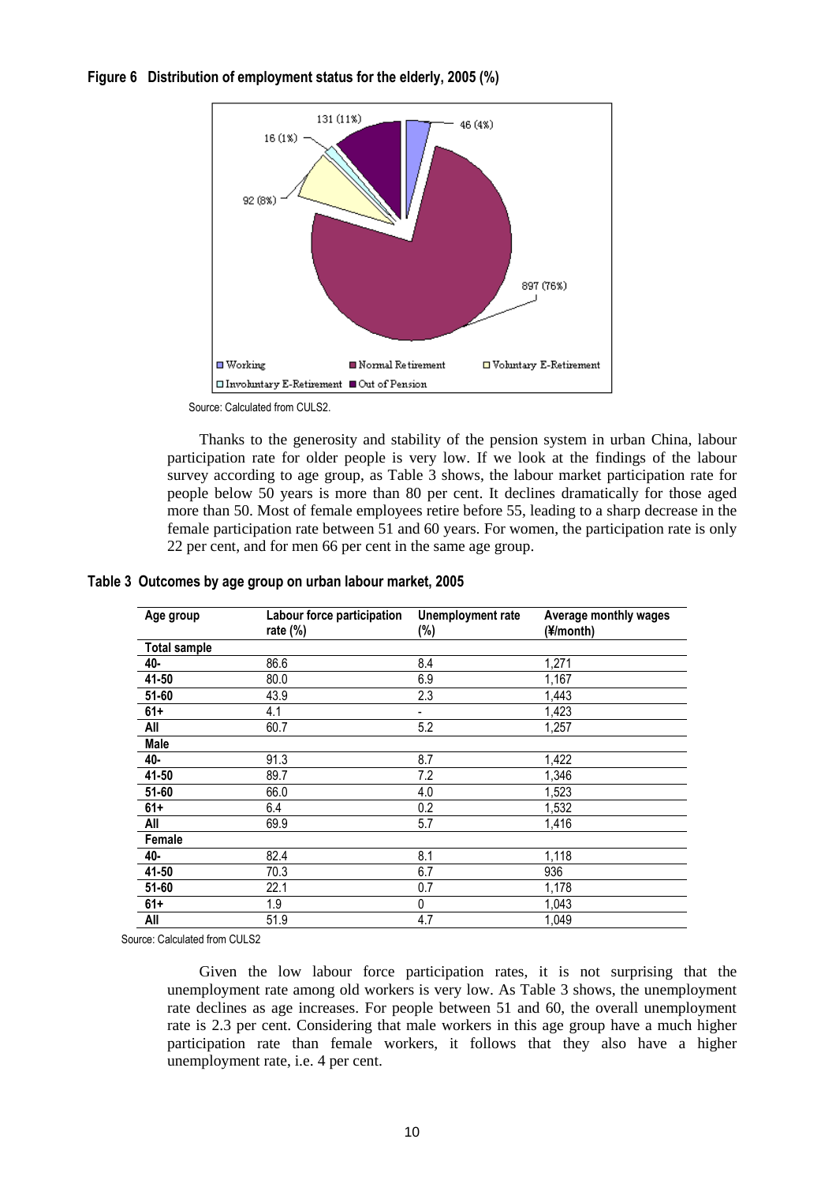**Figure 6 Distribution of employment status for the elderly, 2005 (%)**

Source: Calculated from CULS2.

Thanks to the generosity and stability of the pension system in urban China, labour participation rate for older people is very low. If we look at the findings of the labour survey according to age group, as Table 3 shows, the labour market participation rate for people below 50 years is more than 80 per cent. It declines dramatically for those aged more than 50. Most of female employees retire before 55, leading to a sharp decrease in the female participation rate between 51 and 60 years. For women, the participation rate is only 22 per cent, and for men 66 per cent in the same age group.

**Table 3 Outcomes by age group on urban labour market, 2005**

| Age group | Labour force participation rate (%) | Unemployment rate (%) | Average monthly wages (¥/month) |
|---|---|---|---|
| **Total sample** | | | |
| **40-** | 86.6 | 8.4 | 1,271 |
| **41-50** | 80.0 | 6.9 | 1,167 |
| **51-60** | 43.9 | 2.3 | 1,443 |
| **61+** | 4.1 | - | 1,423 |
| **All** | 60.7 | 5.2 | 1,257 |
| **Male** | | | |
| **40-** | 91.3 | 8.7 | 1,422 |
| **41-50** | 89.7 | 7.2 | 1,346 |
| **51-60** | 66.0 | 4.0 | 1,523 |
| **61+** | 6.4 | 0.2 | 1,532 |
| **All** | 69.9 | 5.7 | 1,416 |
| **Female** | | | |
| **40-** | 82.4 | 8.1 | 1,118 |
| **41-50** | 70.3 | 6.7 | 936 |
| **51-60** | 22.1 | 0.7 | 1,178 |
| **61+** | 1.9 | 0 | 1,043 |
| **All** | 51.9 | 4.7 | 1,049 |

Source: Calculated from CULS2

Given the low labour force participation rates, it is not surprising that the unemployment rate among old workers is very low. As Table 3 shows, the unemployment rate declines as age increases. For people between 51 and 60, the overall unemployment rate is 2.3 per cent. Considering that male workers in this age group have a much higher participation rate than female workers, it follows that they also have a higher unemployment rate, i.e. 4 per cent.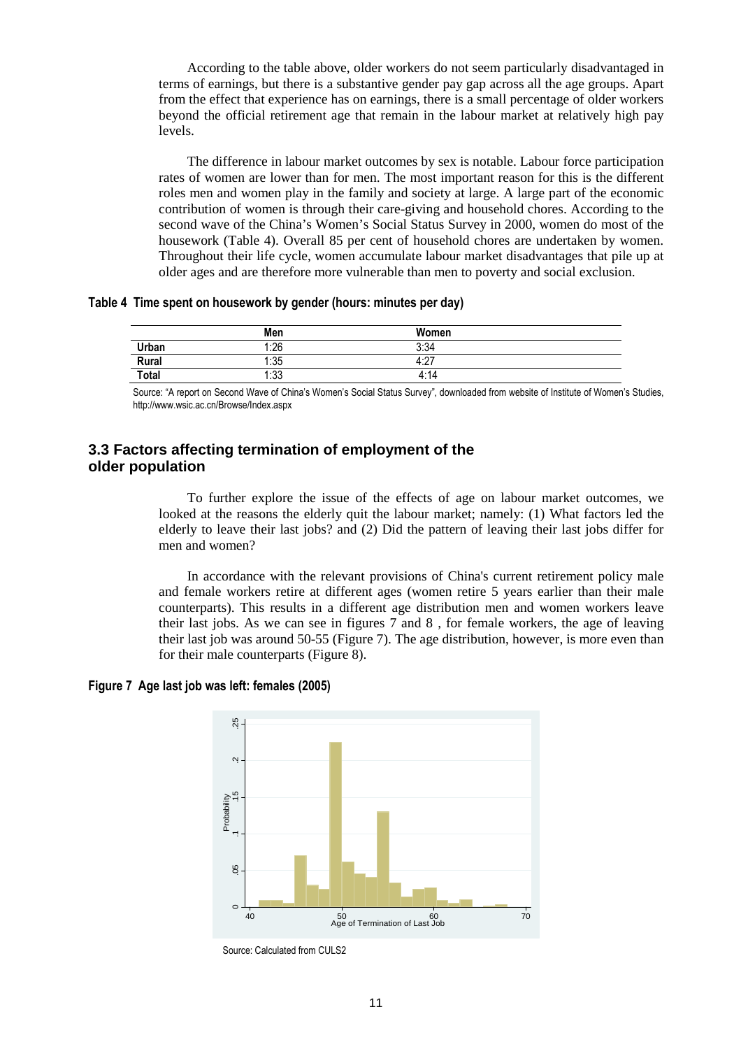According to the table above, older workers do not seem particularly disadvantaged in terms of earnings, but there is a substantive gender pay gap across all the age groups. Apart from the effect that experience has on earnings, there is a small percentage of older workers beyond the official retirement age that remain in the labour market at relatively high pay levels.

The difference in labour market outcomes by sex is notable. Labour force participation rates of women are lower than for men. The most important reason for this is the different roles men and women play in the family and society at large. A large part of the economic contribution of women is through their care-giving and household chores. According to the second wave of the China's Women's Social Status Survey in 2000, women do most of the housework (Table 4). Overall 85 per cent of household chores are undertaken by women. Throughout their life cycle, women accumulate labour market disadvantages that pile up at older ages and are therefore more vulnerable than men to poverty and social exclusion.

**Table 4 Time spent on housework by gender (hours: minutes per day)**

| | Men | Women |
|---|---|---|
| **Urban** | 1:26 | 3:34 |
| **Rural** | 1:35 | 4:27 |
| **Total** | 1:33 | 4:14 |

Source: "A report on Second Wave of China's Women's Social Status Survey", downloaded from website of Institute of Women's Studies, http://www.wsic.ac.cn/Browse/Index.aspx

## 3.3 Factors affecting termination of employment of the older population

To further explore the issue of the effects of age on labour market outcomes, we looked at the reasons the elderly quit the labour market; namely: (1) What factors led the elderly to leave their last jobs? and (2) Did the pattern of leaving their last jobs differ for men and women?

In accordance with the relevant provisions of China's current retirement policy male and female workers retire at different ages (women retire 5 years earlier than their male counterparts). This results in a different age distribution men and women workers leave their last jobs. As we can see in figures 7 and 8 , for female workers, the age of leaving their last job was around 50-55 (Figure 7). The age distribution, however, is more even than for their male counterparts (Figure 8).

**Figure 7 Age last job was left: females (2005)**

Source: Calculated from CULS2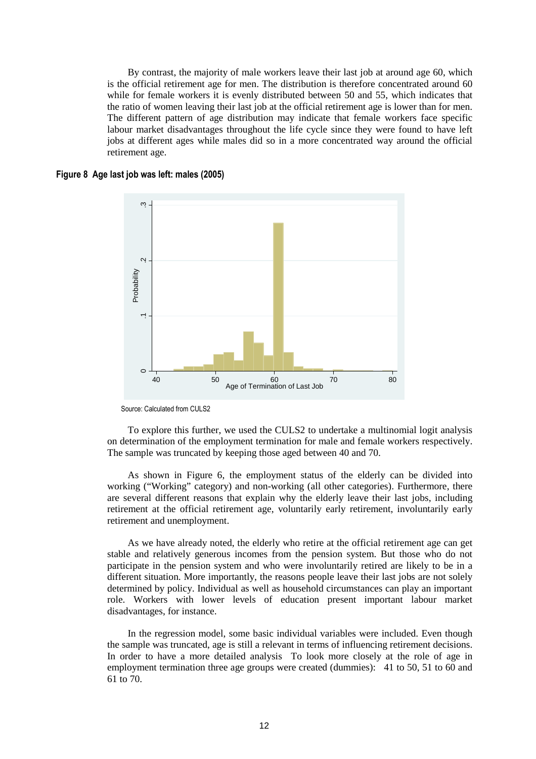By contrast, the majority of male workers leave their last job at around age 60, which is the official retirement age for men. The distribution is therefore concentrated around 60 while for female workers it is evenly distributed between 50 and 55, which indicates that the ratio of women leaving their last job at the official retirement age is lower than for men. The different pattern of age distribution may indicate that female workers face specific labour market disadvantages throughout the life cycle since they were found to have left jobs at different ages while males did so in a more concentrated way around the official retirement age.

**Figure 8 Age last job was left: males (2005)**

Source: Calculated from CULS2

To explore this further, we used the CULS2 to undertake a multinomial logit analysis on determination of the employment termination for male and female workers respectively. The sample was truncated by keeping those aged between 40 and 70.

As shown in Figure 6, the employment status of the elderly can be divided into working ("Working" category) and non-working (all other categories). Furthermore, there are several different reasons that explain why the elderly leave their last jobs, including retirement at the official retirement age, voluntarily early retirement, involuntarily early retirement and unemployment.

As we have already noted, the elderly who retire at the official retirement age can get stable and relatively generous incomes from the pension system. But those who do not participate in the pension system and who were involuntarily retired are likely to be in a different situation. More importantly, the reasons people leave their last jobs are not solely determined by policy. Individual as well as household circumstances can play an important role. Workers with lower levels of education present important labour market disadvantages, for instance.

In the regression model, some basic individual variables were included. Even though the sample was truncated, age is still a relevant in terms of influencing retirement decisions. In order to have a more detailed analysis To look more closely at the role of age in employment termination three age groups were created (dummies): 41 to 50, 51 to 60 and 61 to 70.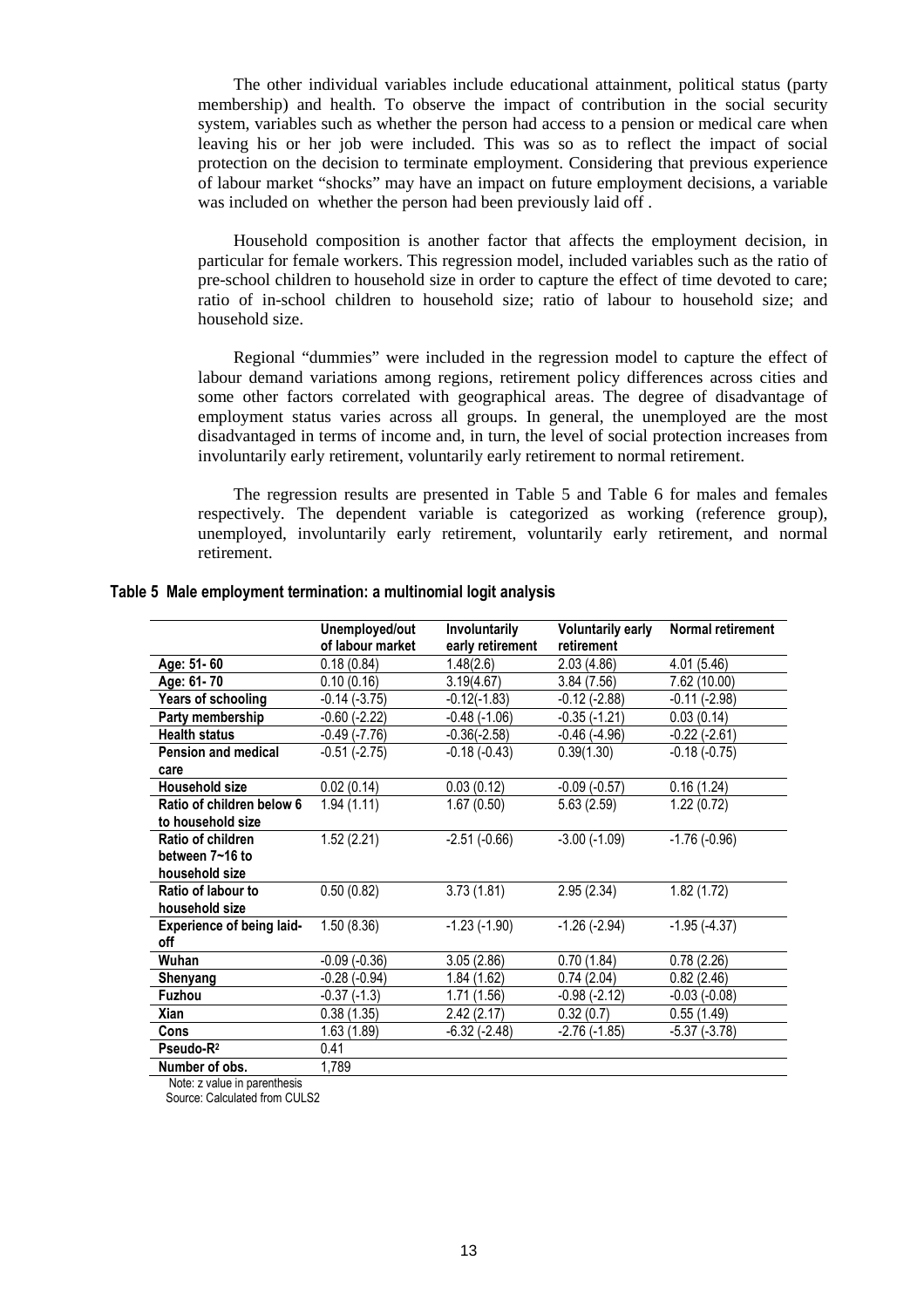The other individual variables include educational attainment, political status (party membership) and health. To observe the impact of contribution in the social security system, variables such as whether the person had access to a pension or medical care when leaving his or her job were included. This was so as to reflect the impact of social protection on the decision to terminate employment. Considering that previous experience of labour market "shocks" may have an impact on future employment decisions, a variable was included on whether the person had been previously laid off .

Household composition is another factor that affects the employment decision, in particular for female workers. This regression model, included variables such as the ratio of pre-school children to household size in order to capture the effect of time devoted to care; ratio of in-school children to household size; ratio of labour to household size; and household size.

Regional "dummies" were included in the regression model to capture the effect of labour demand variations among regions, retirement policy differences across cities and some other factors correlated with geographical areas. The degree of disadvantage of employment status varies across all groups. In general, the unemployed are the most disadvantaged in terms of income and, in turn, the level of social protection increases from involuntarily early retirement, voluntarily early retirement to normal retirement.

The regression results are presented in Table 5 and Table 6 for males and females respectively. The dependent variable is categorized as working (reference group), unemployed, involuntarily early retirement, voluntarily early retirement, and normal retirement.

**Table 5 Male employment termination: a multinomial logit analysis**

| | Unemployed/out of labour market | Involuntarily early retirement | Voluntarily early retirement | Normal retirement |
|---|---|---|---|---|
| **Age: 51- 60** | 0.18 (0.84) | 1.48(2.6) | 2.03 (4.86) | 4.01 (5.46) |
| **Age: 61- 70** | 0.10 (0.16) | 3.19(4.67) | 3.84 (7.56) | 7.62 (10.00) |
| **Years of schooling** | -0.14 (-3.75) | -0.12(-1.83) | -0.12 (-2.88) | -0.11 (-2.98) |
| **Party membership** | -0.60 (-2.22) | -0.48 (-1.06) | -0.35 (-1.21) | 0.03 (0.14) |
| **Health status** | -0.49 (-7.76) | -0.36(-2.58) | -0.46 (-4.96) | -0.22 (-2.61) |
| **Pension and medical care** | -0.51 (-2.75) | -0.18 (-0.43) | 0.39(1.30) | -0.18 (-0.75) |
| **Household size** | 0.02 (0.14) | 0.03 (0.12) | -0.09 (-0.57) | 0.16 (1.24) |
| **Ratio of children below 6 to household size** | 1.94 (1.11) | 1.67 (0.50) | 5.63 (2.59) | 1.22 (0.72) |
| **Ratio of children between 7~16 to household size** | 1.52 (2.21) | -2.51 (-0.66) | -3.00 (-1.09) | -1.76 (-0.96) |
| **Ratio of labour to household size** | 0.50 (0.82) | 3.73 (1.81) | 2.95 (2.34) | 1.82 (1.72) |
| **Experience of being laid-off** | 1.50 (8.36) | -1.23 (-1.90) | -1.26 (-2.94) | -1.95 (-4.37) |
| **Wuhan** | -0.09 (-0.36) | 3.05 (2.86) | 0.70 (1.84) | 0.78 (2.26) |
| **Shenyang** | -0.28 (-0.94) | 1.84 (1.62) | 0.74 (2.04) | 0.82 (2.46) |
| **Fuzhou** | -0.37 (-1.3) | 1.71 (1.56) | -0.98 (-2.12) | -0.03 (-0.08) |
| **Xian** | 0.38 (1.35) | 2.42 (2.17) | 0.32 (0.7) | 0.55 (1.49) |
| **Cons** | 1.63 (1.89) | -6.32 (-2.48) | -2.76 (-1.85) | -5.37 (-3.78) |
| **Pseudo-$R^2$** | 0.41 | | | |
| **Number of obs.** | 1,789 | | | |

Note: z value in parenthesis

Source: Calculated from CULS2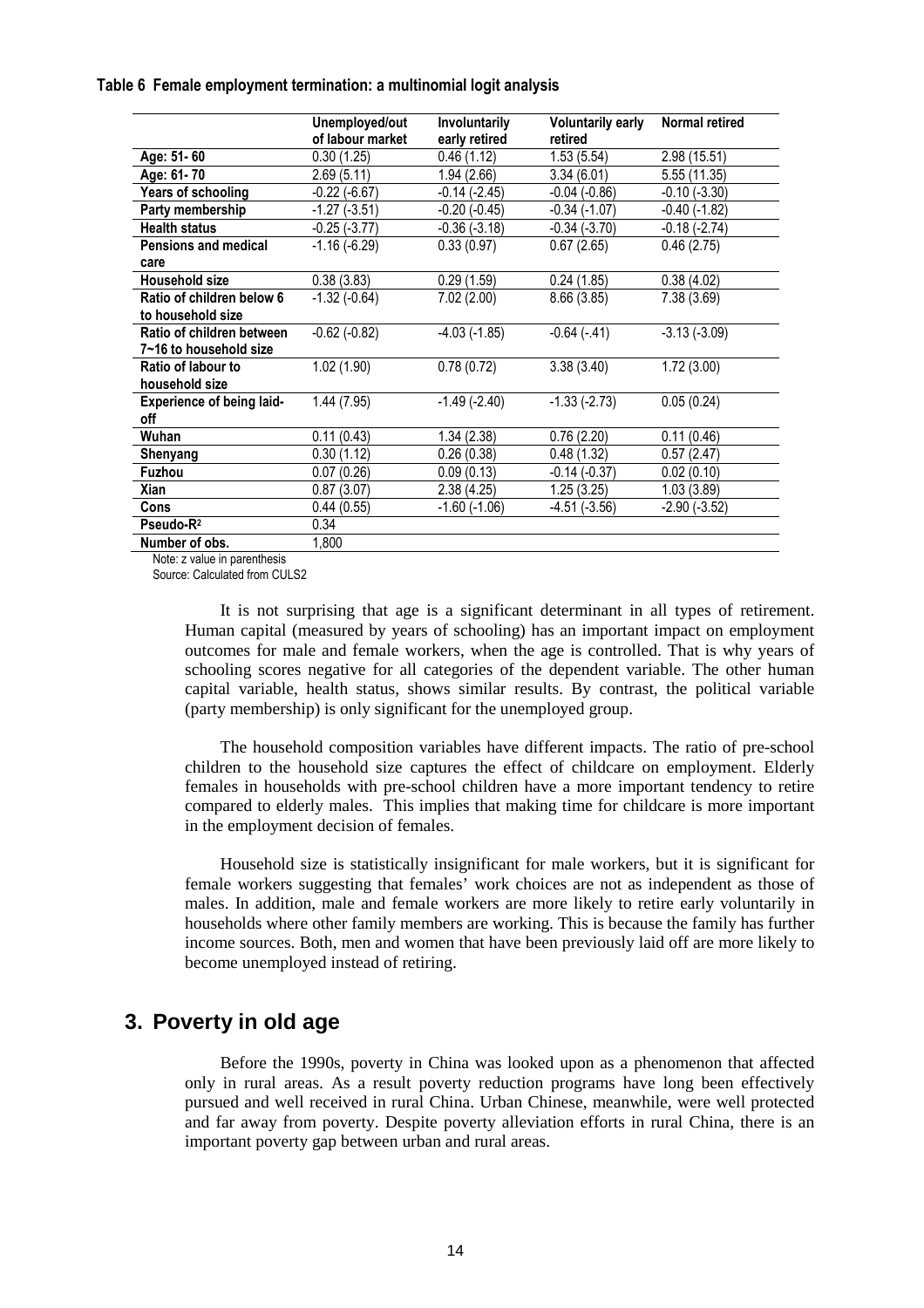**Table 6 Female employment termination: a multinomial logit analysis**

| | Unemployed/out of labour market | Involuntarily early retired | Voluntarily early retired | Normal retired |
|---|---|---|---|---|
| **Age: 51- 60** | 0.30 (1.25) | 0.46 (1.12) | 1.53 (5.54) | 2.98 (15.51) |
| **Age: 61- 70** | 2.69 (5.11) | 1.94 (2.66) | 3.34 (6.01) | 5.55 (11.35) |
| **Years of schooling** | -0.22 (-6.67) | -0.14 (-2.45) | -0.04 (-0.86) | -0.10 (-3.30) |
| **Party membership** | -1.27 (-3.51) | -0.20 (-0.45) | -0.34 (-1.07) | -0.40 (-1.82) |
| **Health status** | -0.25 (-3.77) | -0.36 (-3.18) | -0.34 (-3.70) | -0.18 (-2.74) |
| **Pensions and medical care** | -1.16 (-6.29) | 0.33 (0.97) | 0.67 (2.65) | 0.46 (2.75) |
| **Household size** | 0.38 (3.83) | 0.29 (1.59) | 0.24 (1.85) | 0.38 (4.02) |
| **Ratio of children below 6 to household size** | -1.32 (-0.64) | 7.02 (2.00) | 8.66 (3.85) | 7.38 (3.69) |
| **Ratio of children between 7~16 to household size** | -0.62 (-0.82) | -4.03 (-1.85) | -0.64 (-.41) | -3.13 (-3.09) |
| **Ratio of labour to household size** | 1.02 (1.90) | 0.78 (0.72) | 3.38 (3.40) | 1.72 (3.00) |
| **Experience of being laid-off** | 1.44 (7.95) | -1.49 (-2.40) | -1.33 (-2.73) | 0.05 (0.24) |
| **Wuhan** | 0.11 (0.43) | 1.34 (2.38) | 0.76 (2.20) | 0.11 (0.46) |
| **Shenyang** | 0.30 (1.12) | 0.26 (0.38) | 0.48 (1.32) | 0.57 (2.47) |
| **Fuzhou** | 0.07 (0.26) | 0.09 (0.13) | -0.14 (-0.37) | 0.02 (0.10) |
| **Xian** | 0.87 (3.07) | 2.38 (4.25) | 1.25 (3.25) | 1.03 (3.89) |
| **Cons** | 0.44 (0.55) | -1.60 (-1.06) | -4.51 (-3.56) | -2.90 (-3.52) |
| **Pseudo-$R^2$** | 0.34 | | | |
| **Number of obs.** | 1,800 | | | |

Note: z value in parenthesis

Source: Calculated from CULS2

It is not surprising that age is a significant determinant in all types of retirement. Human capital (measured by years of schooling) has an important impact on employment outcomes for male and female workers, when the age is controlled. That is why years of schooling scores negative for all categories of the dependent variable. The other human capital variable, health status, shows similar results. By contrast, the political variable (party membership) is only significant for the unemployed group.

The household composition variables have different impacts. The ratio of pre-school children to the household size captures the effect of childcare on employment. Elderly females in households with pre-school children have a more important tendency to retire compared to elderly males. This implies that making time for childcare is more important in the employment decision of females.

Household size is statistically insignificant for male workers, but it is significant for female workers suggesting that females' work choices are not as independent as those of males. In addition, male and female workers are more likely to retire early voluntarily in households where other family members are working. This is because the family has further income sources. Both, men and women that have been previously laid off are more likely to become unemployed instead of retiring.

## 3. Poverty in old age

Before the 1990s, poverty in China was looked upon as a phenomenon that affected only in rural areas. As a result poverty reduction programs have long been effectively pursued and well received in rural China. Urban Chinese, meanwhile, were well protected and far away from poverty. Despite poverty alleviation efforts in rural China, there is an important poverty gap between urban and rural areas.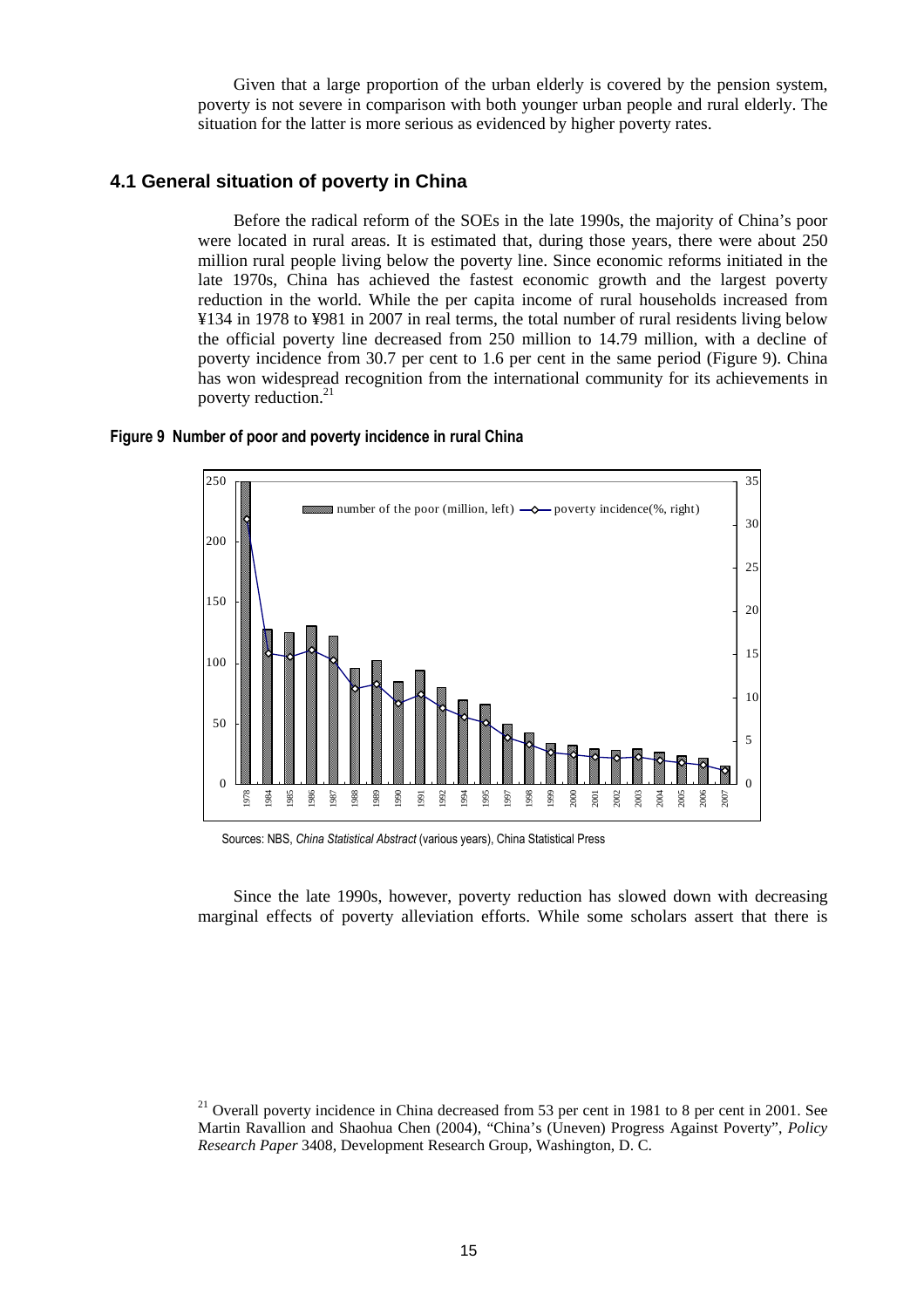Given that a large proportion of the urban elderly is covered by the pension system, poverty is not severe in comparison with both younger urban people and rural elderly. The situation for the latter is more serious as evidenced by higher poverty rates.

## 4.1 General situation of poverty in China

Before the radical reform of the SOEs in the late 1990s, the majority of China's poor were located in rural areas. It is estimated that, during those years, there were about 250 million rural people living below the poverty line. Since economic reforms initiated in the late 1970s, China has achieved the fastest economic growth and the largest poverty reduction in the world. While the per capita income of rural households increased from ¥134 in 1978 to ¥981 in 2007 in real terms, the total number of rural residents living below the official poverty line decreased from 250 million to 14.79 million, with a decline of poverty incidence from 30.7 per cent to 1.6 per cent in the same period (Figure 9). China has won widespread recognition from the international community for its achievements in poverty reduction.[21]

**Figure 9 Number of poor and poverty incidence in rural China**

Sources: NBS, *China Statistical Abstract* (various years), China Statistical Press

Since the late 1990s, however, poverty reduction has slowed down with decreasing marginal effects of poverty alleviation efforts. While some scholars assert that there is

[21] Overall poverty incidence in China decreased from 53 per cent in 1981 to 8 per cent in 2001. See Martin Ravallion and Shaohua Chen (2004), "China's (Uneven) Progress Against Poverty", *Policy Research Paper* 3408, Development Research Group, Washington, D. C.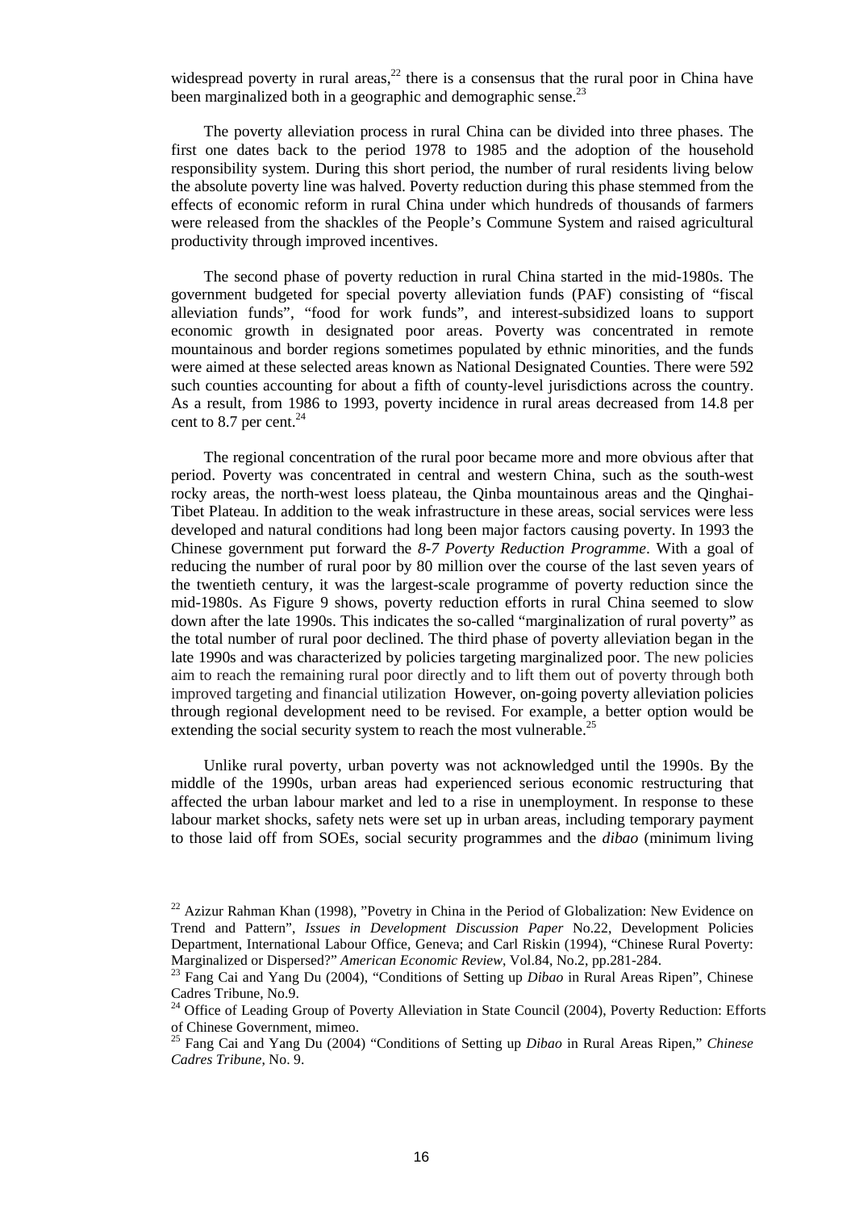widespread poverty in rural areas,[22] there is a consensus that the rural poor in China have been marginalized both in a geographic and demographic sense.[23]

The poverty alleviation process in rural China can be divided into three phases. The first one dates back to the period 1978 to 1985 and the adoption of the household responsibility system. During this short period, the number of rural residents living below the absolute poverty line was halved. Poverty reduction during this phase stemmed from the effects of economic reform in rural China under which hundreds of thousands of farmers were released from the shackles of the People's Commune System and raised agricultural productivity through improved incentives.

The second phase of poverty reduction in rural China started in the mid-1980s. The government budgeted for special poverty alleviation funds (PAF) consisting of "fiscal alleviation funds", "food for work funds", and interest-subsidized loans to support economic growth in designated poor areas. Poverty was concentrated in remote mountainous and border regions sometimes populated by ethnic minorities, and the funds were aimed at these selected areas known as National Designated Counties. There were 592 such counties accounting for about a fifth of county-level jurisdictions across the country. As a result, from 1986 to 1993, poverty incidence in rural areas decreased from 14.8 per cent to 8.7 per cent.[24]

The regional concentration of the rural poor became more and more obvious after that period. Poverty was concentrated in central and western China, such as the south-west rocky areas, the north-west loess plateau, the Qinba mountainous areas and the Qinghai-Tibet Plateau. In addition to the weak infrastructure in these areas, social services were less developed and natural conditions had long been major factors causing poverty. In 1993 the Chinese government put forward the *8-7 Poverty Reduction Programme*. With a goal of reducing the number of rural poor by 80 million over the course of the last seven years of the twentieth century, it was the largest-scale programme of poverty reduction since the mid-1980s. As Figure 9 shows, poverty reduction efforts in rural China seemed to slow down after the late 1990s. This indicates the so-called "marginalization of rural poverty" as the total number of rural poor declined. The third phase of poverty alleviation began in the late 1990s and was characterized by policies targeting marginalized poor. The new policies aim to reach the remaining rural poor directly and to lift them out of poverty through both improved targeting and financial utilization However, on-going poverty alleviation policies through regional development need to be revised. For example, a better option would be extending the social security system to reach the most vulnerable.[25]

Unlike rural poverty, urban poverty was not acknowledged until the 1990s. By the middle of the 1990s, urban areas had experienced serious economic restructuring that affected the urban labour market and led to a rise in unemployment. In response to these labour market shocks, safety nets were set up in urban areas, including temporary payment to those laid off from SOEs, social security programmes and the *dibao* (minimum living

---

[22] Azizur Rahman Khan (1998), "Povetry in China in the Period of Globalization: New Evidence on Trend and Pattern", *Issues in Development Discussion Paper* No.22, Development Policies Department, International Labour Office, Geneva; and Carl Riskin (1994), "Chinese Rural Poverty: Marginalized or Dispersed?" *American Economic Review*, Vol.84, No.2, pp.281-284.

[23] Fang Cai and Yang Du (2004), "Conditions of Setting up *Dibao* in Rural Areas Ripen", Chinese Cadres Tribune, No.9.

[24] Office of Leading Group of Poverty Alleviation in State Council (2004), Poverty Reduction: Efforts of Chinese Government, mimeo.

[25] Fang Cai and Yang Du (2004) "Conditions of Setting up *Dibao* in Rural Areas Ripen," *Chinese Cadres Tribune*, No. 9.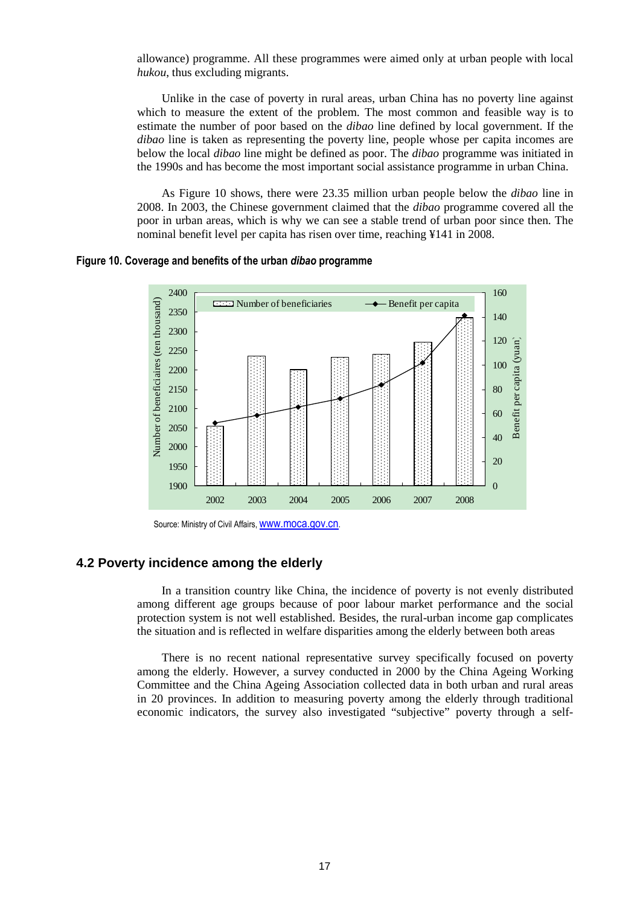allowance) programme. All these programmes were aimed only at urban people with local *hukou*, thus excluding migrants.

Unlike in the case of poverty in rural areas, urban China has no poverty line against which to measure the extent of the problem. The most common and feasible way is to estimate the number of poor based on the *dibao* line defined by local government. If the *dibao* line is taken as representing the poverty line, people whose per capita incomes are below the local *dibao* line might be defined as poor. The *dibao* programme was initiated in the 1990s and has become the most important social assistance programme in urban China.

As Figure 10 shows, there were 23.35 million urban people below the *dibao* line in 2008. In 2003, the Chinese government claimed that the *dibao* programme covered all the poor in urban areas, which is why we can see a stable trend of urban poor since then. The nominal benefit level per capita has risen over time, reaching ¥141 in 2008.

**Figure 10. Coverage and benefits of the urban *dibao* programme**

Source: Ministry of Civil Affairs, www.moca.gov.cn.

## 4.2 Poverty incidence among the elderly

In a transition country like China, the incidence of poverty is not evenly distributed among different age groups because of poor labour market performance and the social protection system is not well established. Besides, the rural-urban income gap complicates the situation and is reflected in welfare disparities among the elderly between both areas

There is no recent national representative survey specifically focused on poverty among the elderly. However, a survey conducted in 2000 by the China Ageing Working Committee and the China Ageing Association collected data in both urban and rural areas in 20 provinces. In addition to measuring poverty among the elderly through traditional economic indicators, the survey also investigated "subjective" poverty through a self-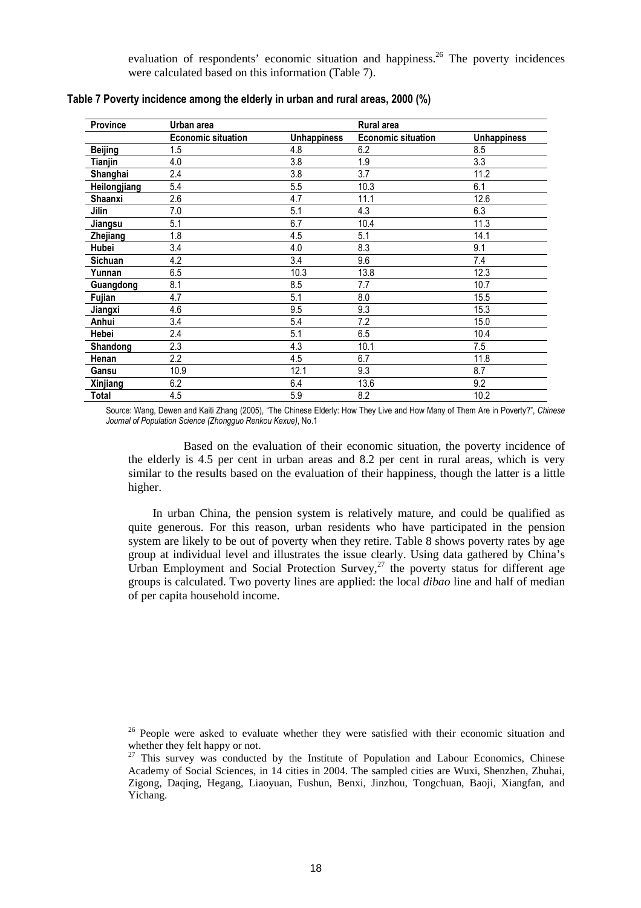evaluation of respondents' economic situation and happiness.[26] The poverty incidences were calculated based on this information (Table 7).

**Table 7 Poverty incidence among the elderly in urban and rural areas, 2000 (%)**

| Province | Urban area | | Rural area | |
|---|---|---|---|---|
| | Economic situation | Unhappiness | Economic situation | Unhappiness |
| Beijing | 1.5 | 4.8 | 6.2 | 8.5 |
| Tianjin | 4.0 | 3.8 | 1.9 | 3.3 |
| Shanghai | 2.4 | 3.8 | 3.7 | 11.2 |
| Heilongjiang | 5.4 | 5.5 | 10.3 | 6.1 |
| Shaanxi | 2.6 | 4.7 | 11.1 | 12.6 |
| Jilin | 7.0 | 5.1 | 4.3 | 6.3 |
| Jiangsu | 5.1 | 6.7 | 10.4 | 11.3 |
| Zhejiang | 1.8 | 4.5 | 5.1 | 14.1 |
| Hubei | 3.4 | 4.0 | 8.3 | 9.1 |
| Sichuan | 4.2 | 3.4 | 9.6 | 7.4 |
| Yunnan | 6.5 | 10.3 | 13.8 | 12.3 |
| Guangdong | 8.1 | 8.5 | 7.7 | 10.7 |
| Fujian | 4.7 | 5.1 | 8.0 | 15.5 |
| Jiangxi | 4.6 | 9.5 | 9.3 | 15.3 |
| Anhui | 3.4 | 5.4 | 7.2 | 15.0 |
| Hebei | 2.4 | 5.1 | 6.5 | 10.4 |
| Shandong | 2.3 | 4.3 | 10.1 | 7.5 |
| Henan | 2.2 | 4.5 | 6.7 | 11.8 |
| Gansu | 10.9 | 12.1 | 9.3 | 8.7 |
| Xinjiang | 6.2 | 6.4 | 13.6 | 9.2 |
| Total | 4.5 | 5.9 | 8.2 | 10.2 |

Source: Wang, Dewen and Kaiti Zhang (2005), "The Chinese Elderly: How They Live and How Many of Them Are in Poverty?", *Chinese Journal of Population Science (Zhongguo Renkou Kexue)*, No.1

Based on the evaluation of their economic situation, the poverty incidence of the elderly is 4.5 per cent in urban areas and 8.2 per cent in rural areas, which is very similar to the results based on the evaluation of their happiness, though the latter is a little higher.

In urban China, the pension system is relatively mature, and could be qualified as quite generous. For this reason, urban residents who have participated in the pension system are likely to be out of poverty when they retire. Table 8 shows poverty rates by age group at individual level and illustrates the issue clearly. Using data gathered by China's Urban Employment and Social Protection Survey,[27] the poverty status for different age groups is calculated. Two poverty lines are applied: the local *dibao* line and half of median of per capita household income.

[26] People were asked to evaluate whether they were satisfied with their economic situation and whether they felt happy or not.

[27] This survey was conducted by the Institute of Population and Labour Economics, Chinese Academy of Social Sciences, in 14 cities in 2004. The sampled cities are Wuxi, Shenzhen, Zhuhai, Zigong, Daqing, Hegang, Liaoyuan, Fushun, Benxi, Jinzhou, Tongchuan, Baoji, Xiangfan, and Yichang.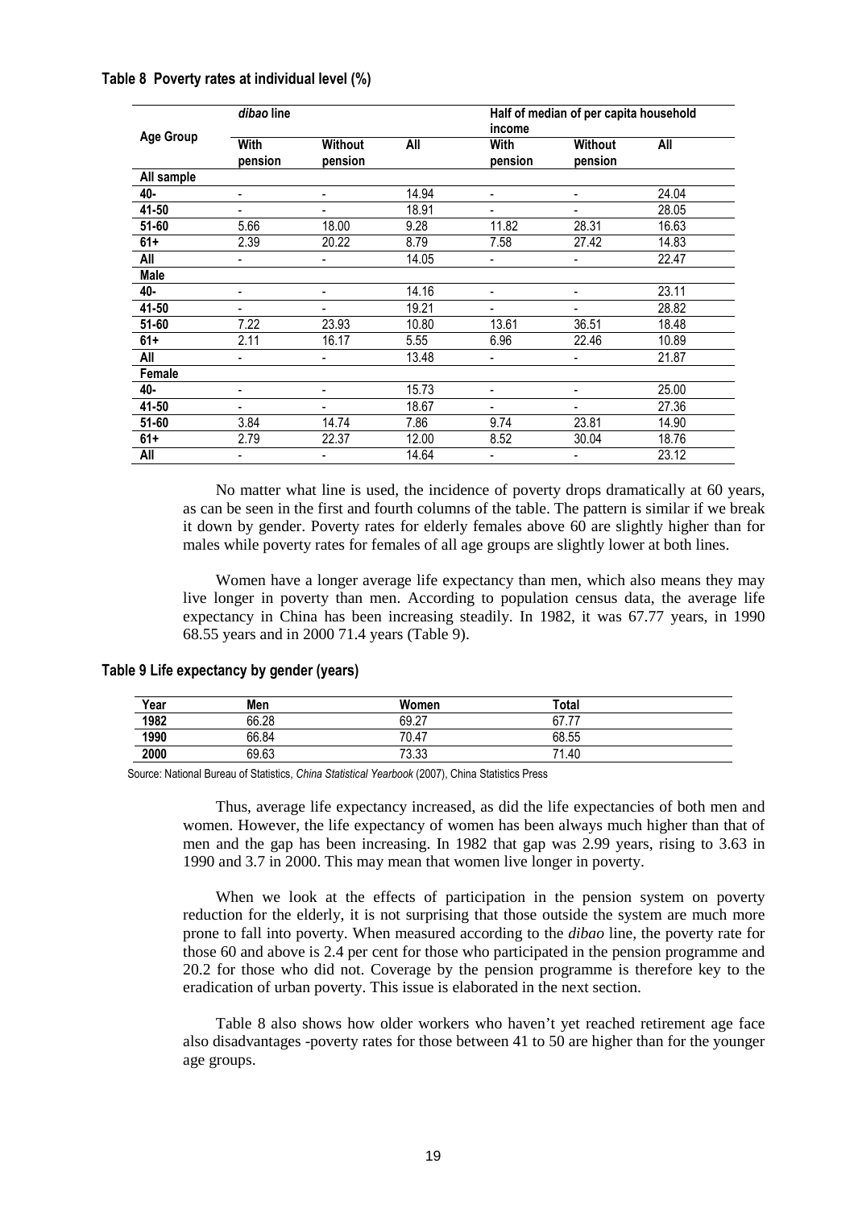**Table 8 Poverty rates at individual level (%)**

| Age Group | *dibao* line | | | Half of median of per capita household income | | |
|---|---|---|---|---|---|---|
| | With pension | Without pension | All | With pension | Without pension | All |
| **All sample** | | | | | | |
| **40-** | - | - | 14.94 | - | - | 24.04 |
| **41-50** | - | - | 18.91 | - | - | 28.05 |
| **51-60** | 5.66 | 18.00 | 9.28 | 11.82 | 28.31 | 16.63 |
| **61+** | 2.39 | 20.22 | 8.79 | 7.58 | 27.42 | 14.83 |
| **All** | - | - | 14.05 | - | - | 22.47 |
| **Male** | | | | | | |
| **40-** | - | - | 14.16 | - | - | 23.11 |
| **41-50** | - | - | 19.21 | - | - | 28.82 |
| **51-60** | 7.22 | 23.93 | 10.80 | 13.61 | 36.51 | 18.48 |
| **61+** | 2.11 | 16.17 | 5.55 | 6.96 | 22.46 | 10.89 |
| **All** | - | - | 13.48 | - | - | 21.87 |
| **Female** | | | | | | |
| **40-** | - | - | 15.73 | - | - | 25.00 |
| **41-50** | - | - | 18.67 | - | - | 27.36 |
| **51-60** | 3.84 | 14.74 | 7.86 | 9.74 | 23.81 | 14.90 |
| **61+** | 2.79 | 22.37 | 12.00 | 8.52 | 30.04 | 18.76 |
| **All** | - | - | 14.64 | - | - | 23.12 |

No matter what line is used, the incidence of poverty drops dramatically at 60 years, as can be seen in the first and fourth columns of the table. The pattern is similar if we break it down by gender. Poverty rates for elderly females above 60 are slightly higher than for males while poverty rates for females of all age groups are slightly lower at both lines.

Women have a longer average life expectancy than men, which also means they may live longer in poverty than men. According to population census data, the average life expectancy in China has been increasing steadily. In 1982, it was 67.77 years, in 1990 68.55 years and in 2000 71.4 years (Table 9).

**Table 9 Life expectancy by gender (years)**

| Year | Men | Women | Total |
|---|---|---|---|
| **1982** | 66.28 | 69.27 | 67.77 |
| **1990** | 66.84 | 70.47 | 68.55 |
| **2000** | 69.63 | 73.33 | 71.40 |

Source: National Bureau of Statistics, *China Statistical Yearbook* (2007), China Statistics Press

Thus, average life expectancy increased, as did the life expectancies of both men and women. However, the life expectancy of women has been always much higher than that of men and the gap has been increasing. In 1982 that gap was 2.99 years, rising to 3.63 in 1990 and 3.7 in 2000. This may mean that women live longer in poverty.

When we look at the effects of participation in the pension system on poverty reduction for the elderly, it is not surprising that those outside the system are much more prone to fall into poverty. When measured according to the *dibao* line, the poverty rate for those 60 and above is 2.4 per cent for those who participated in the pension programme and 20.2 for those who did not. Coverage by the pension programme is therefore key to the eradication of urban poverty. This issue is elaborated in the next section.

Table 8 also shows how older workers who haven't yet reached retirement age face also disadvantages -poverty rates for those between 41 to 50 are higher than for the younger age groups.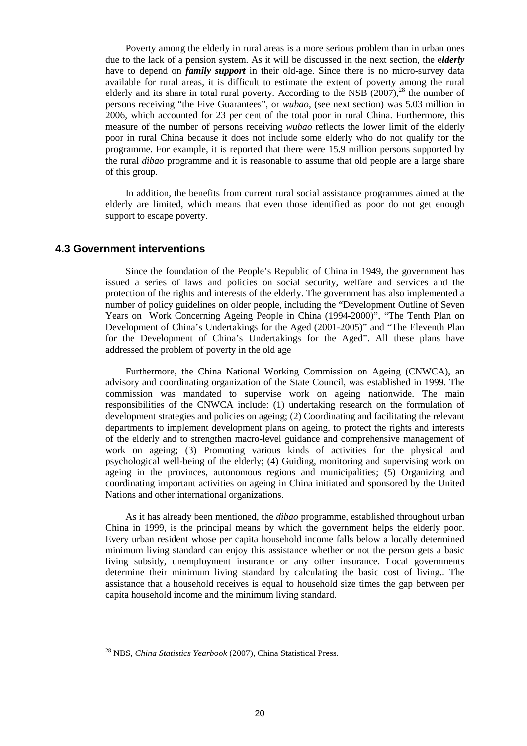Poverty among the elderly in rural areas is a more serious problem than in urban ones due to the lack of a pension system. As it will be discussed in the next section, the e***lderly*** have to depend on ***family support*** in their old-age. Since there is no micro-survey data available for rural areas, it is difficult to estimate the extent of poverty among the rural elderly and its share in total rural poverty. According to the NSB (2007),[28] the number of persons receiving "the Five Guarantees", or *wubao*, (see next section) was 5.03 million in 2006, which accounted for 23 per cent of the total poor in rural China. Furthermore, this measure of the number of persons receiving *wubao* reflects the lower limit of the elderly poor in rural China because it does not include some elderly who do not qualify for the programme. For example, it is reported that there were 15.9 million persons supported by the rural *dibao* programme and it is reasonable to assume that old people are a large share of this group.

In addition, the benefits from current rural social assistance programmes aimed at the elderly are limited, which means that even those identified as poor do not get enough support to escape poverty.

## 4.3 Government interventions

Since the foundation of the People's Republic of China in 1949, the government has issued a series of laws and policies on social security, welfare and services and the protection of the rights and interests of the elderly. The government has also implemented a number of policy guidelines on older people, including the "Development Outline of Seven Years on Work Concerning Ageing People in China (1994-2000)", "The Tenth Plan on Development of China's Undertakings for the Aged (2001-2005)" and "The Eleventh Plan for the Development of China's Undertakings for the Aged". All these plans have addressed the problem of poverty in the old age

Furthermore, the China National Working Commission on Ageing (CNWCA), an advisory and coordinating organization of the State Council, was established in 1999. The commission was mandated to supervise work on ageing nationwide. The main responsibilities of the CNWCA include: (1) undertaking research on the formulation of development strategies and policies on ageing; (2) Coordinating and facilitating the relevant departments to implement development plans on ageing, to protect the rights and interests of the elderly and to strengthen macro-level guidance and comprehensive management of work on ageing; (3) Promoting various kinds of activities for the physical and psychological well-being of the elderly; (4) Guiding, monitoring and supervising work on ageing in the provinces, autonomous regions and municipalities; (5) Organizing and coordinating important activities on ageing in China initiated and sponsored by the United Nations and other international organizations.

As it has already been mentioned, the *dibao* programme, established throughout urban China in 1999, is the principal means by which the government helps the elderly poor. Every urban resident whose per capita household income falls below a locally determined minimum living standard can enjoy this assistance whether or not the person gets a basic living subsidy, unemployment insurance or any other insurance. Local governments determine their minimum living standard by calculating the basic cost of living.. The assistance that a household receives is equal to household size times the gap between per capita household income and the minimum living standard.

[28] NBS, *China Statistics Yearbook* (2007), China Statistical Press.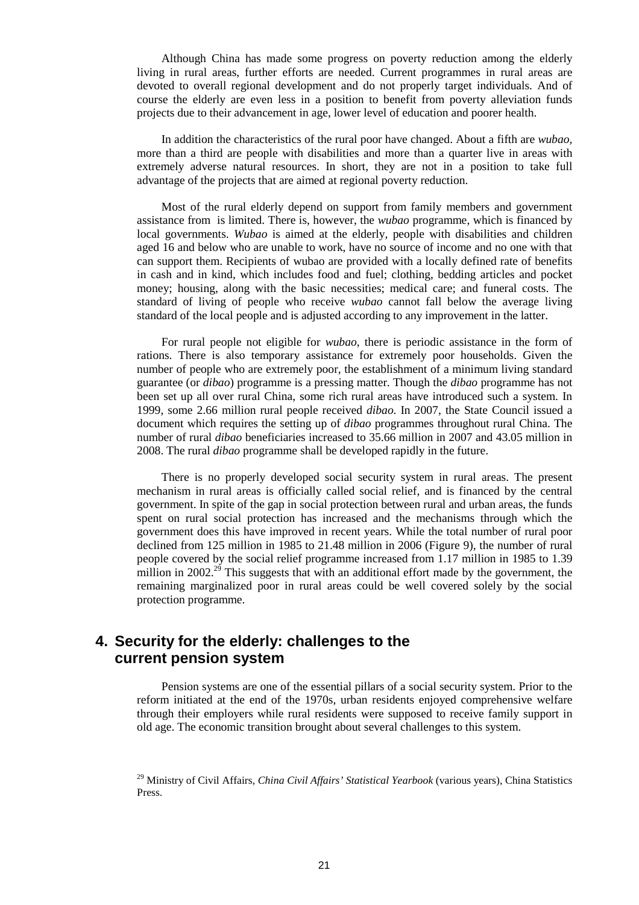Although China has made some progress on poverty reduction among the elderly living in rural areas, further efforts are needed. Current programmes in rural areas are devoted to overall regional development and do not properly target individuals. And of course the elderly are even less in a position to benefit from poverty alleviation funds projects due to their advancement in age, lower level of education and poorer health.

In addition the characteristics of the rural poor have changed. About a fifth are *wubao*, more than a third are people with disabilities and more than a quarter live in areas with extremely adverse natural resources. In short, they are not in a position to take full advantage of the projects that are aimed at regional poverty reduction.

Most of the rural elderly depend on support from family members and government assistance from  is limited. There is, however, the *wubao* programme, which is financed by local governments. *Wubao* is aimed at the elderly, people with disabilities and children aged 16 and below who are unable to work, have no source of income and no one with that can support them. Recipients of wubao are provided with a locally defined rate of benefits in cash and in kind, which includes food and fuel; clothing, bedding articles and pocket money; housing, along with the basic necessities; medical care; and funeral costs. The standard of living of people who receive *wubao* cannot fall below the average living standard of the local people and is adjusted according to any improvement in the latter.

For rural people not eligible for *wubao*, there is periodic assistance in the form of rations. There is also temporary assistance for extremely poor households. Given the number of people who are extremely poor, the establishment of a minimum living standard guarantee (or *dibao*) programme is a pressing matter. Though the *dibao* programme has not been set up all over rural China, some rich rural areas have introduced such a system. In 1999, some 2.66 million rural people received *dibao*. In 2007, the State Council issued a document which requires the setting up of *dibao* programmes throughout rural China. The number of rural *dibao* beneficiaries increased to 35.66 million in 2007 and 43.05 million in 2008. The rural *dibao* programme shall be developed rapidly in the future.

There is no properly developed social security system in rural areas. The present mechanism in rural areas is officially called social relief, and is financed by the central government. In spite of the gap in social protection between rural and urban areas, the funds spent on rural social protection has increased and the mechanisms through which the government does this have improved in recent years. While the total number of rural poor declined from 125 million in 1985 to 21.48 million in 2006 (Figure 9), the number of rural people covered by the social relief programme increased from 1.17 million in 1985 to 1.39 million in 2002.[29] This suggests that with an additional effort made by the government, the remaining marginalized poor in rural areas could be well covered solely by the social protection programme.

## 4. Security for the elderly: challenges to the current pension system

Pension systems are one of the essential pillars of a social security system. Prior to the reform initiated at the end of the 1970s, urban residents enjoyed comprehensive welfare through their employers while rural residents were supposed to receive family support in old age. The economic transition brought about several challenges to this system.

[29] Ministry of Civil Affairs, *China Civil Affairs' Statistical Yearbook* (various years), China Statistics Press.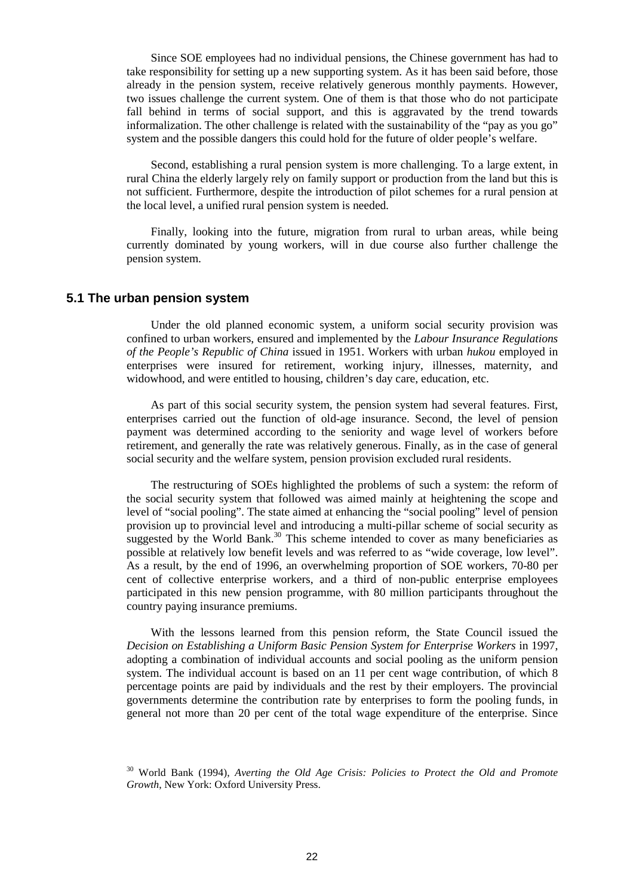Since SOE employees had no individual pensions, the Chinese government has had to take responsibility for setting up a new supporting system. As it has been said before, those already in the pension system, receive relatively generous monthly payments. However, two issues challenge the current system. One of them is that those who do not participate fall behind in terms of social support, and this is aggravated by the trend towards informalization. The other challenge is related with the sustainability of the "pay as you go" system and the possible dangers this could hold for the future of older people's welfare.

Second, establishing a rural pension system is more challenging. To a large extent, in rural China the elderly largely rely on family support or production from the land but this is not sufficient. Furthermore, despite the introduction of pilot schemes for a rural pension at the local level, a unified rural pension system is needed.

Finally, looking into the future, migration from rural to urban areas, while being currently dominated by young workers, will in due course also further challenge the pension system.

### 5.1 The urban pension system

Under the old planned economic system, a uniform social security provision was confined to urban workers, ensured and implemented by the *Labour Insurance Regulations of the People's Republic of China* issued in 1951. Workers with urban *hukou* employed in enterprises were insured for retirement, working injury, illnesses, maternity, and widowhood, and were entitled to housing, children's day care, education, etc.

As part of this social security system, the pension system had several features. First, enterprises carried out the function of old-age insurance. Second, the level of pension payment was determined according to the seniority and wage level of workers before retirement, and generally the rate was relatively generous. Finally, as in the case of general social security and the welfare system, pension provision excluded rural residents.

The restructuring of SOEs highlighted the problems of such a system: the reform of the social security system that followed was aimed mainly at heightening the scope and level of "social pooling". The state aimed at enhancing the "social pooling" level of pension provision up to provincial level and introducing a multi-pillar scheme of social security as suggested by the World Bank.[30] This scheme intended to cover as many beneficiaries as possible at relatively low benefit levels and was referred to as "wide coverage, low level". As a result, by the end of 1996, an overwhelming proportion of SOE workers, 70-80 per cent of collective enterprise workers, and a third of non-public enterprise employees participated in this new pension programme, with 80 million participants throughout the country paying insurance premiums.

With the lessons learned from this pension reform, the State Council issued the *Decision on Establishing a Uniform Basic Pension System for Enterprise Workers* in 1997, adopting a combination of individual accounts and social pooling as the uniform pension system. The individual account is based on an 11 per cent wage contribution, of which 8 percentage points are paid by individuals and the rest by their employers. The provincial governments determine the contribution rate by enterprises to form the pooling funds, in general not more than 20 per cent of the total wage expenditure of the enterprise. Since

[30] World Bank (1994), *Averting the Old Age Crisis: Policies to Protect the Old and Promote Growth*, New York: Oxford University Press.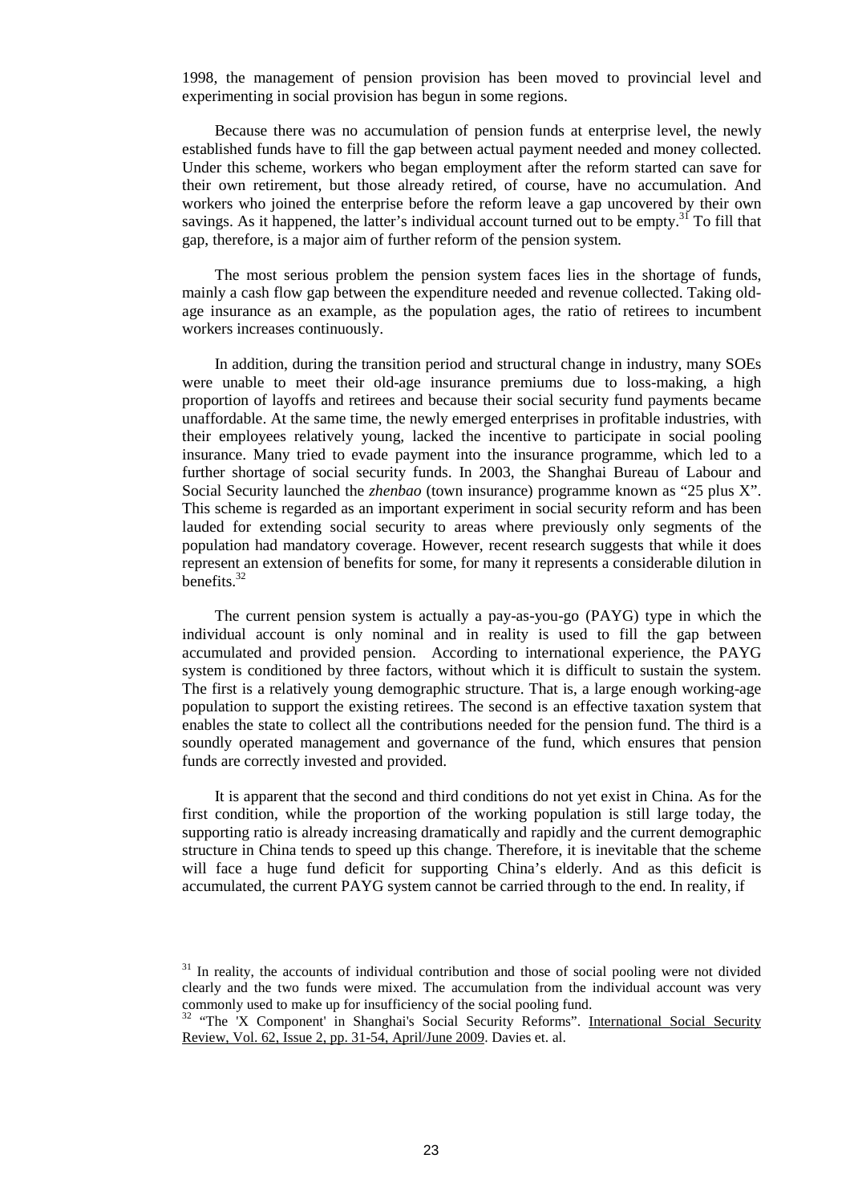1998, the management of pension provision has been moved to provincial level and experimenting in social provision has begun in some regions.

Because there was no accumulation of pension funds at enterprise level, the newly established funds have to fill the gap between actual payment needed and money collected. Under this scheme, workers who began employment after the reform started can save for their own retirement, but those already retired, of course, have no accumulation. And workers who joined the enterprise before the reform leave a gap uncovered by their own savings. As it happened, the latter's individual account turned out to be empty.[31] To fill that gap, therefore, is a major aim of further reform of the pension system.

The most serious problem the pension system faces lies in the shortage of funds, mainly a cash flow gap between the expenditure needed and revenue collected. Taking old-age insurance as an example, as the population ages, the ratio of retirees to incumbent workers increases continuously.

In addition, during the transition period and structural change in industry, many SOEs were unable to meet their old-age insurance premiums due to loss-making, a high proportion of layoffs and retirees and because their social security fund payments became unaffordable. At the same time, the newly emerged enterprises in profitable industries, with their employees relatively young, lacked the incentive to participate in social pooling insurance. Many tried to evade payment into the insurance programme, which led to a further shortage of social security funds. In 2003, the Shanghai Bureau of Labour and Social Security launched the *zhenbao* (town insurance) programme known as "25 plus X". This scheme is regarded as an important experiment in social security reform and has been lauded for extending social security to areas where previously only segments of the population had mandatory coverage. However, recent research suggests that while it does represent an extension of benefits for some, for many it represents a considerable dilution in benefits.[32]

The current pension system is actually a pay-as-you-go (PAYG) type in which the individual account is only nominal and in reality is used to fill the gap between accumulated and provided pension. According to international experience, the PAYG system is conditioned by three factors, without which it is difficult to sustain the system. The first is a relatively young demographic structure. That is, a large enough working-age population to support the existing retirees. The second is an effective taxation system that enables the state to collect all the contributions needed for the pension fund. The third is a soundly operated management and governance of the fund, which ensures that pension funds are correctly invested and provided.

It is apparent that the second and third conditions do not yet exist in China. As for the first condition, while the proportion of the working population is still large today, the supporting ratio is already increasing dramatically and rapidly and the current demographic structure in China tends to speed up this change. Therefore, it is inevitable that the scheme will face a huge fund deficit for supporting China's elderly. And as this deficit is accumulated, the current PAYG system cannot be carried through to the end. In reality, if

---

[31] In reality, the accounts of individual contribution and those of social pooling were not divided clearly and the two funds were mixed. The accumulation from the individual account was very commonly used to make up for insufficiency of the social pooling fund.

[32] "The 'X Component' in Shanghai's Social Security Reforms". International Social Security Review, Vol. 62, Issue 2, pp. 31-54, April/June 2009. Davies et. al.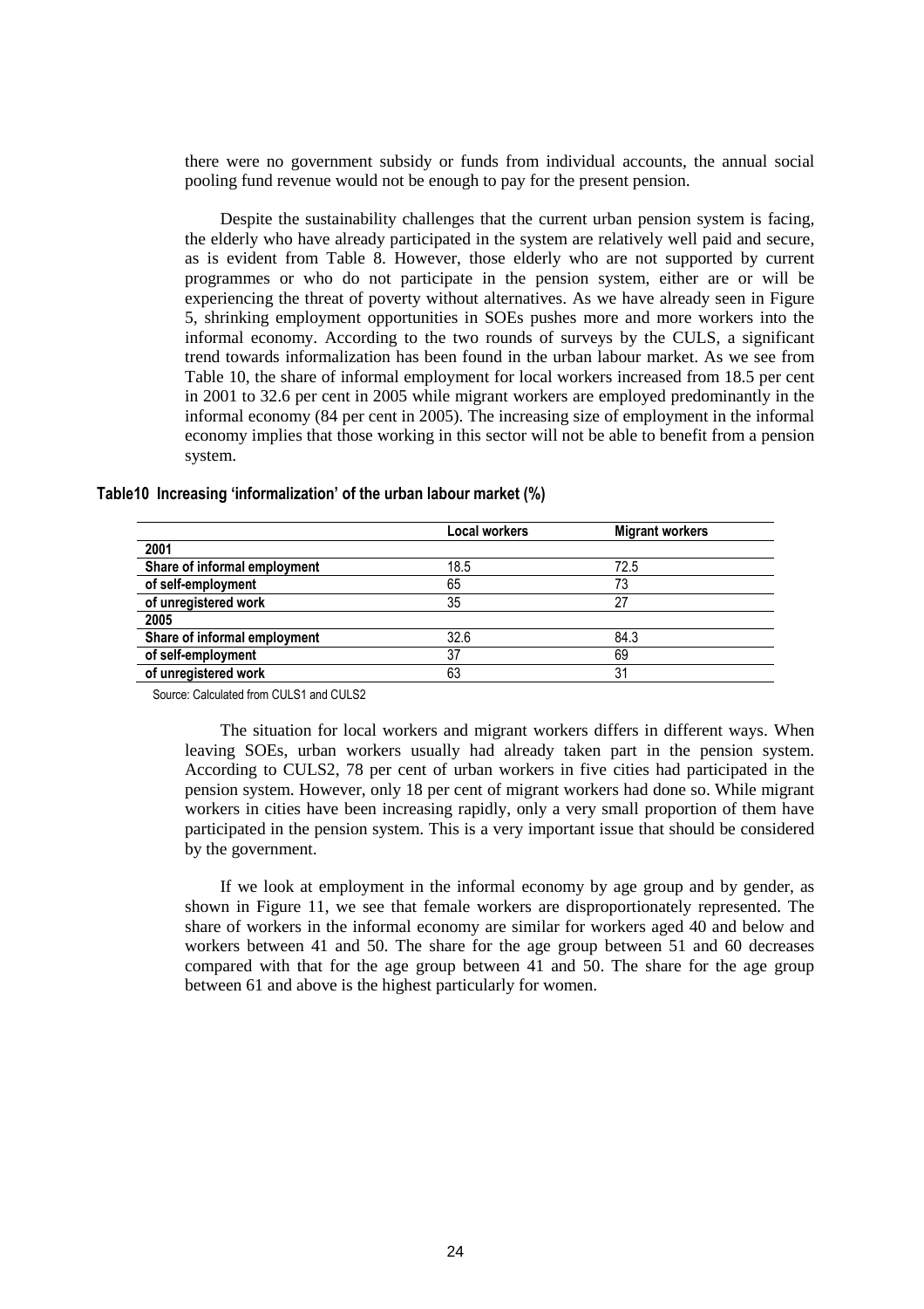there were no government subsidy or funds from individual accounts, the annual social pooling fund revenue would not be enough to pay for the present pension.

Despite the sustainability challenges that the current urban pension system is facing, the elderly who have already participated in the system are relatively well paid and secure, as is evident from Table 8. However, those elderly who are not supported by current programmes or who do not participate in the pension system, either are or will be experiencing the threat of poverty without alternatives. As we have already seen in Figure 5, shrinking employment opportunities in SOEs pushes more and more workers into the informal economy. According to the two rounds of surveys by the CULS, a significant trend towards informalization has been found in the urban labour market. As we see from Table 10, the share of informal employment for local workers increased from 18.5 per cent in 2001 to 32.6 per cent in 2005 while migrant workers are employed predominantly in the informal economy (84 per cent in 2005). The increasing size of employment in the informal economy implies that those working in this sector will not be able to benefit from a pension system.

**Table10 Increasing 'informalization' of the urban labour market (%)**

| | Local workers | Migrant workers |
|---|---|---|
| **2001** | | |
| **Share of informal employment** | 18.5 | 72.5 |
| **of self-employment** | 65 | 73 |
| **of unregistered work** | 35 | 27 |
| **2005** | | |
| **Share of informal employment** | 32.6 | 84.3 |
| **of self-employment** | 37 | 69 |
| **of unregistered work** | 63 | 31 |

Source: Calculated from CULS1 and CULS2

The situation for local workers and migrant workers differs in different ways. When leaving SOEs, urban workers usually had already taken part in the pension system. According to CULS2, 78 per cent of urban workers in five cities had participated in the pension system. However, only 18 per cent of migrant workers had done so. While migrant workers in cities have been increasing rapidly, only a very small proportion of them have participated in the pension system. This is a very important issue that should be considered by the government.

If we look at employment in the informal economy by age group and by gender, as shown in Figure 11, we see that female workers are disproportionately represented. The share of workers in the informal economy are similar for workers aged 40 and below and workers between 41 and 50. The share for the age group between 51 and 60 decreases compared with that for the age group between 41 and 50. The share for the age group between 61 and above is the highest particularly for women.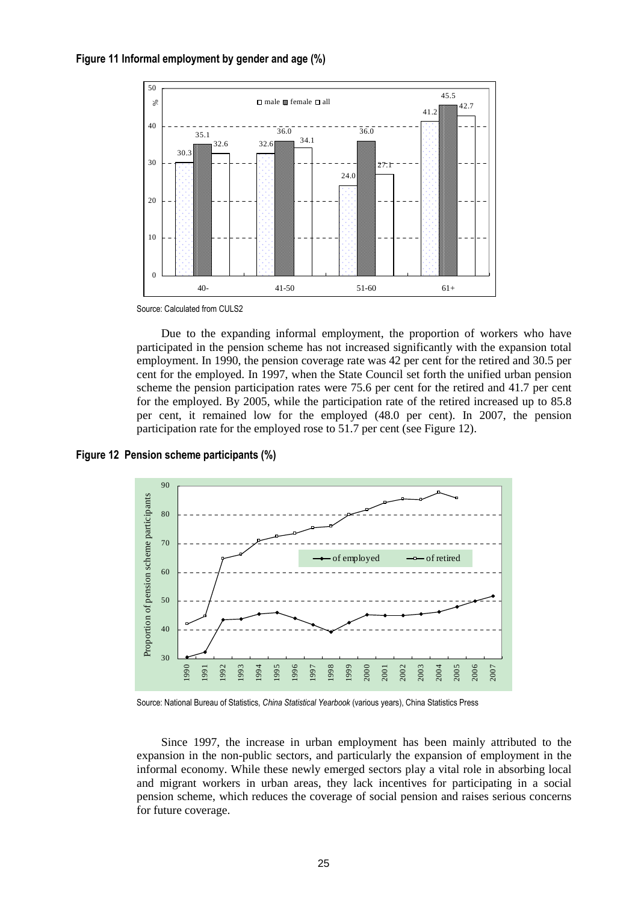**Figure 11 Informal employment by gender and age (%)**

Source: Calculated from CULS2

Due to the expanding informal employment, the proportion of workers who have participated in the pension scheme has not increased significantly with the expansion total employment. In 1990, the pension coverage rate was 42 per cent for the retired and 30.5 per cent for the employed. In 1997, when the State Council set forth the unified urban pension scheme the pension participation rates were 75.6 per cent for the retired and 41.7 per cent for the employed. By 2005, while the participation rate of the retired increased up to 85.8 per cent, it remained low for the employed (48.0 per cent). In 2007, the pension participation rate for the employed rose to 51.7 per cent (see Figure 12).

**Figure 12 Pension scheme participants (%)**

Source: National Bureau of Statistics, *China Statistical Yearbook* (various years), China Statistics Press

Since 1997, the increase in urban employment has been mainly attributed to the expansion in the non-public sectors, and particularly the expansion of employment in the informal economy. While these newly emerged sectors play a vital role in absorbing local and migrant workers in urban areas, they lack incentives for participating in a social pension scheme, which reduces the coverage of social pension and raises serious concerns for future coverage.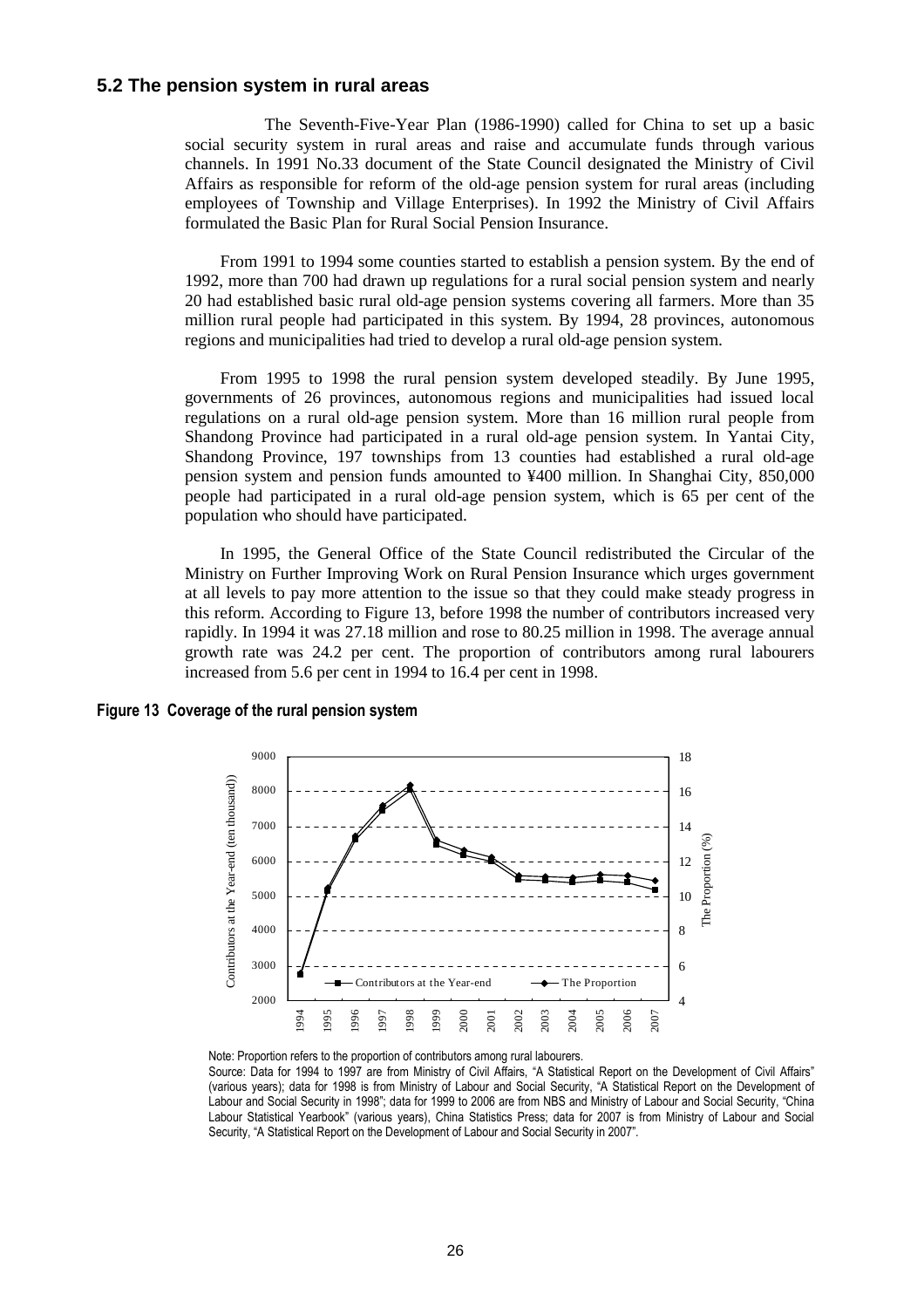## 5.2 The pension system in rural areas

The Seventh-Five-Year Plan (1986-1990) called for China to set up a basic social security system in rural areas and raise and accumulate funds through various channels. In 1991 No.33 document of the State Council designated the Ministry of Civil Affairs as responsible for reform of the old-age pension system for rural areas (including employees of Township and Village Enterprises). In 1992 the Ministry of Civil Affairs formulated the Basic Plan for Rural Social Pension Insurance.

From 1991 to 1994 some counties started to establish a pension system. By the end of 1992, more than 700 had drawn up regulations for a rural social pension system and nearly 20 had established basic rural old-age pension systems covering all farmers. More than 35 million rural people had participated in this system. By 1994, 28 provinces, autonomous regions and municipalities had tried to develop a rural old-age pension system.

From 1995 to 1998 the rural pension system developed steadily. By June 1995, governments of 26 provinces, autonomous regions and municipalities had issued local regulations on a rural old-age pension system. More than 16 million rural people from Shandong Province had participated in a rural old-age pension system. In Yantai City, Shandong Province, 197 townships from 13 counties had established a rural old-age pension system and pension funds amounted to ¥400 million. In Shanghai City, 850,000 people had participated in a rural old-age pension system, which is 65 per cent of the population who should have participated.

In 1995, the General Office of the State Council redistributed the Circular of the Ministry on Further Improving Work on Rural Pension Insurance which urges government at all levels to pay more attention to the issue so that they could make steady progress in this reform. According to Figure 13, before 1998 the number of contributors increased very rapidly. In 1994 it was 27.18 million and rose to 80.25 million in 1998. The average annual growth rate was 24.2 per cent. The proportion of contributors among rural labourers increased from 5.6 per cent in 1994 to 16.4 per cent in 1998.

**Figure 13 Coverage of the rural pension system**

Note: Proportion refers to the proportion of contributors among rural labourers.

Source: Data for 1994 to 1997 are from Ministry of Civil Affairs, "A Statistical Report on the Development of Civil Affairs" (various years); data for 1998 is from Ministry of Labour and Social Security, "A Statistical Report on the Development of Labour and Social Security in 1998"; data for 1999 to 2006 are from NBS and Ministry of Labour and Social Security, "China Labour Statistical Yearbook" (various years), China Statistics Press; data for 2007 is from Ministry of Labour and Social Security, "A Statistical Report on the Development of Labour and Social Security in 2007".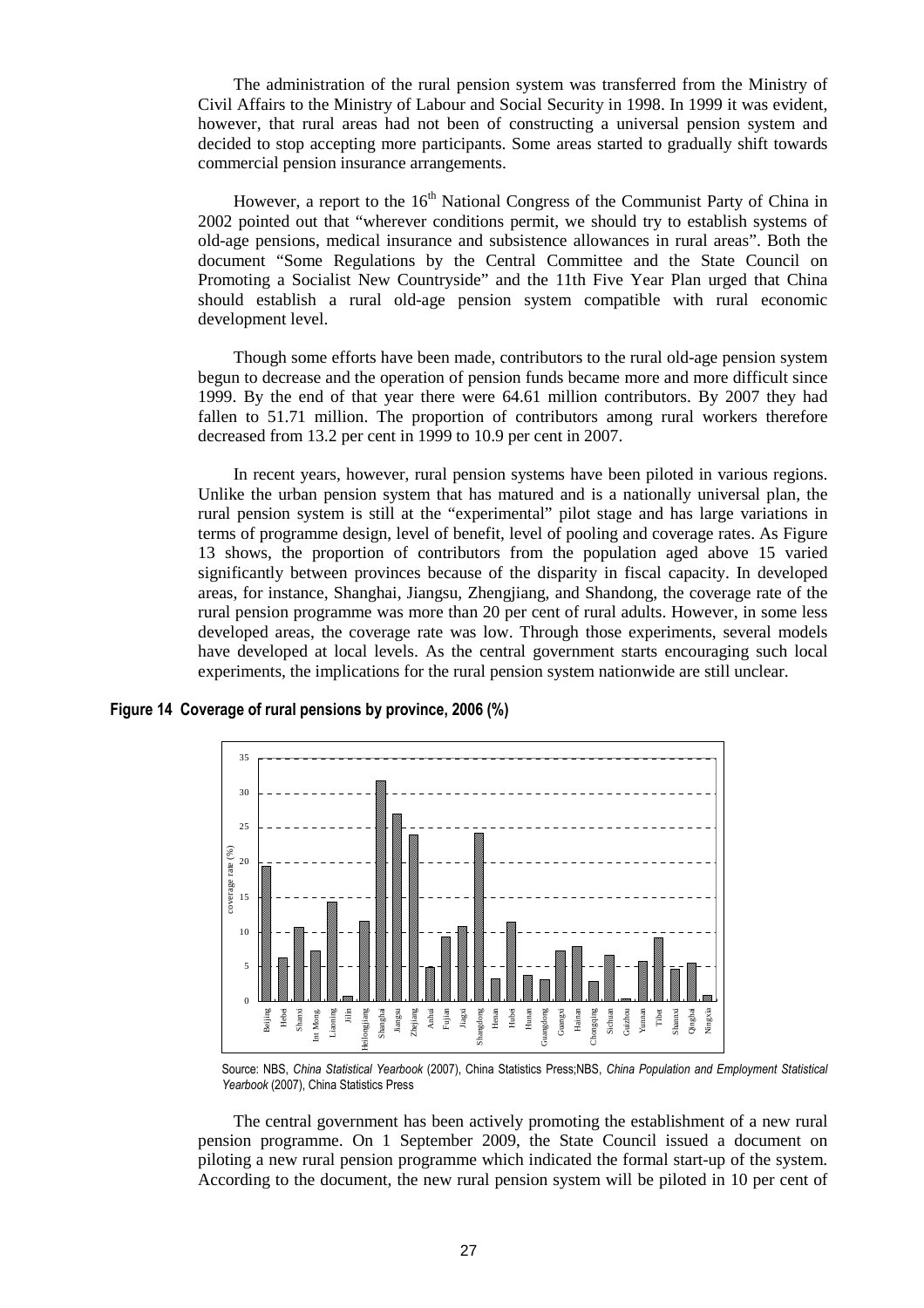The administration of the rural pension system was transferred from the Ministry of Civil Affairs to the Ministry of Labour and Social Security in 1998. In 1999 it was evident, however, that rural areas had not been of constructing a universal pension system and decided to stop accepting more participants. Some areas started to gradually shift towards commercial pension insurance arrangements.

However, a report to the 16th National Congress of the Communist Party of China in 2002 pointed out that "wherever conditions permit, we should try to establish systems of old-age pensions, medical insurance and subsistence allowances in rural areas". Both the document "Some Regulations by the Central Committee and the State Council on Promoting a Socialist New Countryside" and the 11th Five Year Plan urged that China should establish a rural old-age pension system compatible with rural economic development level.

Though some efforts have been made, contributors to the rural old-age pension system begun to decrease and the operation of pension funds became more and more difficult since 1999. By the end of that year there were 64.61 million contributors. By 2007 they had fallen to 51.71 million. The proportion of contributors among rural workers therefore decreased from 13.2 per cent in 1999 to 10.9 per cent in 2007.

In recent years, however, rural pension systems have been piloted in various regions. Unlike the urban pension system that has matured and is a nationally universal plan, the rural pension system is still at the "experimental" pilot stage and has large variations in terms of programme design, level of benefit, level of pooling and coverage rates. As Figure 13 shows, the proportion of contributors from the population aged above 15 varied significantly between provinces because of the disparity in fiscal capacity. In developed areas, for instance, Shanghai, Jiangsu, Zhengjiang, and Shandong, the coverage rate of the rural pension programme was more than 20 per cent of rural adults. However, in some less developed areas, the coverage rate was low. Through those experiments, several models have developed at local levels. As the central government starts encouraging such local experiments, the implications for the rural pension system nationwide are still unclear.

**Figure 14 Coverage of rural pensions by province, 2006 (%)**

Source: NBS, *China Statistical Yearbook* (2007), China Statistics Press;NBS, *China Population and Employment Statistical Yearbook* (2007), China Statistics Press

The central government has been actively promoting the establishment of a new rural pension programme. On 1 September 2009, the State Council issued a document on piloting a new rural pension programme which indicated the formal start-up of the system. According to the document, the new rural pension system will be piloted in 10 per cent of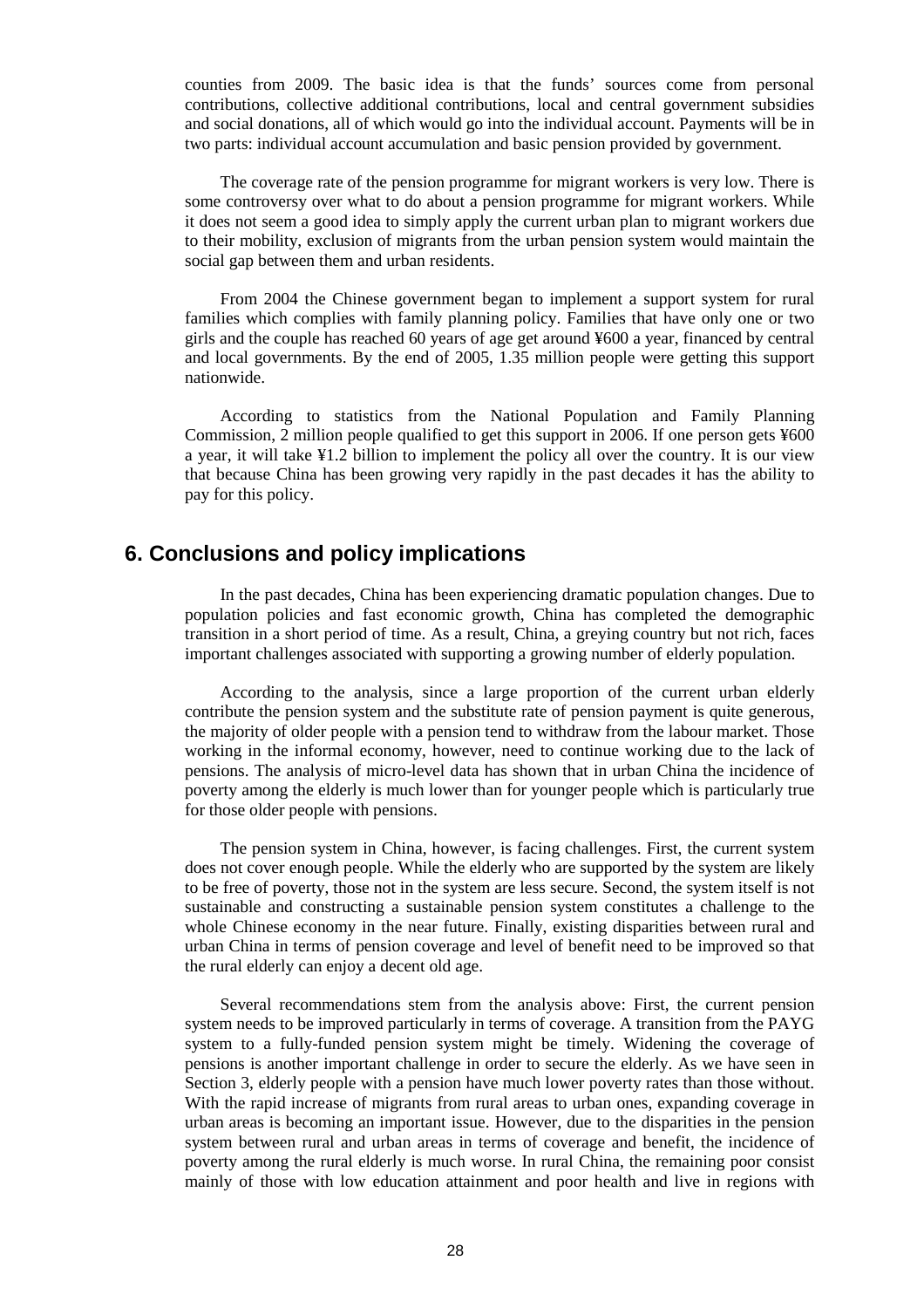counties from 2009. The basic idea is that the funds' sources come from personal contributions, collective additional contributions, local and central government subsidies and social donations, all of which would go into the individual account. Payments will be in two parts: individual account accumulation and basic pension provided by government.

The coverage rate of the pension programme for migrant workers is very low. There is some controversy over what to do about a pension programme for migrant workers. While it does not seem a good idea to simply apply the current urban plan to migrant workers due to their mobility, exclusion of migrants from the urban pension system would maintain the social gap between them and urban residents.

From 2004 the Chinese government began to implement a support system for rural families which complies with family planning policy. Families that have only one or two girls and the couple has reached 60 years of age get around ¥600 a year, financed by central and local governments. By the end of 2005, 1.35 million people were getting this support nationwide.

According to statistics from the National Population and Family Planning Commission, 2 million people qualified to get this support in 2006. If one person gets ¥600 a year, it will take ¥1.2 billion to implement the policy all over the country. It is our view that because China has been growing very rapidly in the past decades it has the ability to pay for this policy.

## 6. Conclusions and policy implications

In the past decades, China has been experiencing dramatic population changes. Due to population policies and fast economic growth, China has completed the demographic transition in a short period of time. As a result, China, a greying country but not rich, faces important challenges associated with supporting a growing number of elderly population.

According to the analysis, since a large proportion of the current urban elderly contribute the pension system and the substitute rate of pension payment is quite generous, the majority of older people with a pension tend to withdraw from the labour market. Those working in the informal economy, however, need to continue working due to the lack of pensions. The analysis of micro-level data has shown that in urban China the incidence of poverty among the elderly is much lower than for younger people which is particularly true for those older people with pensions.

The pension system in China, however, is facing challenges. First, the current system does not cover enough people. While the elderly who are supported by the system are likely to be free of poverty, those not in the system are less secure. Second, the system itself is not sustainable and constructing a sustainable pension system constitutes a challenge to the whole Chinese economy in the near future. Finally, existing disparities between rural and urban China in terms of pension coverage and level of benefit need to be improved so that the rural elderly can enjoy a decent old age.

Several recommendations stem from the analysis above: First, the current pension system needs to be improved particularly in terms of coverage. A transition from the PAYG system to a fully-funded pension system might be timely. Widening the coverage of pensions is another important challenge in order to secure the elderly. As we have seen in Section 3, elderly people with a pension have much lower poverty rates than those without. With the rapid increase of migrants from rural areas to urban ones, expanding coverage in urban areas is becoming an important issue. However, due to the disparities in the pension system between rural and urban areas in terms of coverage and benefit, the incidence of poverty among the rural elderly is much worse. In rural China, the remaining poor consist mainly of those with low education attainment and poor health and live in regions with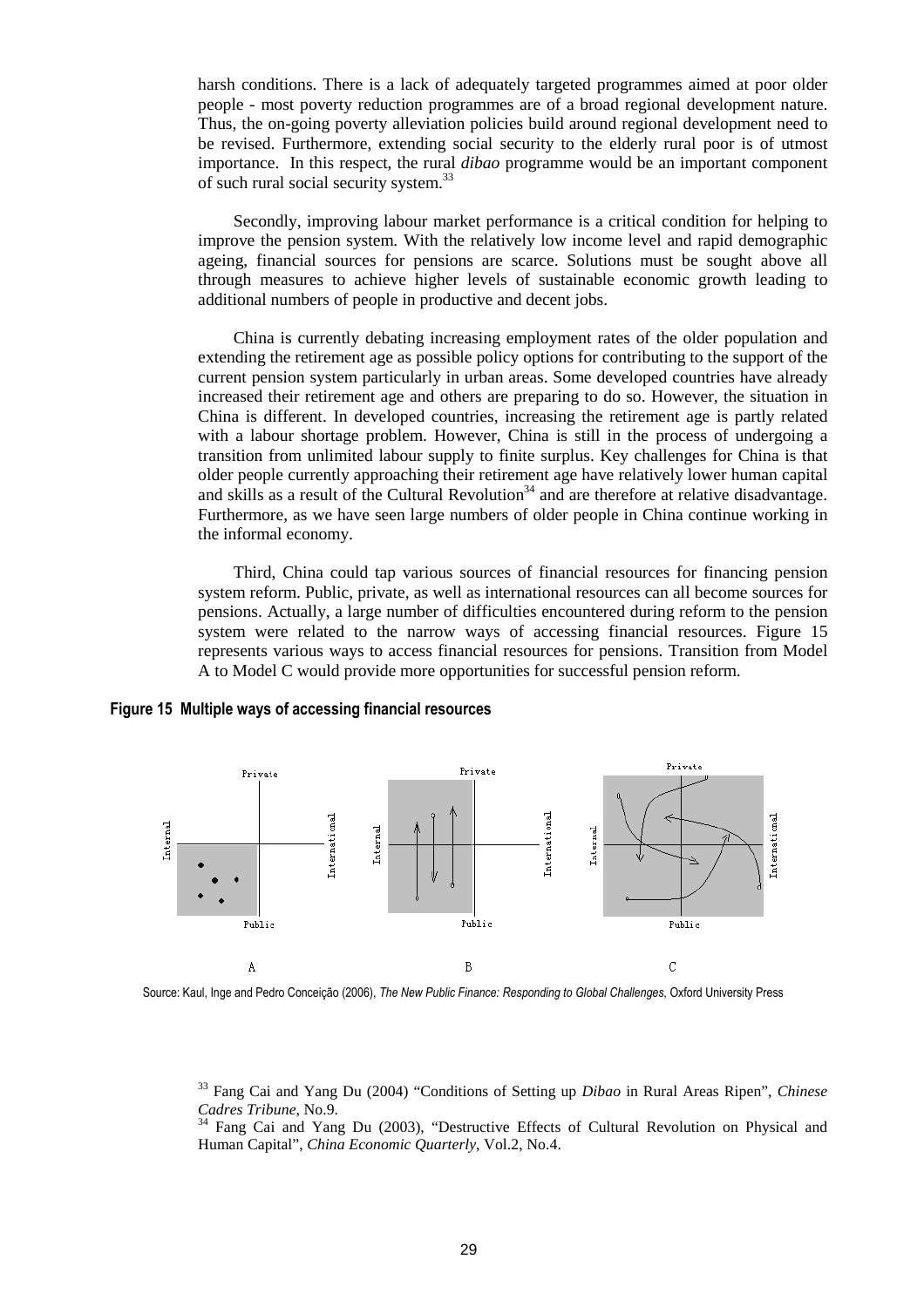harsh conditions. There is a lack of adequately targeted programmes aimed at poor older people - most poverty reduction programmes are of a broad regional development nature. Thus, the on-going poverty alleviation policies build around regional development need to be revised. Furthermore, extending social security to the elderly rural poor is of utmost importance. In this respect, the rural *dibao* programme would be an important component of such rural social security system.[33]

Secondly, improving labour market performance is a critical condition for helping to improve the pension system. With the relatively low income level and rapid demographic ageing, financial sources for pensions are scarce. Solutions must be sought above all through measures to achieve higher levels of sustainable economic growth leading to additional numbers of people in productive and decent jobs.

China is currently debating increasing employment rates of the older population and extending the retirement age as possible policy options for contributing to the support of the current pension system particularly in urban areas. Some developed countries have already increased their retirement age and others are preparing to do so. However, the situation in China is different. In developed countries, increasing the retirement age is partly related with a labour shortage problem. However, China is still in the process of undergoing a transition from unlimited labour supply to finite surplus. Key challenges for China is that older people currently approaching their retirement age have relatively lower human capital and skills as a result of the Cultural Revolution[34] and are therefore at relative disadvantage. Furthermore, as we have seen large numbers of older people in China continue working in the informal economy.

Third, China could tap various sources of financial resources for financing pension system reform. Public, private, as well as international resources can all become sources for pensions. Actually, a large number of difficulties encountered during reform to the pension system were related to the narrow ways of accessing financial resources. Figure 15 represents various ways to access financial resources for pensions. Transition from Model A to Model C would provide more opportunities for successful pension reform.

**Figure 15 Multiple ways of accessing financial resources**

Source: Kaul, Inge and Pedro Conceição (2006), *The New Public Finance: Responding to Global Challenges*, Oxford University Press

[33] Fang Cai and Yang Du (2004) "Conditions of Setting up *Dibao* in Rural Areas Ripen", *Chinese Cadres Tribune*, No.9.

[34] Fang Cai and Yang Du (2003), "Destructive Effects of Cultural Revolution on Physical and Human Capital", *China Economic Quarterly*, Vol.2, No.4.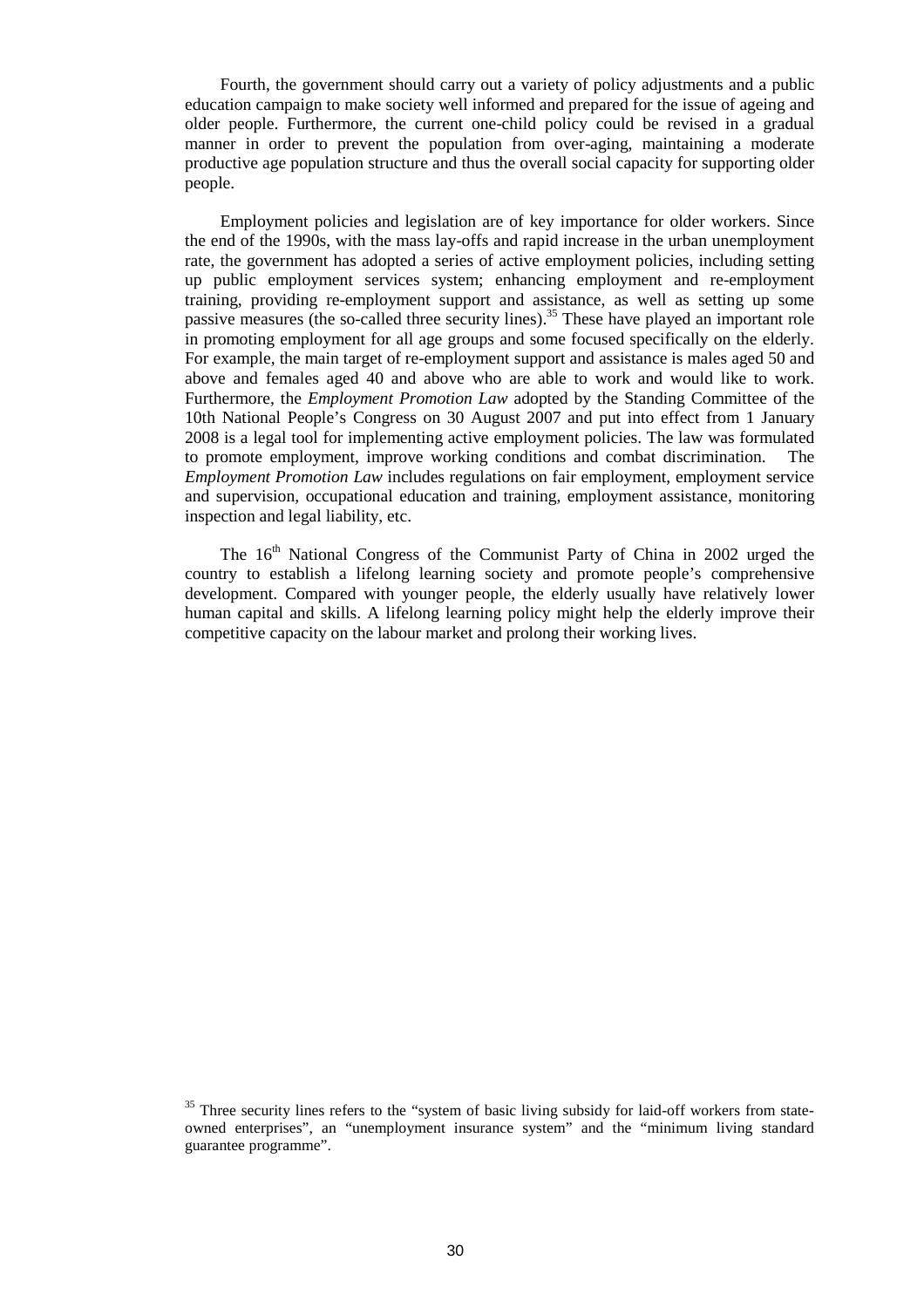Fourth, the government should carry out a variety of policy adjustments and a public education campaign to make society well informed and prepared for the issue of ageing and older people. Furthermore, the current one-child policy could be revised in a gradual manner in order to prevent the population from over-aging, maintaining a moderate productive age population structure and thus the overall social capacity for supporting older people.

Employment policies and legislation are of key importance for older workers. Since the end of the 1990s, with the mass lay-offs and rapid increase in the urban unemployment rate, the government has adopted a series of active employment policies, including setting up public employment services system; enhancing employment and re-employment training, providing re-employment support and assistance, as well as setting up some passive measures (the so-called three security lines).[35] These have played an important role in promoting employment for all age groups and some focused specifically on the elderly. For example, the main target of re-employment support and assistance is males aged 50 and above and females aged 40 and above who are able to work and would like to work. Furthermore, the *Employment Promotion Law* adopted by the Standing Committee of the 10th National People's Congress on 30 August 2007 and put into effect from 1 January 2008 is a legal tool for implementing active employment policies. The law was formulated to promote employment, improve working conditions and combat discrimination. The *Employment Promotion Law* includes regulations on fair employment, employment service and supervision, occupational education and training, employment assistance, monitoring inspection and legal liability, etc.

The 16th National Congress of the Communist Party of China in 2002 urged the country to establish a lifelong learning society and promote people's comprehensive development. Compared with younger people, the elderly usually have relatively lower human capital and skills. A lifelong learning policy might help the elderly improve their competitive capacity on the labour market and prolong their working lives.

[35] Three security lines refers to the "system of basic living subsidy for laid-off workers from state-owned enterprises", an "unemployment insurance system" and the "minimum living standard guarantee programme".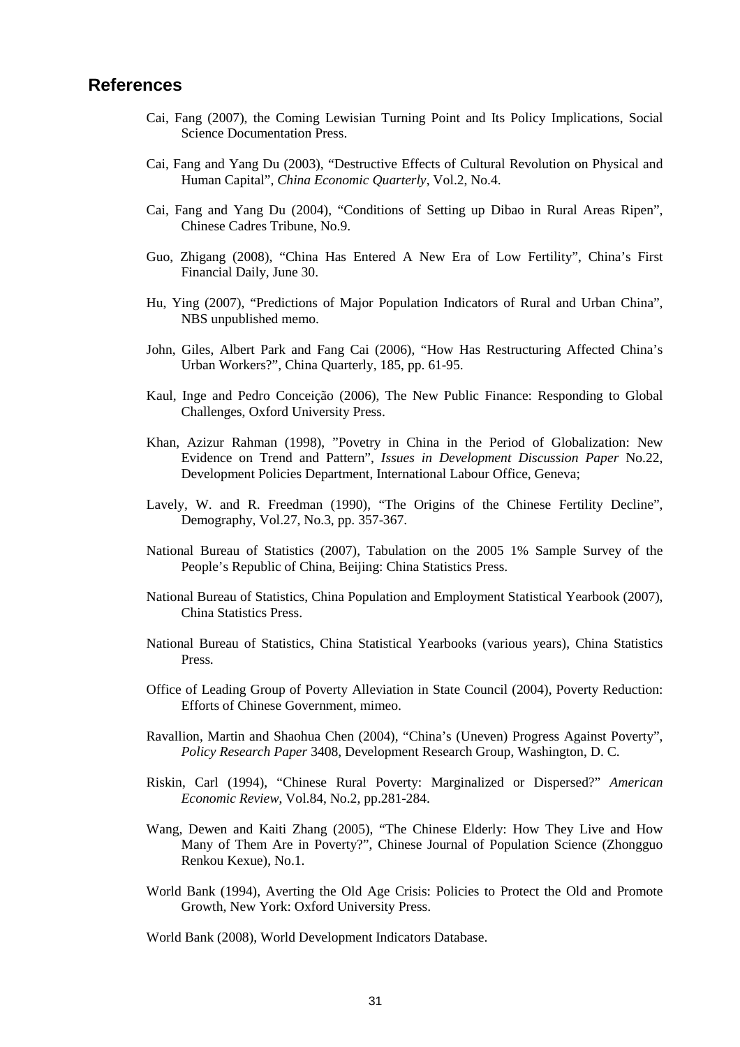## References

Cai, Fang (2007), the Coming Lewisian Turning Point and Its Policy Implications, Social Science Documentation Press.

Cai, Fang and Yang Du (2003), "Destructive Effects of Cultural Revolution on Physical and Human Capital", *China Economic Quarterly*, Vol.2, No.4.

Cai, Fang and Yang Du (2004), "Conditions of Setting up Dibao in Rural Areas Ripen", Chinese Cadres Tribune, No.9.

Guo, Zhigang (2008), "China Has Entered A New Era of Low Fertility", China's First Financial Daily, June 30.

Hu, Ying (2007), "Predictions of Major Population Indicators of Rural and Urban China", NBS unpublished memo.

John, Giles, Albert Park and Fang Cai (2006), "How Has Restructuring Affected China's Urban Workers?", China Quarterly, 185, pp. 61-95.

Kaul, Inge and Pedro Conceição (2006), The New Public Finance: Responding to Global Challenges, Oxford University Press.

Khan, Azizur Rahman (1998), "Povetry in China in the Period of Globalization: New Evidence on Trend and Pattern", *Issues in Development Discussion Paper* No.22, Development Policies Department, International Labour Office, Geneva;

Lavely, W. and R. Freedman (1990), "The Origins of the Chinese Fertility Decline", Demography, Vol.27, No.3, pp. 357-367.

National Bureau of Statistics (2007), Tabulation on the 2005 1% Sample Survey of the People's Republic of China, Beijing: China Statistics Press.

National Bureau of Statistics, China Population and Employment Statistical Yearbook (2007), China Statistics Press.

National Bureau of Statistics, China Statistical Yearbooks (various years), China Statistics Press.

Office of Leading Group of Poverty Alleviation in State Council (2004), Poverty Reduction: Efforts of Chinese Government, mimeo.

Ravallion, Martin and Shaohua Chen (2004), "China's (Uneven) Progress Against Poverty", *Policy Research Paper* 3408, Development Research Group, Washington, D. C.

Riskin, Carl (1994), "Chinese Rural Poverty: Marginalized or Dispersed?" *American Economic Review*, Vol.84, No.2, pp.281-284.

Wang, Dewen and Kaiti Zhang (2005), "The Chinese Elderly: How They Live and How Many of Them Are in Poverty?", Chinese Journal of Population Science (Zhongguo Renkou Kexue), No.1.

World Bank (1994), Averting the Old Age Crisis: Policies to Protect the Old and Promote Growth, New York: Oxford University Press.

World Bank (2008), World Development Indicators Database.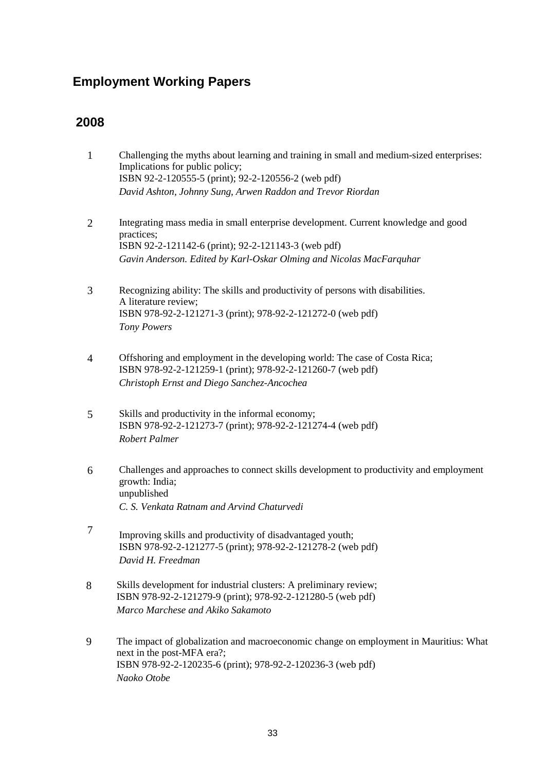## Employment Working Papers

### 2008

1. Challenging the myths about learning and training in small and medium-sized enterprises: Implications for public policy;
   ISBN 92-2-120555-5 (print); 92-2-120556-2 (web pdf)
   *David Ashton, Johnny Sung, Arwen Raddon and Trevor Riordan*

2. Integrating mass media in small enterprise development. Current knowledge and good practices;
   ISBN 92-2-121142-6 (print); 92-2-121143-3 (web pdf)
   *Gavin Anderson. Edited by Karl-Oskar Olming and Nicolas MacFarquhar*

3. Recognizing ability: The skills and productivity of persons with disabilities. A literature review;
   ISBN 978-92-2-121271-3 (print); 978-92-2-121272-0 (web pdf)
   *Tony Powers*

4. Offshoring and employment in the developing world: The case of Costa Rica;
   ISBN 978-92-2-121259-1 (print); 978-92-2-121260-7 (web pdf)
   *Christoph Ernst and Diego Sanchez-Ancochea*

5. Skills and productivity in the informal economy;
   ISBN 978-92-2-121273-7 (print); 978-92-2-121274-4 (web pdf)
   *Robert Palmer*

6. Challenges and approaches to connect skills development to productivity and employment growth: India;
   unpublished
   *C. S. Venkata Ratnam and Arvind Chaturvedi*

7. Improving skills and productivity of disadvantaged youth;
   ISBN 978-92-2-121277-5 (print); 978-92-2-121278-2 (web pdf)
   *David H. Freedman*

8. Skills development for industrial clusters: A preliminary review;
   ISBN 978-92-2-121279-9 (print); 978-92-2-121280-5 (web pdf)
   *Marco Marchese and Akiko Sakamoto*

9. The impact of globalization and macroeconomic change on employment in Mauritius: What next in the post-MFA era?;
   ISBN 978-92-2-120235-6 (print); 978-92-2-120236-3 (web pdf)
   *Naoko Otobe*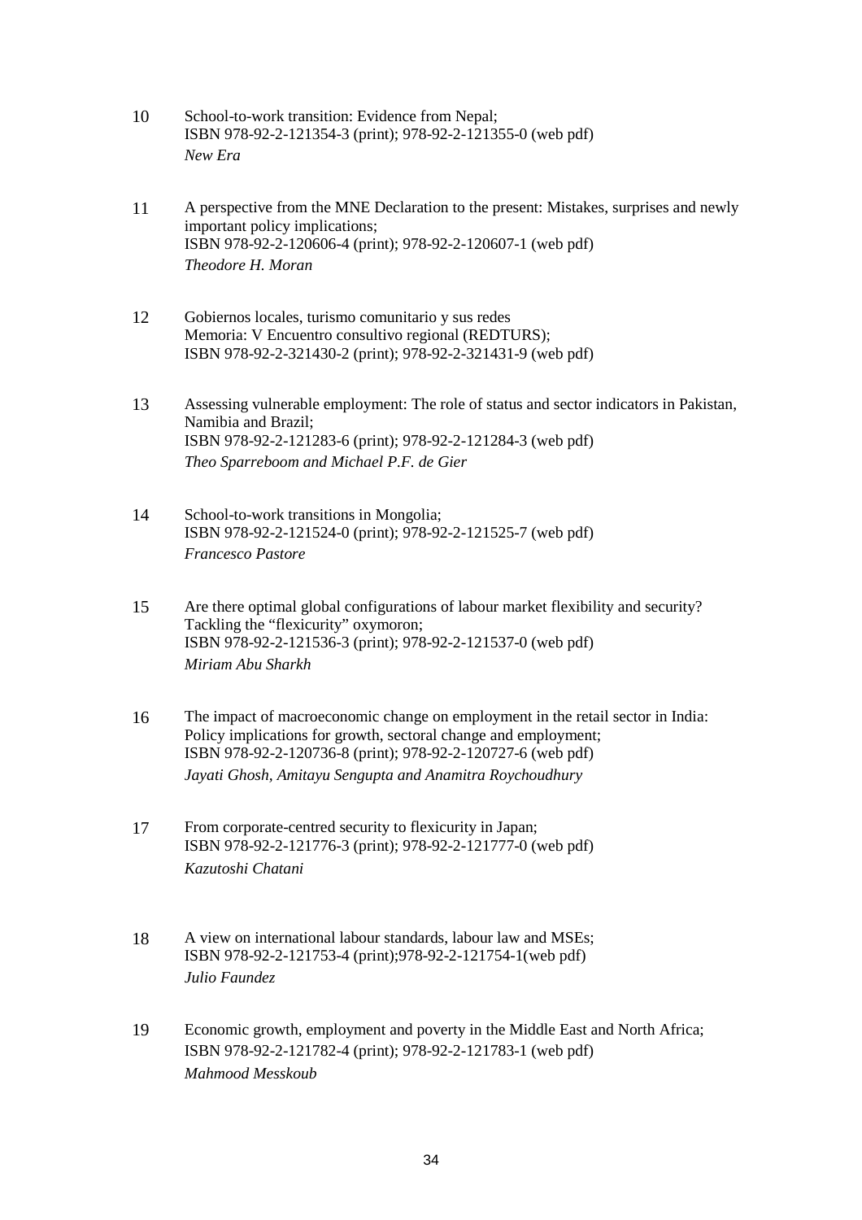10 School-to-work transition: Evidence from Nepal;
ISBN 978-92-2-121354-3 (print); 978-92-2-121355-0 (web pdf)
*New Era*

11 A perspective from the MNE Declaration to the present: Mistakes, surprises and newly important policy implications;
ISBN 978-92-2-120606-4 (print); 978-92-2-120607-1 (web pdf)
*Theodore H. Moran*

12 Gobiernos locales, turismo comunitario y sus redes
Memoria: V Encuentro consultivo regional (REDTURS);
ISBN 978-92-2-321430-2 (print); 978-92-2-321431-9 (web pdf)

13 Assessing vulnerable employment: The role of status and sector indicators in Pakistan, Namibia and Brazil;
ISBN 978-92-2-121283-6 (print); 978-92-2-121284-3 (web pdf)
*Theo Sparreboom and Michael P.F. de Gier*

14 School-to-work transitions in Mongolia;
ISBN 978-92-2-121524-0 (print); 978-92-2-121525-7 (web pdf)
*Francesco Pastore*

15 Are there optimal global configurations of labour market flexibility and security? Tackling the "flexicurity" oxymoron;
ISBN 978-92-2-121536-3 (print); 978-92-2-121537-0 (web pdf)
*Miriam Abu Sharkh*

16 The impact of macroeconomic change on employment in the retail sector in India: Policy implications for growth, sectoral change and employment;
ISBN 978-92-2-120736-8 (print); 978-92-2-120727-6 (web pdf)
*Jayati Ghosh, Amitayu Sengupta and Anamitra Roychoudhury*

17 From corporate-centred security to flexicurity in Japan;
ISBN 978-92-2-121776-3 (print); 978-92-2-121777-0 (web pdf)
*Kazutoshi Chatani*

18 A view on international labour standards, labour law and MSEs;
ISBN 978-92-2-121753-4 (print);978-92-2-121754-1(web pdf)
*Julio Faundez*

19 Economic growth, employment and poverty in the Middle East and North Africa;
ISBN 978-92-2-121782-4 (print); 978-92-2-121783-1 (web pdf)
*Mahmood Messkoub*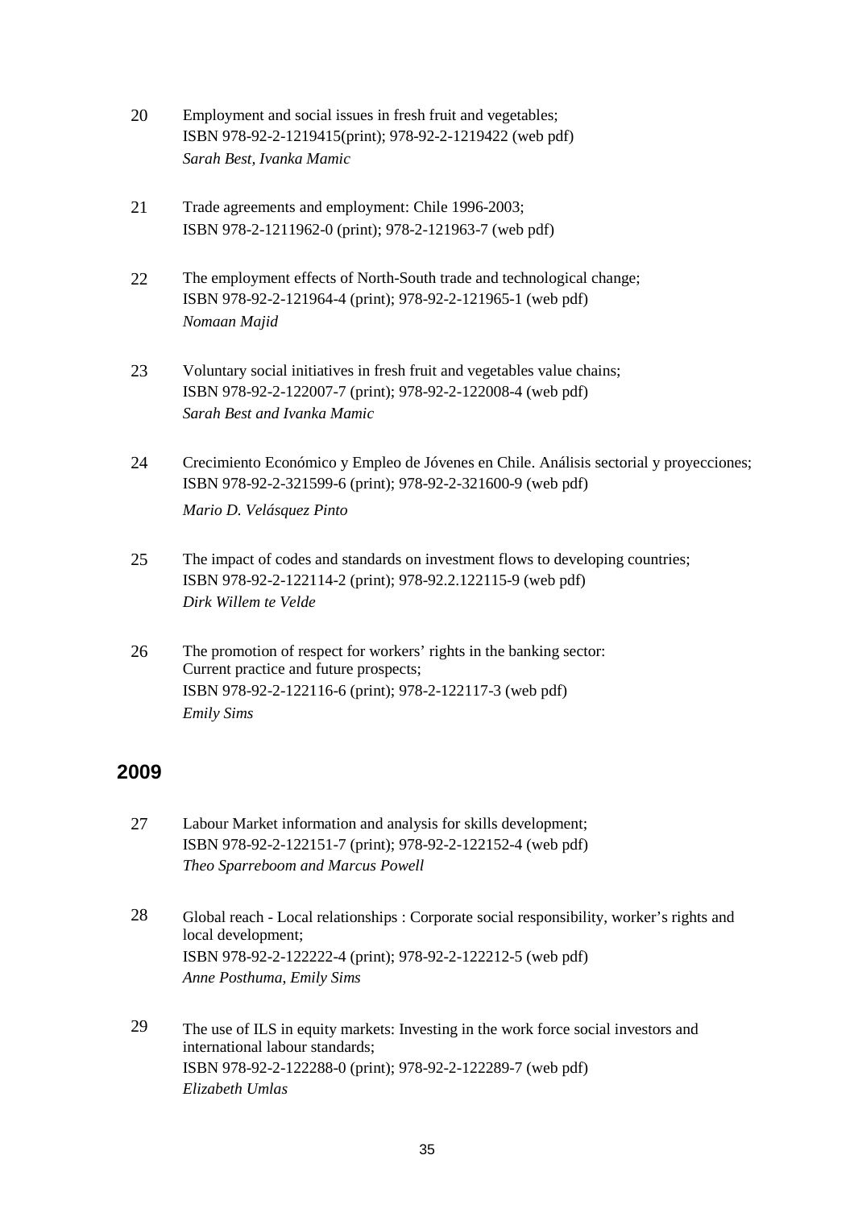20 Employment and social issues in fresh fruit and vegetables;
ISBN 978-92-2-1219415(print); 978-92-2-1219422 (web pdf)
*Sarah Best, Ivanka Mamic*

21 Trade agreements and employment: Chile 1996-2003;
ISBN 978-2-1211962-0 (print); 978-2-121963-7 (web pdf)

22 The employment effects of North-South trade and technological change;
ISBN 978-92-2-121964-4 (print); 978-92-2-121965-1 (web pdf)
*Nomaan Majid*

23 Voluntary social initiatives in fresh fruit and vegetables value chains;
ISBN 978-92-2-122007-7 (print); 978-92-2-122008-4 (web pdf)
*Sarah Best and Ivanka Mamic*

24 Crecimiento Económico y Empleo de Jóvenes en Chile. Análisis sectorial y proyecciones;
ISBN 978-92-2-321599-6 (print); 978-92-2-321600-9 (web pdf)
*Mario D. Velásquez Pinto*

25 The impact of codes and standards on investment flows to developing countries;
ISBN 978-92-2-122114-2 (print); 978-92.2.122115-9 (web pdf)
*Dirk Willem te Velde*

26 The promotion of respect for workers' rights in the banking sector: Current practice and future prospects;
ISBN 978-92-2-122116-6 (print); 978-2-122117-3 (web pdf)
*Emily Sims*

## 2009

27 Labour Market information and analysis for skills development;
ISBN 978-92-2-122151-7 (print); 978-92-2-122152-4 (web pdf)
*Theo Sparreboom and Marcus Powell*

28 Global reach - Local relationships : Corporate social responsibility, worker's rights and local development;
ISBN 978-92-2-122222-4 (print); 978-92-2-122212-5 (web pdf)
*Anne Posthuma, Emily Sims*

29 The use of ILS in equity markets: Investing in the work force social investors and international labour standards;
ISBN 978-92-2-122288-0 (print); 978-92-2-122289-7 (web pdf)
*Elizabeth Umlas*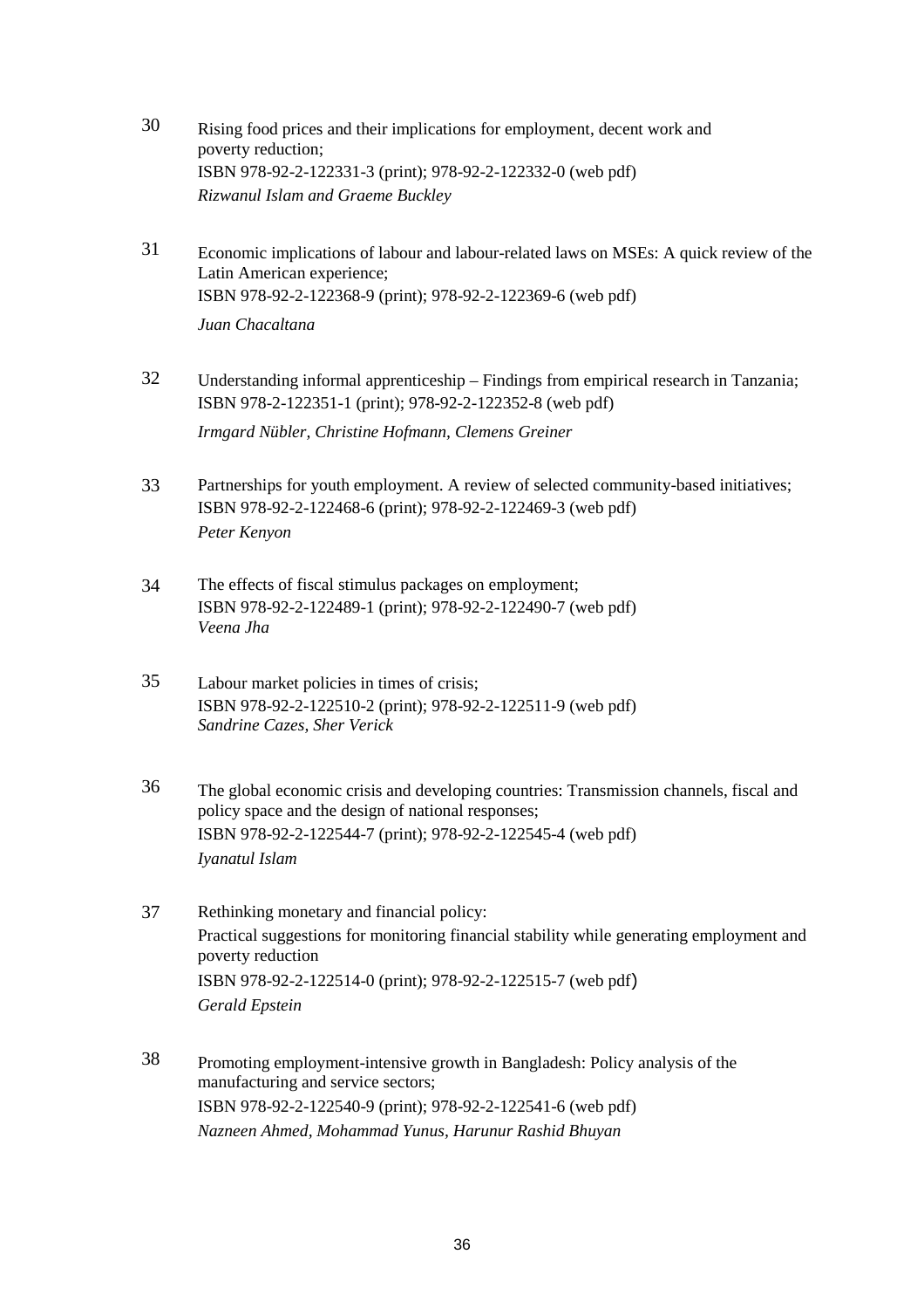30 Rising food prices and their implications for employment, decent work and poverty reduction;
ISBN 978-92-2-122331-3 (print); 978-92-2-122332-0 (web pdf)
*Rizwanul Islam and Graeme Buckley*

31 Economic implications of labour and labour-related laws on MSEs: A quick review of the Latin American experience;
ISBN 978-92-2-122368-9 (print); 978-92-2-122369-6 (web pdf)
*Juan Chacaltana*

32 Understanding informal apprenticeship – Findings from empirical research in Tanzania;
ISBN 978-2-122351-1 (print); 978-92-2-122352-8 (web pdf)
*Irmgard Nübler, Christine Hofmann, Clemens Greiner*

33 Partnerships for youth employment. A review of selected community-based initiatives;
ISBN 978-92-2-122468-6 (print); 978-92-2-122469-3 (web pdf)
*Peter Kenyon*

34 The effects of fiscal stimulus packages on employment;
ISBN 978-92-2-122489-1 (print); 978-92-2-122490-7 (web pdf)
*Veena Jha*

35 Labour market policies in times of crisis;
ISBN 978-92-2-122510-2 (print); 978-92-2-122511-9 (web pdf)
*Sandrine Cazes, Sher Verick*

36 The global economic crisis and developing countries: Transmission channels, fiscal and policy space and the design of national responses;
ISBN 978-92-2-122544-7 (print); 978-92-2-122545-4 (web pdf)
*Iyanatul Islam*

37 Rethinking monetary and financial policy:
Practical suggestions for monitoring financial stability while generating employment and poverty reduction
ISBN 978-92-2-122514-0 (print); 978-92-2-122515-7 (web pdf)
*Gerald Epstein*

38 Promoting employment-intensive growth in Bangladesh: Policy analysis of the manufacturing and service sectors;
ISBN 978-92-2-122540-9 (print); 978-92-2-122541-6 (web pdf)
*Nazneen Ahmed, Mohammad Yunus, Harunur Rashid Bhuyan*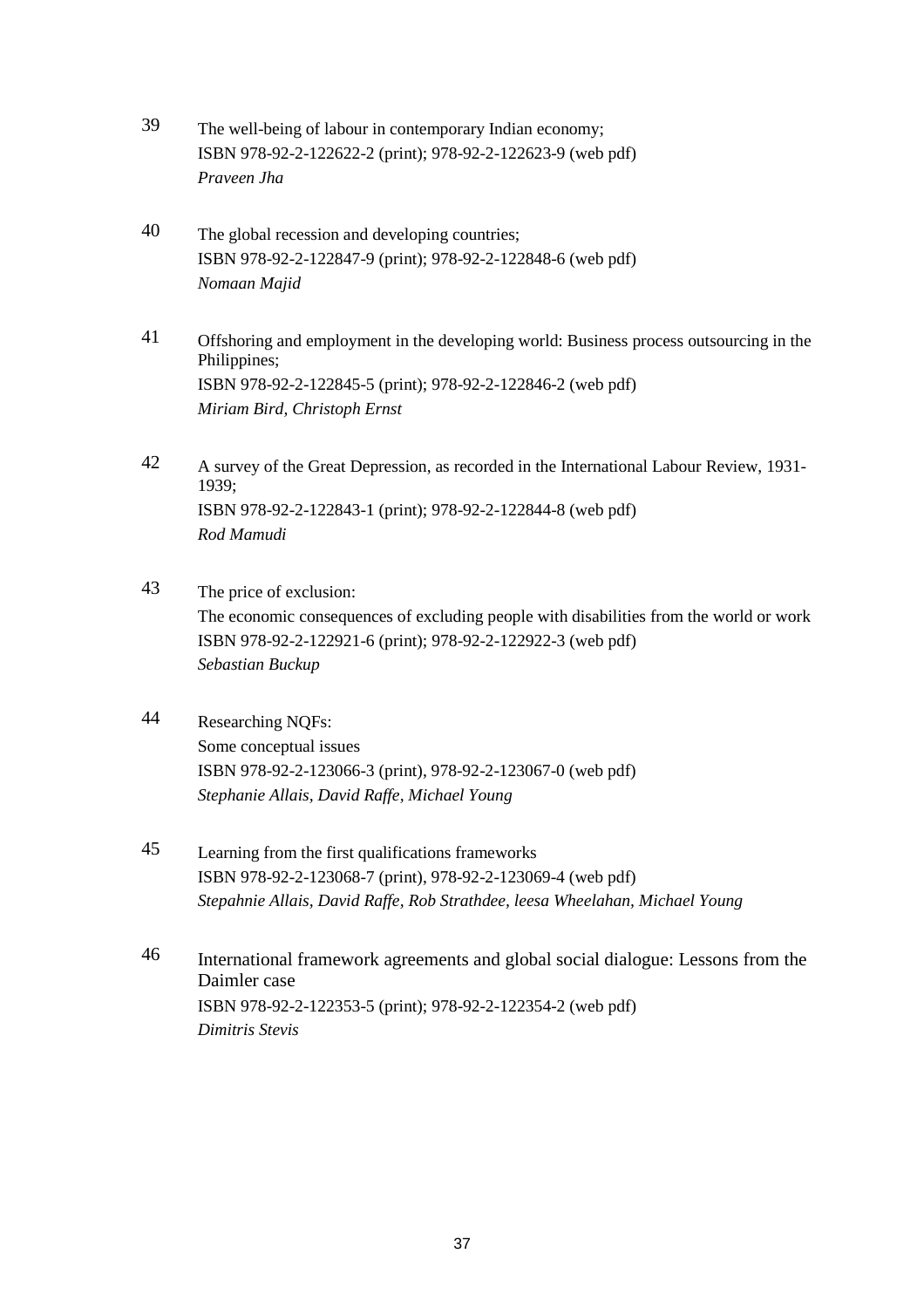39 The well-being of labour in contemporary Indian economy;
ISBN 978-92-2-122622-2 (print); 978-92-2-122623-9 (web pdf)
*Praveen Jha*

40 The global recession and developing countries;
ISBN 978-92-2-122847-9 (print); 978-92-2-122848-6 (web pdf)
*Nomaan Majid*

41 Offshoring and employment in the developing world: Business process outsourcing in the Philippines;
ISBN 978-92-2-122845-5 (print); 978-92-2-122846-2 (web pdf)
*Miriam Bird, Christoph Ernst*

42 A survey of the Great Depression, as recorded in the International Labour Review, 1931-1939;
ISBN 978-92-2-122843-1 (print); 978-92-2-122844-8 (web pdf)
*Rod Mamudi*

43 The price of exclusion:
The economic consequences of excluding people with disabilities from the world or work
ISBN 978-92-2-122921-6 (print); 978-92-2-122922-3 (web pdf)
*Sebastian Buckup*

44 Researching NQFs:
Some conceptual issues
ISBN 978-92-2-123066-3 (print), 978-92-2-123067-0 (web pdf)
*Stephanie Allais, David Raffe, Michael Young*

45 Learning from the first qualifications frameworks
ISBN 978-92-2-123068-7 (print), 978-92-2-123069-4 (web pdf)
*Stepahnie Allais, David Raffe, Rob Strathdee, leesa Wheelahan, Michael Young*

46 International framework agreements and global social dialogue: Lessons from the Daimler case
ISBN 978-92-2-122353-5 (print); 978-92-2-122354-2 (web pdf)
*Dimitris Stevis*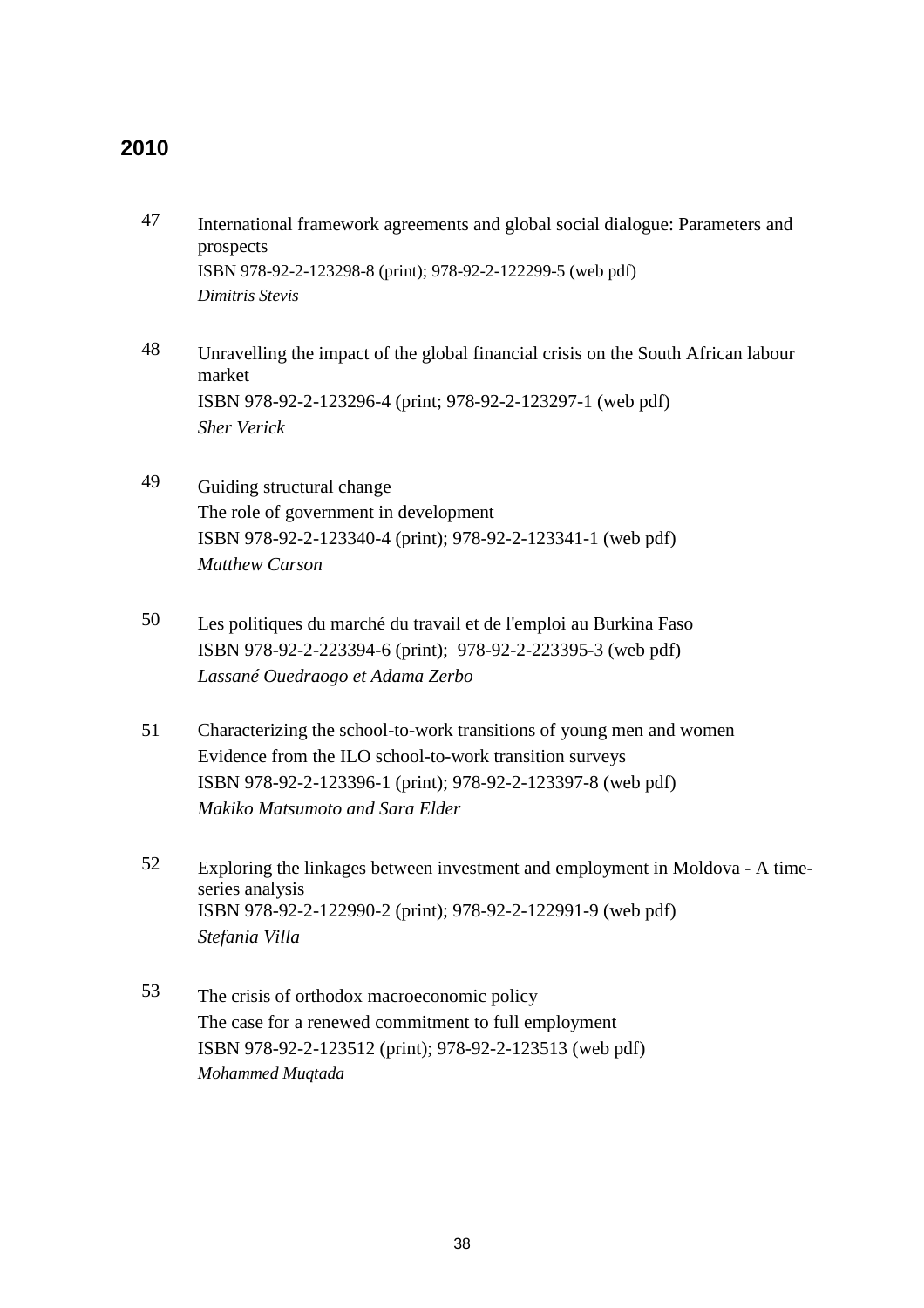## 2010

47 International framework agreements and global social dialogue: Parameters and prospects
ISBN 978-92-2-123298-8 (print); 978-92-2-122299-5 (web pdf)
*Dimitris Stevis*

48 Unravelling the impact of the global financial crisis on the South African labour market
ISBN 978-92-2-123296-4 (print; 978-92-2-123297-1 (web pdf)
*Sher Verick*

49 Guiding structural change
The role of government in development
ISBN 978-92-2-123340-4 (print); 978-92-2-123341-1 (web pdf)
*Matthew Carson*

50 Les politiques du marché du travail et de l'emploi au Burkina Faso
ISBN 978-92-2-223394-6 (print); 978-92-2-223395-3 (web pdf)
*Lassané Ouedraogo et Adama Zerbo*

51 Characterizing the school-to-work transitions of young men and women
Evidence from the ILO school-to-work transition surveys
ISBN 978-92-2-123396-1 (print); 978-92-2-123397-8 (web pdf)
*Makiko Matsumoto and Sara Elder*

52 Exploring the linkages between investment and employment in Moldova - A time-series analysis
ISBN 978-92-2-122990-2 (print); 978-92-2-122991-9 (web pdf)
*Stefania Villa*

53 The crisis of orthodox macroeconomic policy
The case for a renewed commitment to full employment
ISBN 978-92-2-123512 (print); 978-92-2-123513 (web pdf)
*Mohammed Muqtada*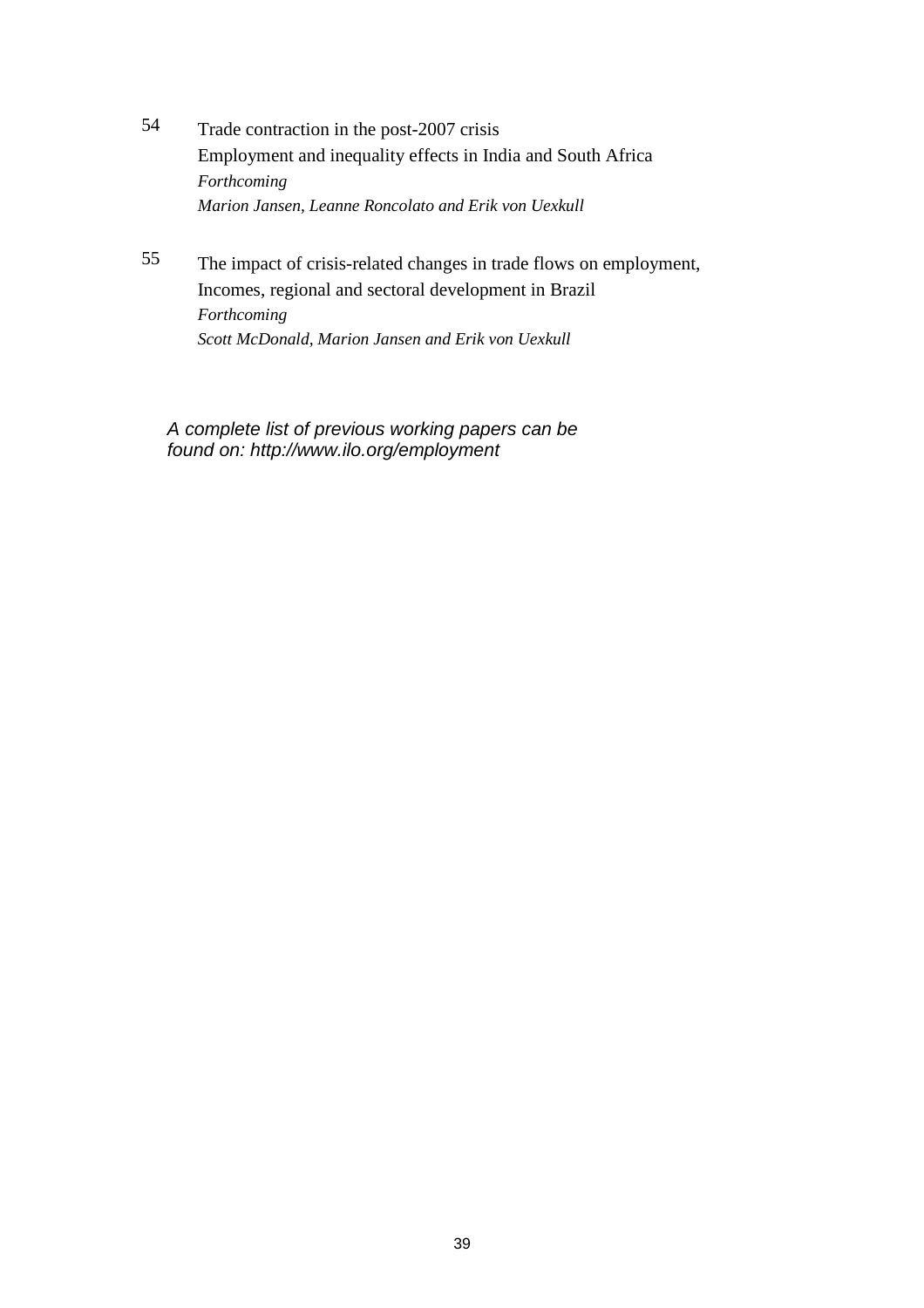54 Trade contraction in the post-2007 crisis
Employment and inequality effects in India and South Africa
*Forthcoming*
*Marion Jansen, Leanne Roncolato and Erik von Uexkull*

55 The impact of crisis-related changes in trade flows on employment,
Incomes, regional and sectoral development in Brazil
*Forthcoming*
*Scott McDonald, Marion Jansen and Erik von Uexkull*

*A complete list of previous working papers can be found on: http://www.ilo.org/employment*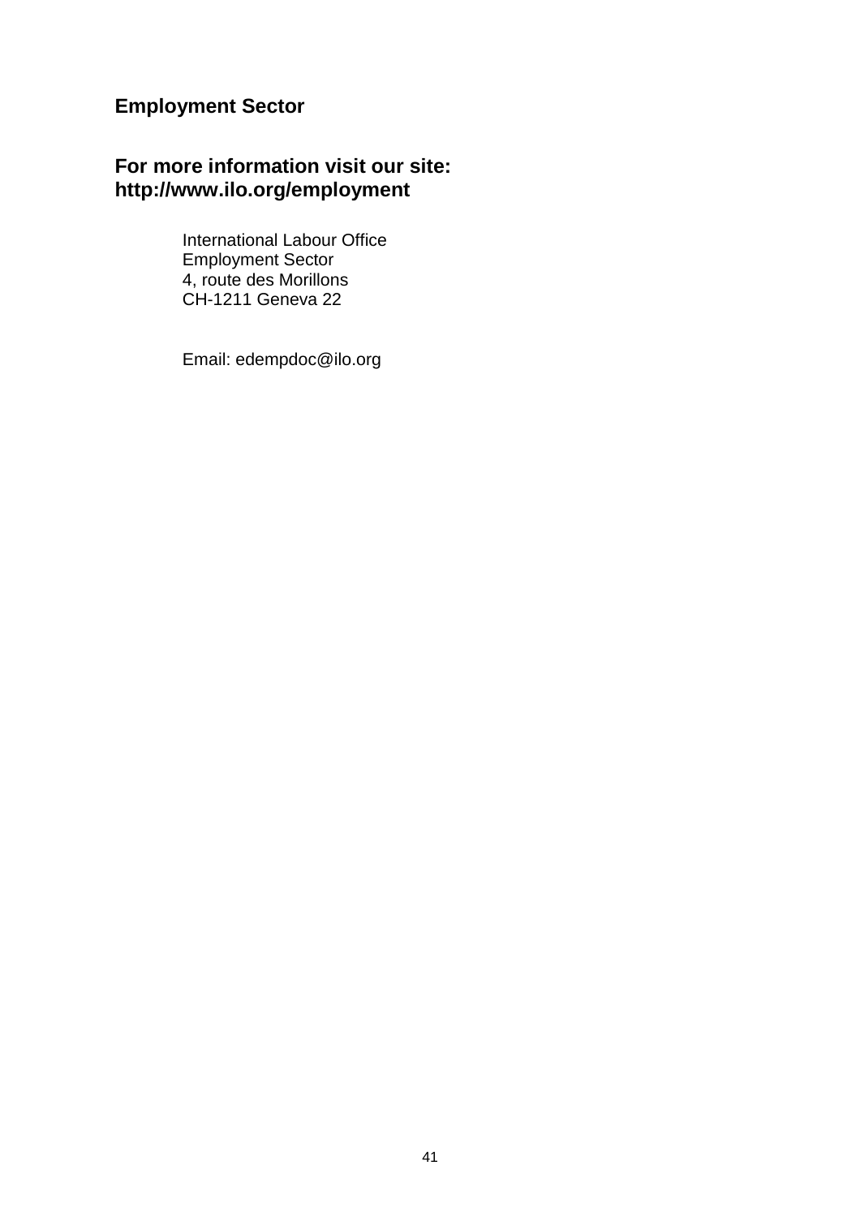**Employment Sector**

**For more information visit our site:**
**http://www.ilo.org/employment**

International Labour Office
Employment Sector
4, route des Morillons
CH-1211 Geneva 22

Email: edempdoc@ilo.org